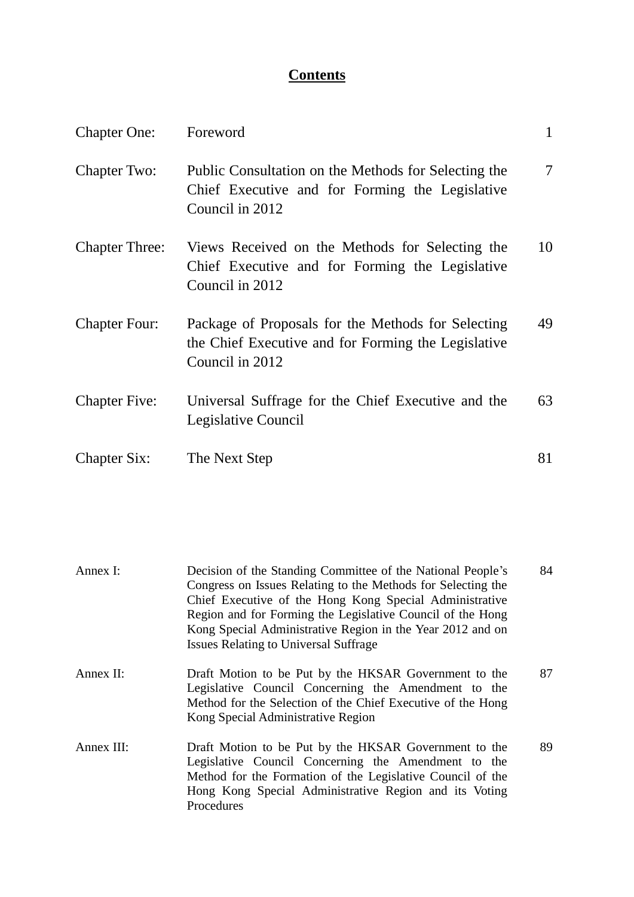# Contents

| | | |
|---|---|---|
| Chapter One: | Foreword | 1 |
| Chapter Two: | Public Consultation on the Methods for Selecting the Chief Executive and for Forming the Legislative Council in 2012 | 7 |
| Chapter Three: | Views Received on the Methods for Selecting the Chief Executive and for Forming the Legislative Council in 2012 | 10 |
| Chapter Four: | Package of Proposals for the Methods for Selecting the Chief Executive and for Forming the Legislative Council in 2012 | 49 |
| Chapter Five: | Universal Suffrage for the Chief Executive and the Legislative Council | 63 |
| Chapter Six: | The Next Step | 81 |

| | | |
|---|---|---|
| Annex I: | Decision of the Standing Committee of the National People's Congress on Issues Relating to the Methods for Selecting the Chief Executive of the Hong Kong Special Administrative Region and for Forming the Legislative Council of the Hong Kong Special Administrative Region in the Year 2012 and on Issues Relating to Universal Suffrage | 84 |
| Annex II: | Draft Motion to be Put by the HKSAR Government to the Legislative Council Concerning the Amendment to the Method for the Selection of the Chief Executive of the Hong Kong Special Administrative Region | 87 |
| Annex III: | Draft Motion to be Put by the HKSAR Government to the Legislative Council Concerning the Amendment to the Method for the Formation of the Legislative Council of the Hong Kong Special Administrative Region and its Voting Procedures | 89 |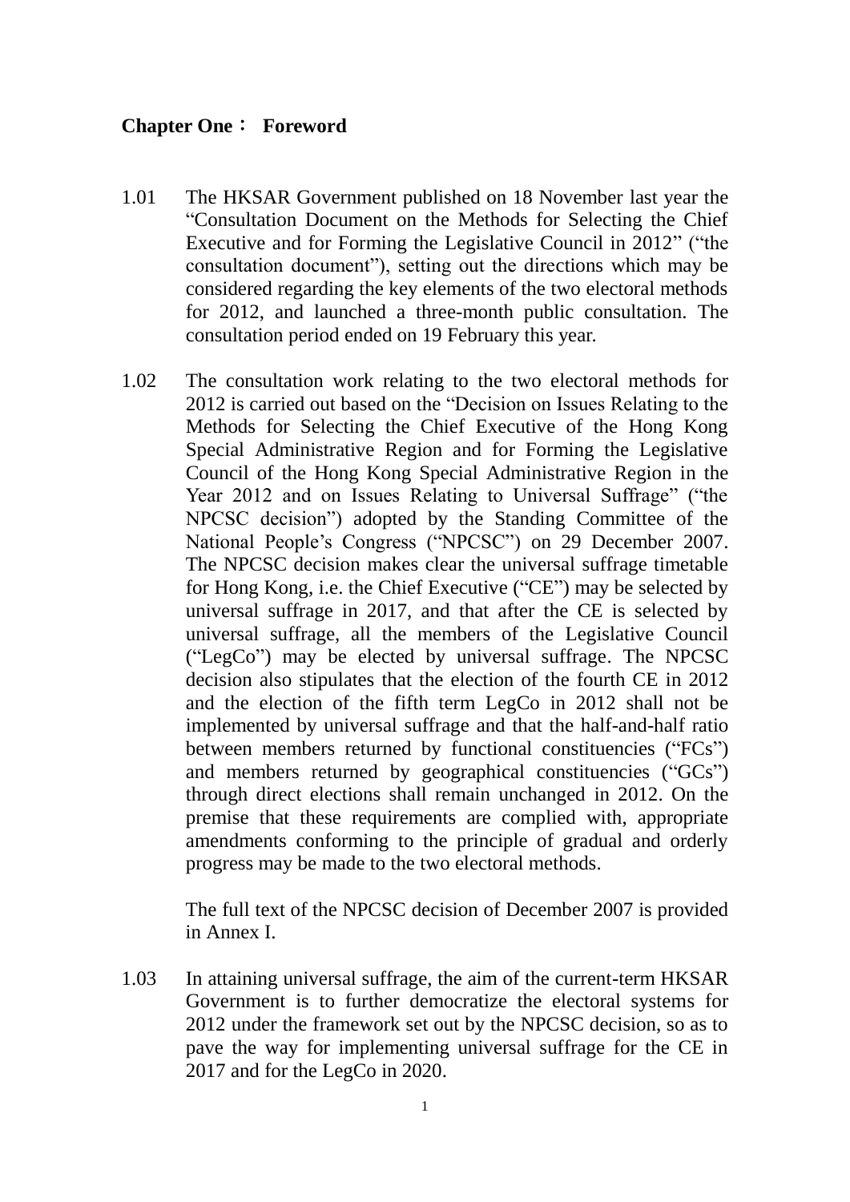## Chapter One： Foreword

1.01 The HKSAR Government published on 18 November last year the "Consultation Document on the Methods for Selecting the Chief Executive and for Forming the Legislative Council in 2012" ("the consultation document"), setting out the directions which may be considered regarding the key elements of the two electoral methods for 2012, and launched a three-month public consultation. The consultation period ended on 19 February this year.

1.02 The consultation work relating to the two electoral methods for 2012 is carried out based on the "Decision on Issues Relating to the Methods for Selecting the Chief Executive of the Hong Kong Special Administrative Region and for Forming the Legislative Council of the Hong Kong Special Administrative Region in the Year 2012 and on Issues Relating to Universal Suffrage" ("the NPCSC decision") adopted by the Standing Committee of the National People's Congress ("NPCSC") on 29 December 2007. The NPCSC decision makes clear the universal suffrage timetable for Hong Kong, i.e. the Chief Executive ("CE") may be selected by universal suffrage in 2017, and that after the CE is selected by universal suffrage, all the members of the Legislative Council ("LegCo") may be elected by universal suffrage. The NPCSC decision also stipulates that the election of the fourth CE in 2012 and the election of the fifth term LegCo in 2012 shall not be implemented by universal suffrage and that the half-and-half ratio between members returned by functional constituencies ("FCs") and members returned by geographical constituencies ("GCs") through direct elections shall remain unchanged in 2012. On the premise that these requirements are complied with, appropriate amendments conforming to the principle of gradual and orderly progress may be made to the two electoral methods.

The full text of the NPCSC decision of December 2007 is provided in Annex I.

1.03 In attaining universal suffrage, the aim of the current-term HKSAR Government is to further democratize the electoral systems for 2012 under the framework set out by the NPCSC decision, so as to pave the way for implementing universal suffrage for the CE in 2017 and for the LegCo in 2020.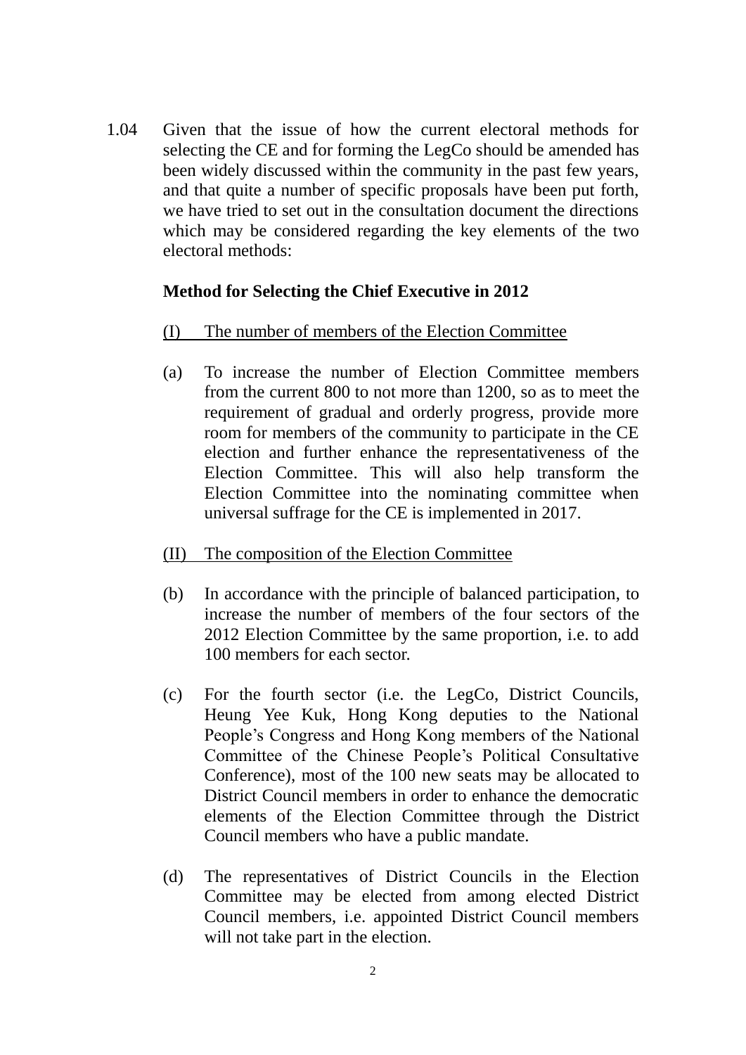1.04 Given that the issue of how the current electoral methods for selecting the CE and for forming the LegCo should be amended has been widely discussed within the community in the past few years, and that quite a number of specific proposals have been put forth, we have tried to set out in the consultation document the directions which may be considered regarding the key elements of the two electoral methods:

**Method for Selecting the Chief Executive in 2012**

<u>(I) The number of members of the Election Committee</u>

(a) To increase the number of Election Committee members from the current 800 to not more than 1200, so as to meet the requirement of gradual and orderly progress, provide more room for members of the community to participate in the CE election and further enhance the representativeness of the Election Committee. This will also help transform the Election Committee into the nominating committee when universal suffrage for the CE is implemented in 2017.

<u>(II) The composition of the Election Committee</u>

(b) In accordance with the principle of balanced participation, to increase the number of members of the four sectors of the 2012 Election Committee by the same proportion, i.e. to add 100 members for each sector.

(c) For the fourth sector (i.e. the LegCo, District Councils, Heung Yee Kuk, Hong Kong deputies to the National People's Congress and Hong Kong members of the National Committee of the Chinese People's Political Consultative Conference), most of the 100 new seats may be allocated to District Council members in order to enhance the democratic elements of the Election Committee through the District Council members who have a public mandate.

(d) The representatives of District Councils in the Election Committee may be elected from among elected District Council members, i.e. appointed District Council members will not take part in the election.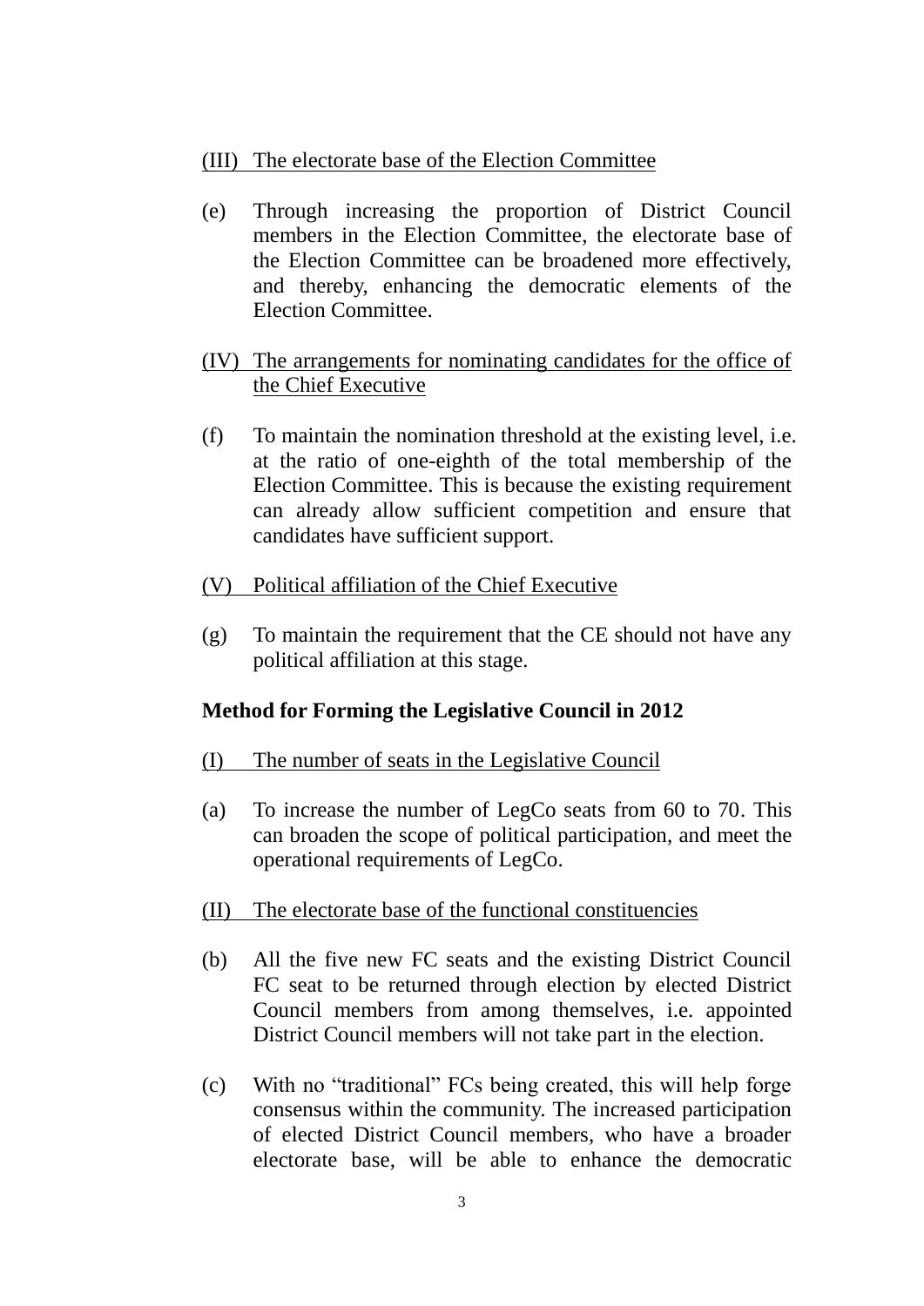(III) The electorate base of the Election Committee

(e) Through increasing the proportion of District Council members in the Election Committee, the electorate base of the Election Committee can be broadened more effectively, and thereby, enhancing the democratic elements of the Election Committee.

(IV) The arrangements for nominating candidates for the office of the Chief Executive

(f) To maintain the nomination threshold at the existing level, i.e. at the ratio of one-eighth of the total membership of the Election Committee. This is because the existing requirement can already allow sufficient competition and ensure that candidates have sufficient support.

(V) Political affiliation of the Chief Executive

(g) To maintain the requirement that the CE should not have any political affiliation at this stage.

**Method for Forming the Legislative Council in 2012**

(I) The number of seats in the Legislative Council

(a) To increase the number of LegCo seats from 60 to 70. This can broaden the scope of political participation, and meet the operational requirements of LegCo.

(II) The electorate base of the functional constituencies

(b) All the five new FC seats and the existing District Council FC seat to be returned through election by elected District Council members from among themselves, i.e. appointed District Council members will not take part in the election.

(c) With no "traditional" FCs being created, this will help forge consensus within the community. The increased participation of elected District Council members, who have a broader electorate base, will be able to enhance the democratic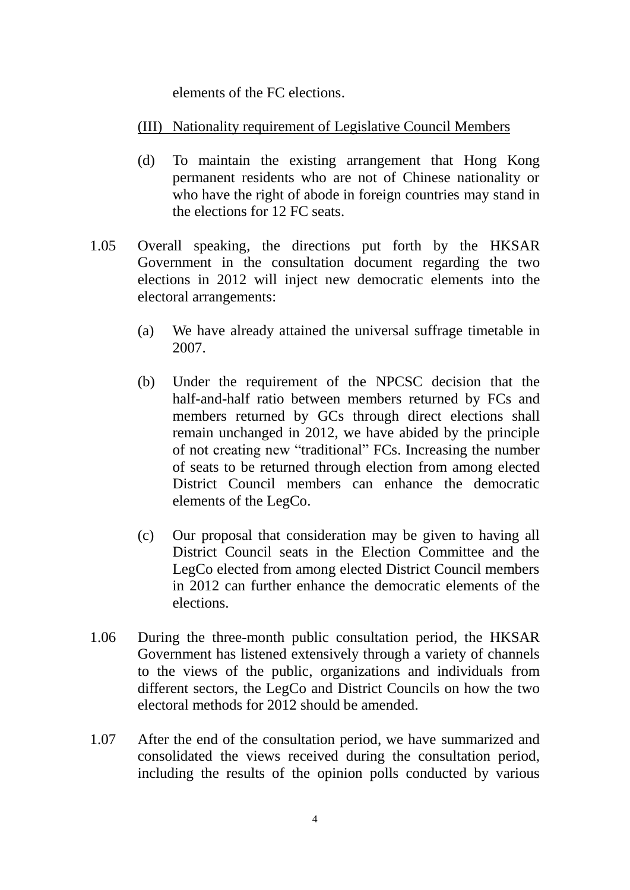elements of the FC elections.

(III) Nationality requirement of Legislative Council Members

(d) To maintain the existing arrangement that Hong Kong permanent residents who are not of Chinese nationality or who have the right of abode in foreign countries may stand in the elections for 12 FC seats.

1.05 Overall speaking, the directions put forth by the HKSAR Government in the consultation document regarding the two elections in 2012 will inject new democratic elements into the electoral arrangements:

(a) We have already attained the universal suffrage timetable in 2007.

(b) Under the requirement of the NPCSC decision that the half-and-half ratio between members returned by FCs and members returned by GCs through direct elections shall remain unchanged in 2012, we have abided by the principle of not creating new "traditional" FCs. Increasing the number of seats to be returned through election from among elected District Council members can enhance the democratic elements of the LegCo.

(c) Our proposal that consideration may be given to having all District Council seats in the Election Committee and the LegCo elected from among elected District Council members in 2012 can further enhance the democratic elements of the elections.

1.06 During the three-month public consultation period, the HKSAR Government has listened extensively through a variety of channels to the views of the public, organizations and individuals from different sectors, the LegCo and District Councils on how the two electoral methods for 2012 should be amended.

1.07 After the end of the consultation period, we have summarized and consolidated the views received during the consultation period, including the results of the opinion polls conducted by various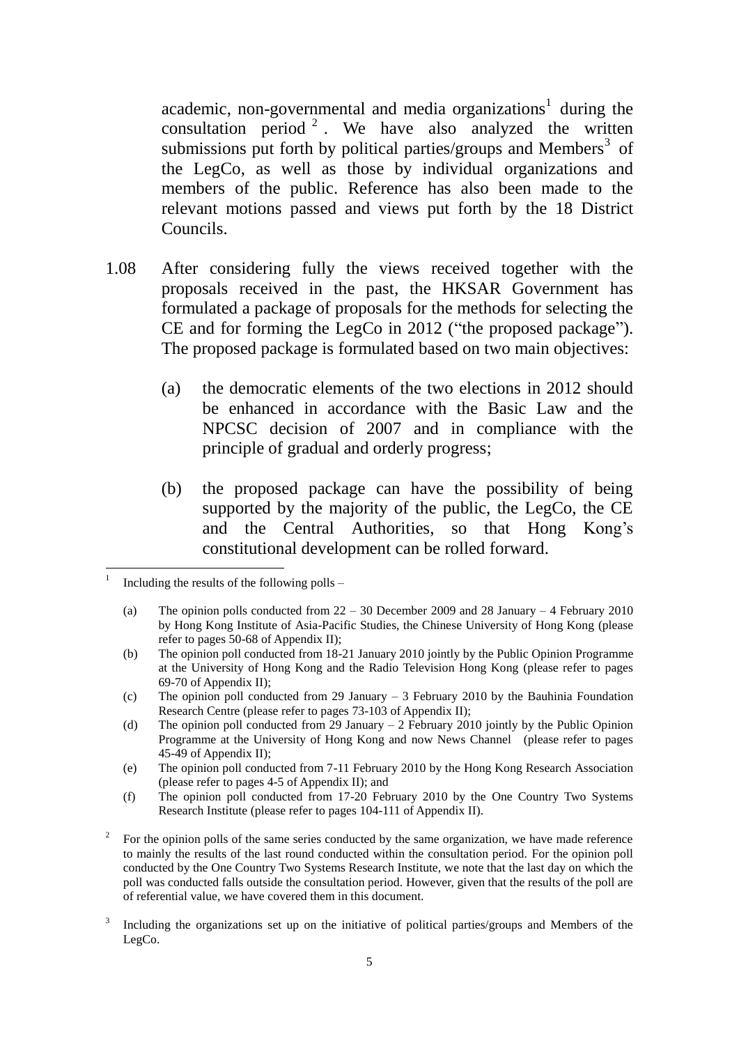academic, non-governmental and media organizations[1] during the consultation period[2]. We have also analyzed the written submissions put forth by political parties/groups and Members[3] of the LegCo, as well as those by individual organizations and members of the public. Reference has also been made to the relevant motions passed and views put forth by the 18 District Councils.

1.08 After considering fully the views received together with the proposals received in the past, the HKSAR Government has formulated a package of proposals for the methods for selecting the CE and for forming the LegCo in 2012 ("the proposed package"). The proposed package is formulated based on two main objectives:

(a) the democratic elements of the two elections in 2012 should be enhanced in accordance with the Basic Law and the NPCSC decision of 2007 and in compliance with the principle of gradual and orderly progress;

(b) the proposed package can have the possibility of being supported by the majority of the public, the LegCo, the CE and the Central Authorities, so that Hong Kong's constitutional development can be rolled forward.

---

[1] Including the results of the following polls –

(a) The opinion polls conducted from 22 – 30 December 2009 and 28 January – 4 February 2010 by Hong Kong Institute of Asia-Pacific Studies, the Chinese University of Hong Kong (please refer to pages 50-68 of Appendix II);

(b) The opinion poll conducted from 18-21 January 2010 jointly by the Public Opinion Programme at the University of Hong Kong and the Radio Television Hong Kong (please refer to pages 69-70 of Appendix II);

(c) The opinion poll conducted from 29 January – 3 February 2010 by the Bauhinia Foundation Research Centre (please refer to pages 73-103 of Appendix II);

(d) The opinion poll conducted from 29 January – 2 February 2010 jointly by the Public Opinion Programme at the University of Hong Kong and now News Channel (please refer to pages 45-49 of Appendix II);

(e) The opinion poll conducted from 7-11 February 2010 by the Hong Kong Research Association (please refer to pages 4-5 of Appendix II); and

(f) The opinion poll conducted from 17-20 February 2010 by the One Country Two Systems Research Institute (please refer to pages 104-111 of Appendix II).

[2] For the opinion polls of the same series conducted by the same organization, we have made reference to mainly the results of the last round conducted within the consultation period. For the opinion poll conducted by the One Country Two Systems Research Institute, we note that the last day on which the poll was conducted falls outside the consultation period. However, given that the results of the poll are of referential value, we have covered them in this document.

[3] Including the organizations set up on the initiative of political parties/groups and Members of the LegCo.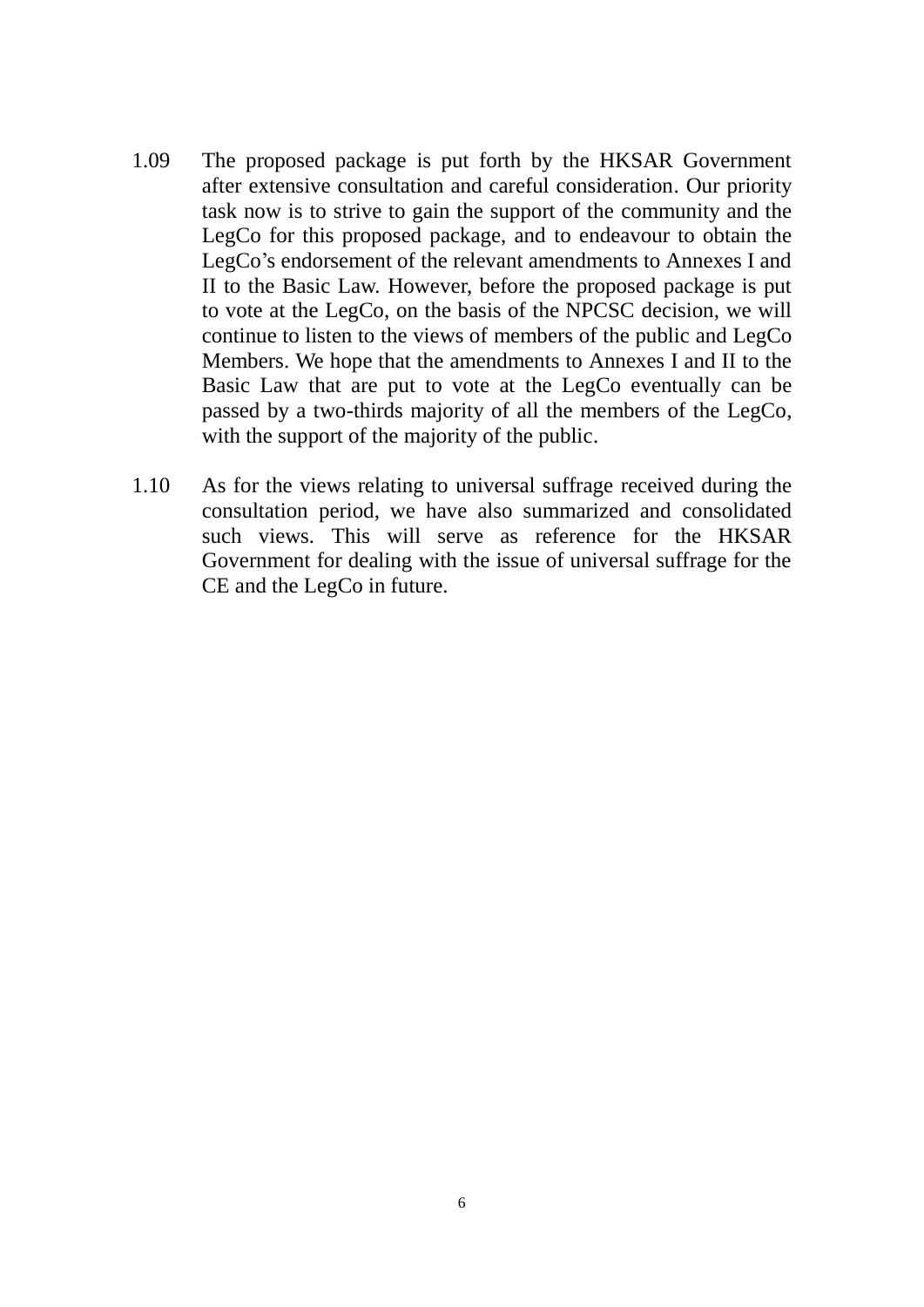1.09 The proposed package is put forth by the HKSAR Government after extensive consultation and careful consideration. Our priority task now is to strive to gain the support of the community and the LegCo for this proposed package, and to endeavour to obtain the LegCo's endorsement of the relevant amendments to Annexes I and II to the Basic Law. However, before the proposed package is put to vote at the LegCo, on the basis of the NPCSC decision, we will continue to listen to the views of members of the public and LegCo Members. We hope that the amendments to Annexes I and II to the Basic Law that are put to vote at the LegCo eventually can be passed by a two-thirds majority of all the members of the LegCo, with the support of the majority of the public.

1.10 As for the views relating to universal suffrage received during the consultation period, we have also summarized and consolidated such views. This will serve as reference for the HKSAR Government for dealing with the issue of universal suffrage for the CE and the LegCo in future.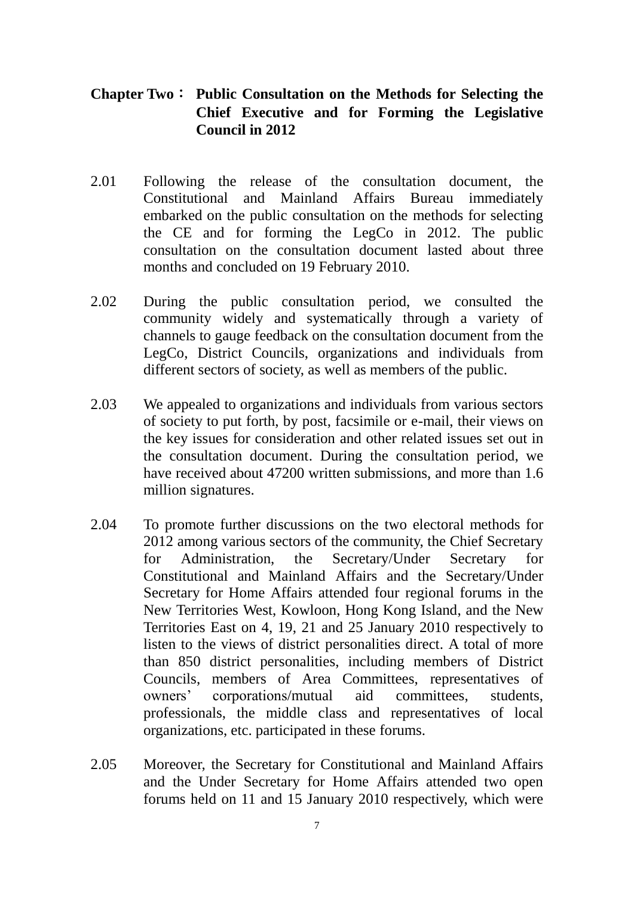## Chapter Two： Public Consultation on the Methods for Selecting the Chief Executive and for Forming the Legislative Council in 2012

2.01 Following the release of the consultation document, the Constitutional and Mainland Affairs Bureau immediately embarked on the public consultation on the methods for selecting the CE and for forming the LegCo in 2012. The public consultation on the consultation document lasted about three months and concluded on 19 February 2010.

2.02 During the public consultation period, we consulted the community widely and systematically through a variety of channels to gauge feedback on the consultation document from the LegCo, District Councils, organizations and individuals from different sectors of society, as well as members of the public.

2.03 We appealed to organizations and individuals from various sectors of society to put forth, by post, facsimile or e-mail, their views on the key issues for consideration and other related issues set out in the consultation document. During the consultation period, we have received about 47200 written submissions, and more than 1.6 million signatures.

2.04 To promote further discussions on the two electoral methods for 2012 among various sectors of the community, the Chief Secretary for Administration, the Secretary/Under Secretary for Constitutional and Mainland Affairs and the Secretary/Under Secretary for Home Affairs attended four regional forums in the New Territories West, Kowloon, Hong Kong Island, and the New Territories East on 4, 19, 21 and 25 January 2010 respectively to listen to the views of district personalities direct. A total of more than 850 district personalities, including members of District Councils, members of Area Committees, representatives of owners' corporations/mutual aid committees, students, professionals, the middle class and representatives of local organizations, etc. participated in these forums.

2.05 Moreover, the Secretary for Constitutional and Mainland Affairs and the Under Secretary for Home Affairs attended two open forums held on 11 and 15 January 2010 respectively, which were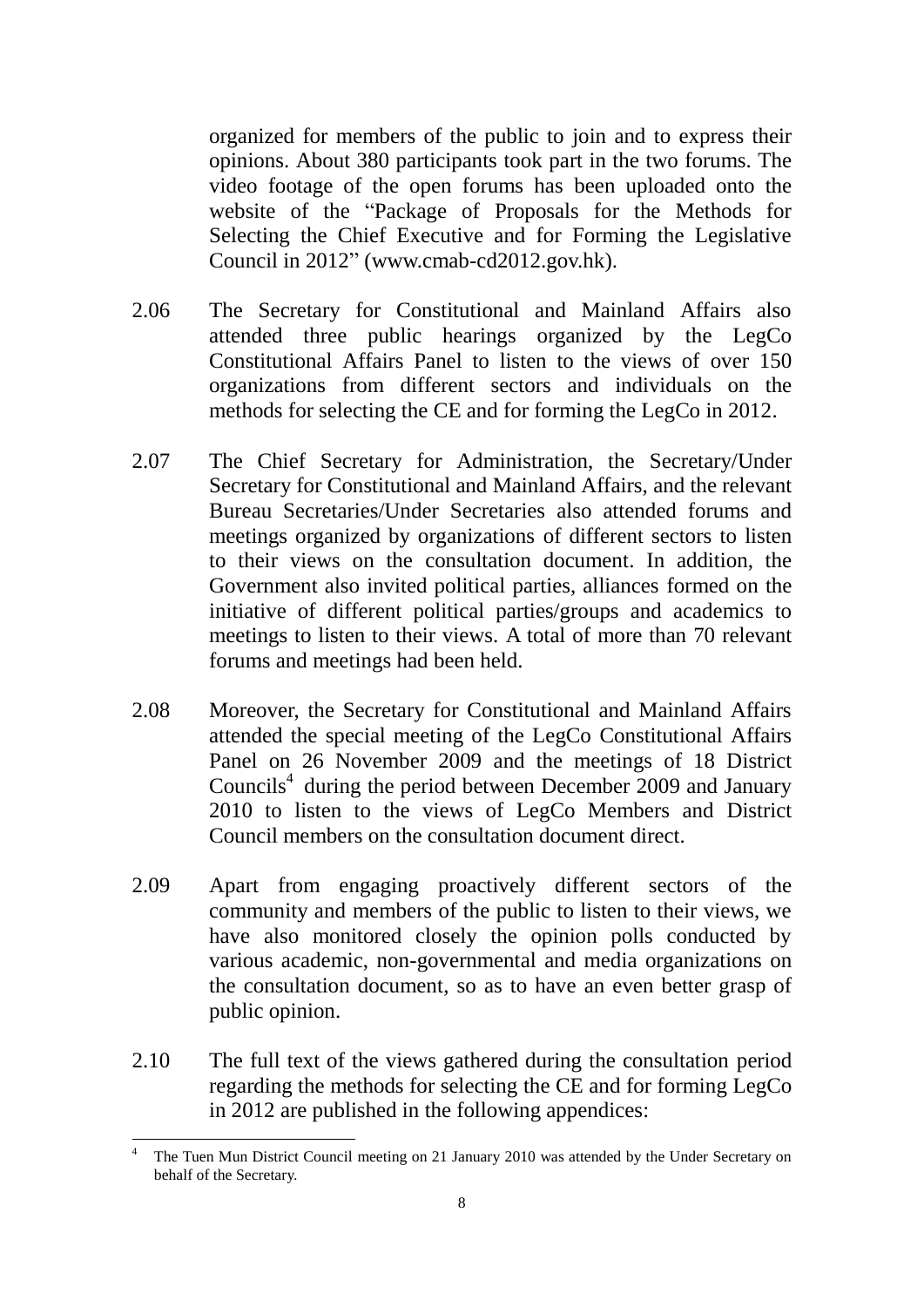organized for members of the public to join and to express their opinions. About 380 participants took part in the two forums. The video footage of the open forums has been uploaded onto the website of the "Package of Proposals for the Methods for Selecting the Chief Executive and for Forming the Legislative Council in 2012" (www.cmab-cd2012.gov.hk).

2.06 The Secretary for Constitutional and Mainland Affairs also attended three public hearings organized by the LegCo Constitutional Affairs Panel to listen to the views of over 150 organizations from different sectors and individuals on the methods for selecting the CE and for forming the LegCo in 2012.

2.07 The Chief Secretary for Administration, the Secretary/Under Secretary for Constitutional and Mainland Affairs, and the relevant Bureau Secretaries/Under Secretaries also attended forums and meetings organized by organizations of different sectors to listen to their views on the consultation document. In addition, the Government also invited political parties, alliances formed on the initiative of different political parties/groups and academics to meetings to listen to their views. A total of more than 70 relevant forums and meetings had been held.

2.08 Moreover, the Secretary for Constitutional and Mainland Affairs attended the special meeting of the LegCo Constitutional Affairs Panel on 26 November 2009 and the meetings of 18 District Councils[4] during the period between December 2009 and January 2010 to listen to the views of LegCo Members and District Council members on the consultation document direct.

2.09 Apart from engaging proactively different sectors of the community and members of the public to listen to their views, we have also monitored closely the opinion polls conducted by various academic, non-governmental and media organizations on the consultation document, so as to have an even better grasp of public opinion.

2.10 The full text of the views gathered during the consultation period regarding the methods for selecting the CE and for forming LegCo in 2012 are published in the following appendices:

---

[4] The Tuen Mun District Council meeting on 21 January 2010 was attended by the Under Secretary on behalf of the Secretary.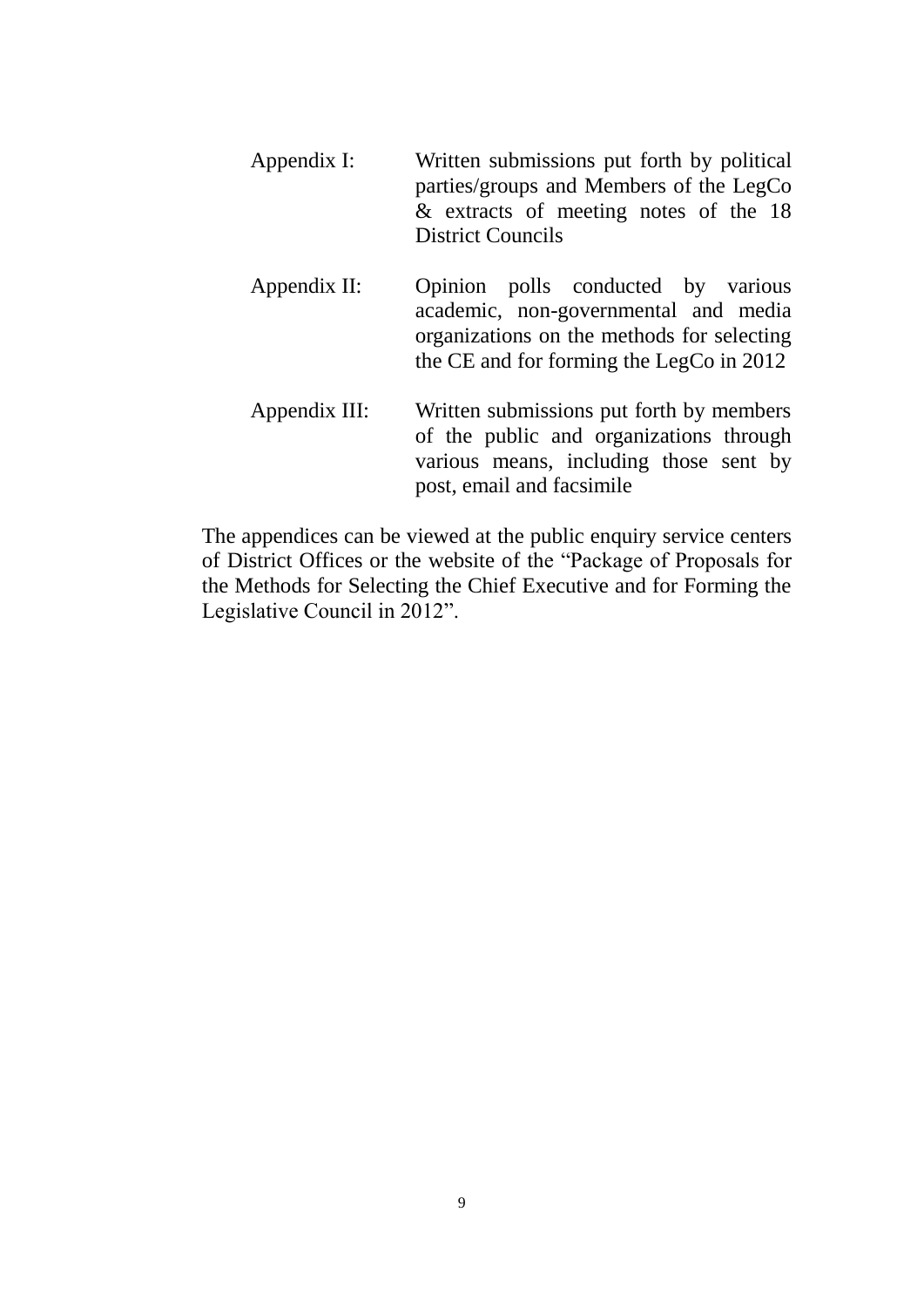Appendix I: Written submissions put forth by political parties/groups and Members of the LegCo & extracts of meeting notes of the 18 District Councils

Appendix II: Opinion polls conducted by various academic, non-governmental and media organizations on the methods for selecting the CE and for forming the LegCo in 2012

Appendix III: Written submissions put forth by members of the public and organizations through various means, including those sent by post, email and facsimile

The appendices can be viewed at the public enquiry service centers of District Offices or the website of the "Package of Proposals for the Methods for Selecting the Chief Executive and for Forming the Legislative Council in 2012".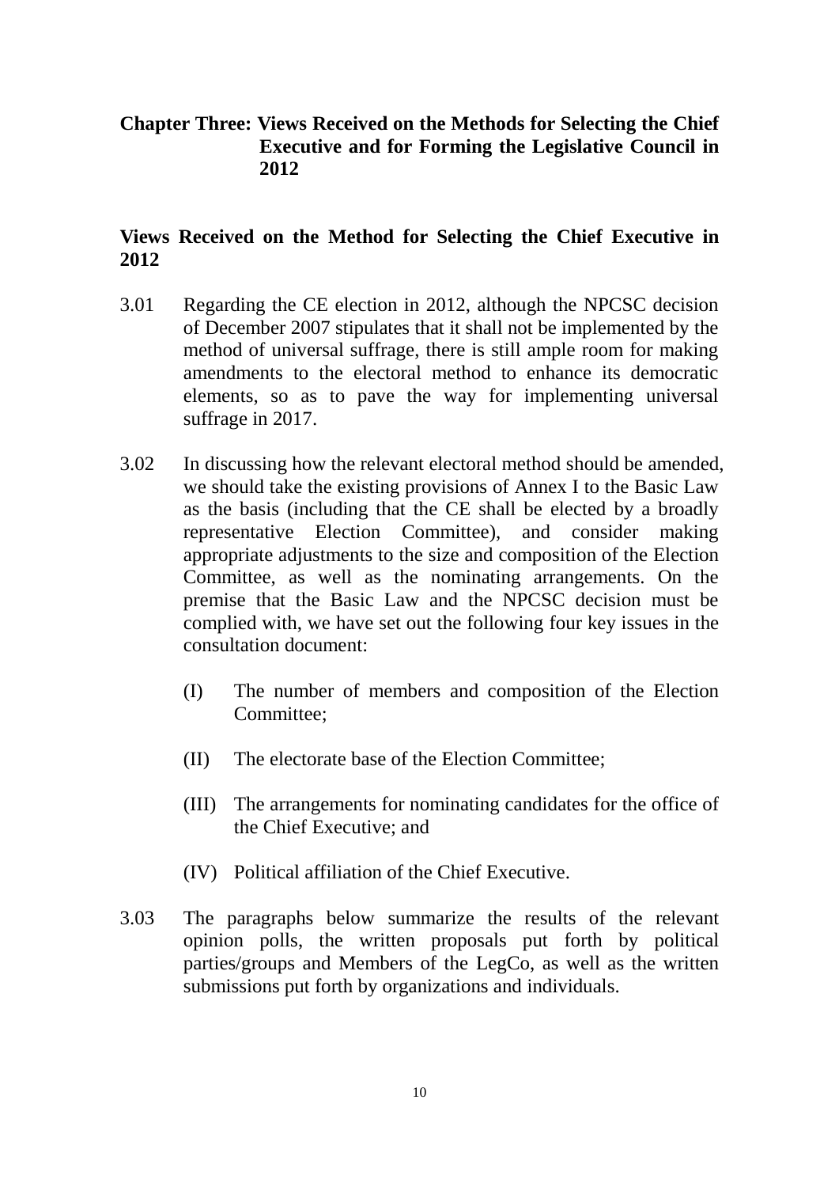# Chapter Three: Views Received on the Methods for Selecting the Chief Executive and for Forming the Legislative Council in 2012

## Views Received on the Method for Selecting the Chief Executive in 2012

3.01 Regarding the CE election in 2012, although the NPCSC decision of December 2007 stipulates that it shall not be implemented by the method of universal suffrage, there is still ample room for making amendments to the electoral method to enhance its democratic elements, so as to pave the way for implementing universal suffrage in 2017.

3.02 In discussing how the relevant electoral method should be amended, we should take the existing provisions of Annex I to the Basic Law as the basis (including that the CE shall be elected by a broadly representative Election Committee), and consider making appropriate adjustments to the size and composition of the Election Committee, as well as the nominating arrangements. On the premise that the Basic Law and the NPCSC decision must be complied with, we have set out the following four key issues in the consultation document:

(I) The number of members and composition of the Election Committee;

(II) The electorate base of the Election Committee;

(III) The arrangements for nominating candidates for the office of the Chief Executive; and

(IV) Political affiliation of the Chief Executive.

3.03 The paragraphs below summarize the results of the relevant opinion polls, the written proposals put forth by political parties/groups and Members of the LegCo, as well as the written submissions put forth by organizations and individuals.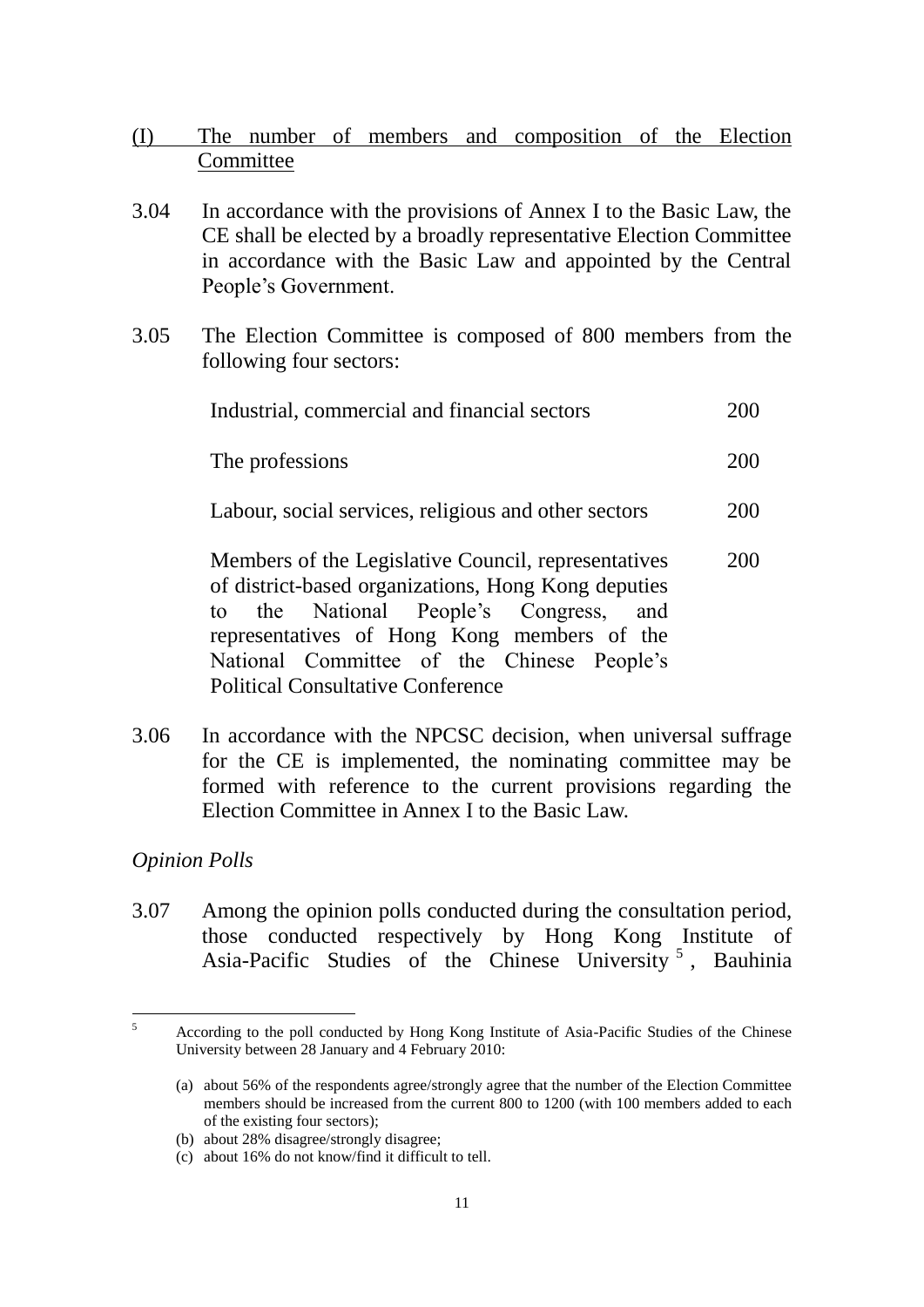## (I) The number of members and composition of the Election Committee

3.04 In accordance with the provisions of Annex I to the Basic Law, the CE shall be elected by a broadly representative Election Committee in accordance with the Basic Law and appointed by the Central People's Government.

3.05 The Election Committee is composed of 800 members from the following four sectors:

| | |
|---|---|
| Industrial, commercial and financial sectors | 200 |
| The professions | 200 |
| Labour, social services, religious and other sectors | 200 |
| Members of the Legislative Council, representatives of district-based organizations, Hong Kong deputies to the National People's Congress, and representatives of Hong Kong members of the National Committee of the Chinese People's Political Consultative Conference | 200 |

3.06 In accordance with the NPCSC decision, when universal suffrage for the CE is implemented, the nominating committee may be formed with reference to the current provisions regarding the Election Committee in Annex I to the Basic Law.

*Opinion Polls*

3.07 Among the opinion polls conducted during the consultation period, those conducted respectively by Hong Kong Institute of Asia-Pacific Studies of the Chinese University [5], Bauhinia

---

[5] According to the poll conducted by Hong Kong Institute of Asia-Pacific Studies of the Chinese University between 28 January and 4 February 2010:

(a) about 56% of the respondents agree/strongly agree that the number of the Election Committee members should be increased from the current 800 to 1200 (with 100 members added to each of the existing four sectors);

(b) about 28% disagree/strongly disagree;

(c) about 16% do not know/find it difficult to tell.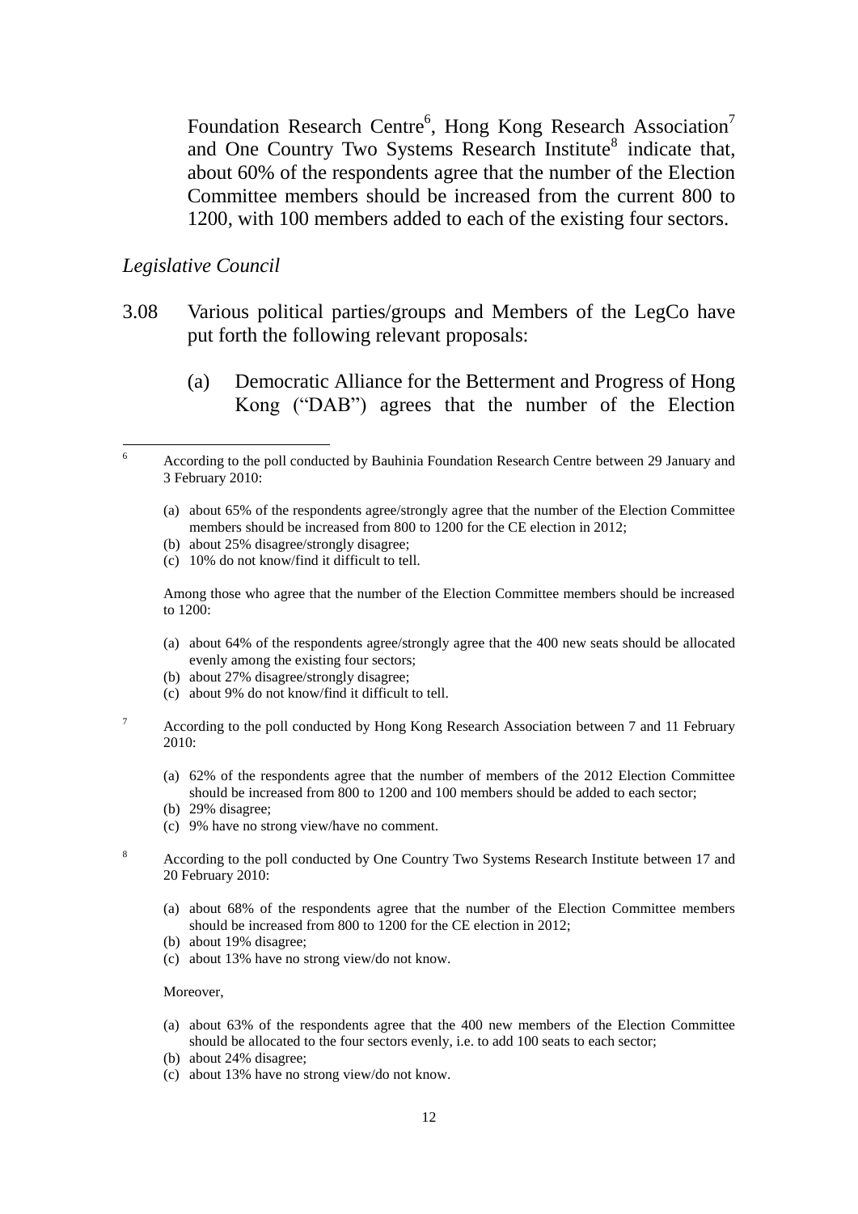Foundation Research Centre[6], Hong Kong Research Association[7] and One Country Two Systems Research Institute[8] indicate that, about 60% of the respondents agree that the number of the Election Committee members should be increased from the current 800 to 1200, with 100 members added to each of the existing four sectors.

*Legislative Council*

3.08 Various political parties/groups and Members of the LegCo have put forth the following relevant proposals:

(a) Democratic Alliance for the Betterment and Progress of Hong Kong ("DAB") agrees that the number of the Election

---

[6] According to the poll conducted by Bauhinia Foundation Research Centre between 29 January and 3 February 2010:

(a) about 65% of the respondents agree/strongly agree that the number of the Election Committee members should be increased from 800 to 1200 for the CE election in 2012;
(b) about 25% disagree/strongly disagree;
(c) 10% do not know/find it difficult to tell.

Among those who agree that the number of the Election Committee members should be increased to 1200:

(a) about 64% of the respondents agree/strongly agree that the 400 new seats should be allocated evenly among the existing four sectors;
(b) about 27% disagree/strongly disagree;
(c) about 9% do not know/find it difficult to tell.

[7] According to the poll conducted by Hong Kong Research Association between 7 and 11 February 2010:

(a) 62% of the respondents agree that the number of members of the 2012 Election Committee should be increased from 800 to 1200 and 100 members should be added to each sector;
(b) 29% disagree;
(c) 9% have no strong view/have no comment.

[8] According to the poll conducted by One Country Two Systems Research Institute between 17 and 20 February 2010:

(a) about 68% of the respondents agree that the number of the Election Committee members should be increased from 800 to 1200 for the CE election in 2012;
(b) about 19% disagree;
(c) about 13% have no strong view/do not know.

Moreover,

(a) about 63% of the respondents agree that the 400 new members of the Election Committee should be allocated to the four sectors evenly, i.e. to add 100 seats to each sector;
(b) about 24% disagree;
(c) about 13% have no strong view/do not know.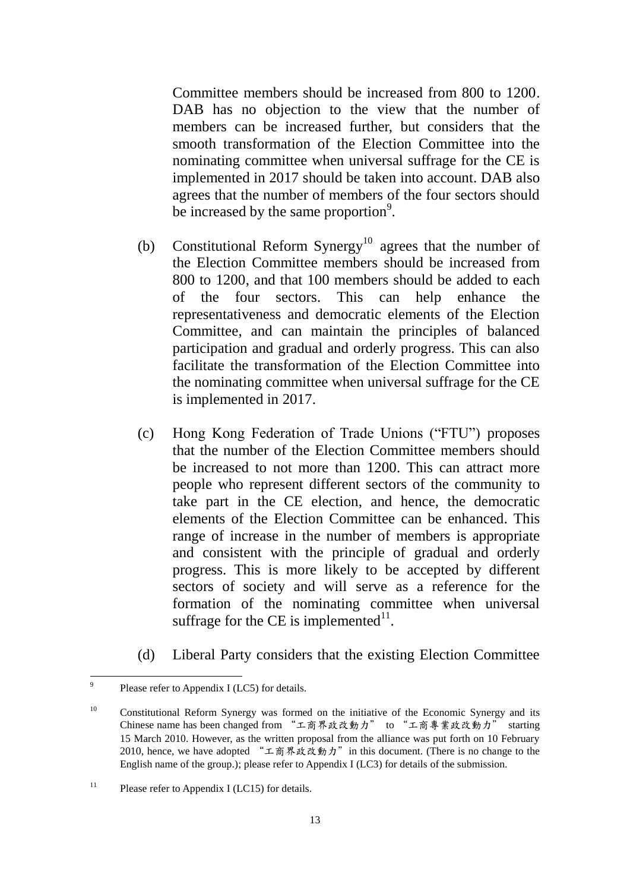Committee members should be increased from 800 to 1200. DAB has no objection to the view that the number of members can be increased further, but considers that the smooth transformation of the Election Committee into the nominating committee when universal suffrage for the CE is implemented in 2017 should be taken into account. DAB also agrees that the number of members of the four sectors should be increased by the same proportion[9].

(b) Constitutional Reform Synergy[10] agrees that the number of the Election Committee members should be increased from 800 to 1200, and that 100 members should be added to each of the four sectors. This can help enhance the representativeness and democratic elements of the Election Committee, and can maintain the principles of balanced participation and gradual and orderly progress. This can also facilitate the transformation of the Election Committee into the nominating committee when universal suffrage for the CE is implemented in 2017.

(c) Hong Kong Federation of Trade Unions ("FTU") proposes that the number of the Election Committee members should be increased to not more than 1200. This can attract more people who represent different sectors of the community to take part in the CE election, and hence, the democratic elements of the Election Committee can be enhanced. This range of increase in the number of members is appropriate and consistent with the principle of gradual and orderly progress. This is more likely to be accepted by different sectors of society and will serve as a reference for the formation of the nominating committee when universal suffrage for the CE is implemented[11].

(d) Liberal Party considers that the existing Election Committee

---

[9] Please refer to Appendix I (LC5) for details.

[10] Constitutional Reform Synergy was formed on the initiative of the Economic Synergy and its Chinese name has been changed from "工商界政改動力" to "工商專業政改動力" starting 15 March 2010. However, as the written proposal from the alliance was put forth on 10 February 2010, hence, we have adopted "工商界政改動力" in this document. (There is no change to the English name of the group.); please refer to Appendix I (LC3) for details of the submission.

[11] Please refer to Appendix I (LC15) for details.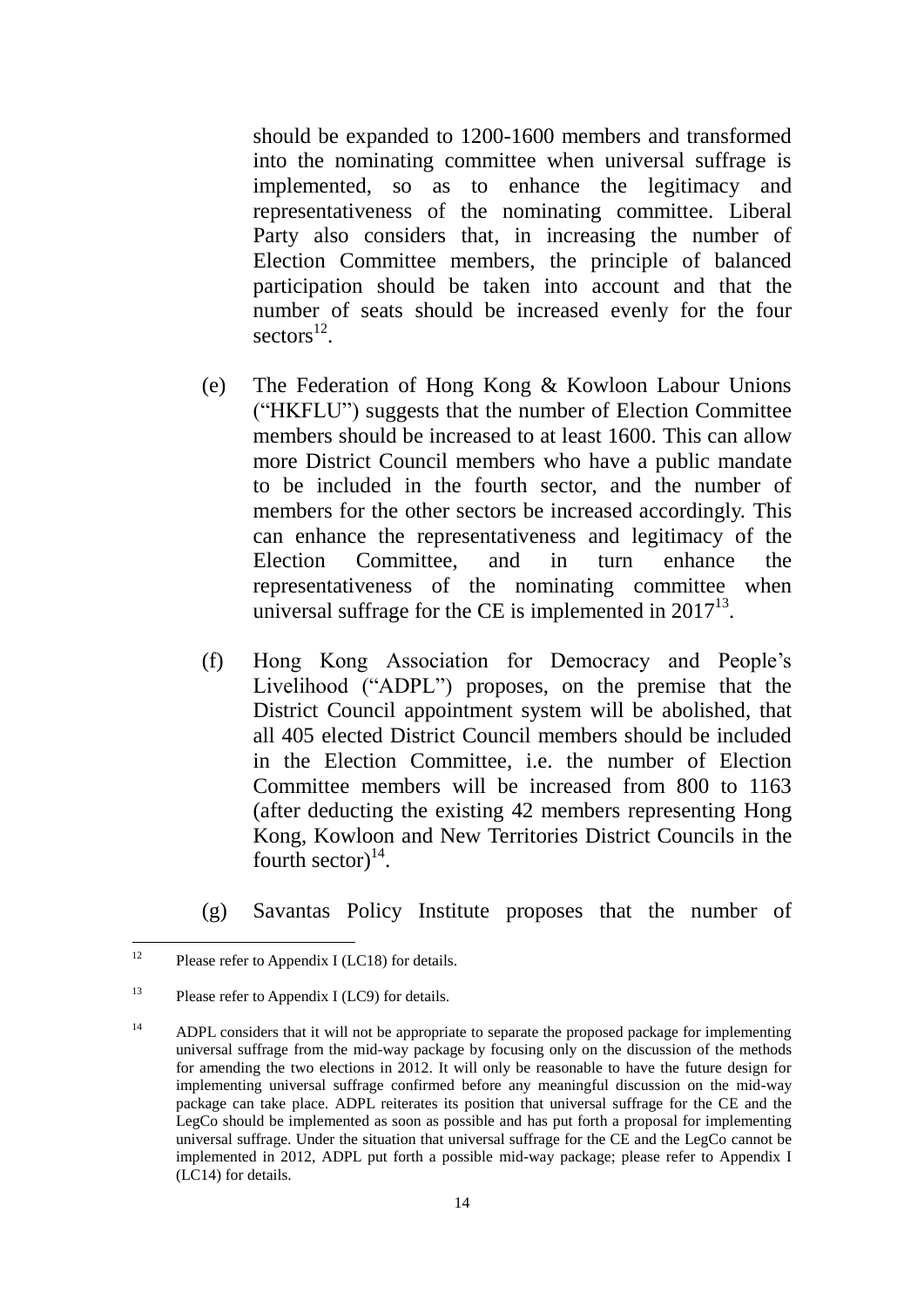should be expanded to 1200-1600 members and transformed into the nominating committee when universal suffrage is implemented, so as to enhance the legitimacy and representativeness of the nominating committee. Liberal Party also considers that, in increasing the number of Election Committee members, the principle of balanced participation should be taken into account and that the number of seats should be increased evenly for the four sectors[12].

(e) The Federation of Hong Kong & Kowloon Labour Unions ("HKFLU") suggests that the number of Election Committee members should be increased to at least 1600. This can allow more District Council members who have a public mandate to be included in the fourth sector, and the number of members for the other sectors be increased accordingly. This can enhance the representativeness and legitimacy of the Election Committee, and in turn enhance the representativeness of the nominating committee when universal suffrage for the CE is implemented in 2017[13].

(f) Hong Kong Association for Democracy and People's Livelihood ("ADPL") proposes, on the premise that the District Council appointment system will be abolished, that all 405 elected District Council members should be included in the Election Committee, i.e. the number of Election Committee members will be increased from 800 to 1163 (after deducting the existing 42 members representing Hong Kong, Kowloon and New Territories District Councils in the fourth sector)[14].

(g) Savantas Policy Institute proposes that the number of

---

[12] Please refer to Appendix I (LC18) for details.

[13] Please refer to Appendix I (LC9) for details.

[14] ADPL considers that it will not be appropriate to separate the proposed package for implementing universal suffrage from the mid-way package by focusing only on the discussion of the methods for amending the two elections in 2012. It will only be reasonable to have the future design for implementing universal suffrage confirmed before any meaningful discussion on the mid-way package can take place. ADPL reiterates its position that universal suffrage for the CE and the LegCo should be implemented as soon as possible and has put forth a proposal for implementing universal suffrage. Under the situation that universal suffrage for the CE and the LegCo cannot be implemented in 2012, ADPL put forth a possible mid-way package; please refer to Appendix I (LC14) for details.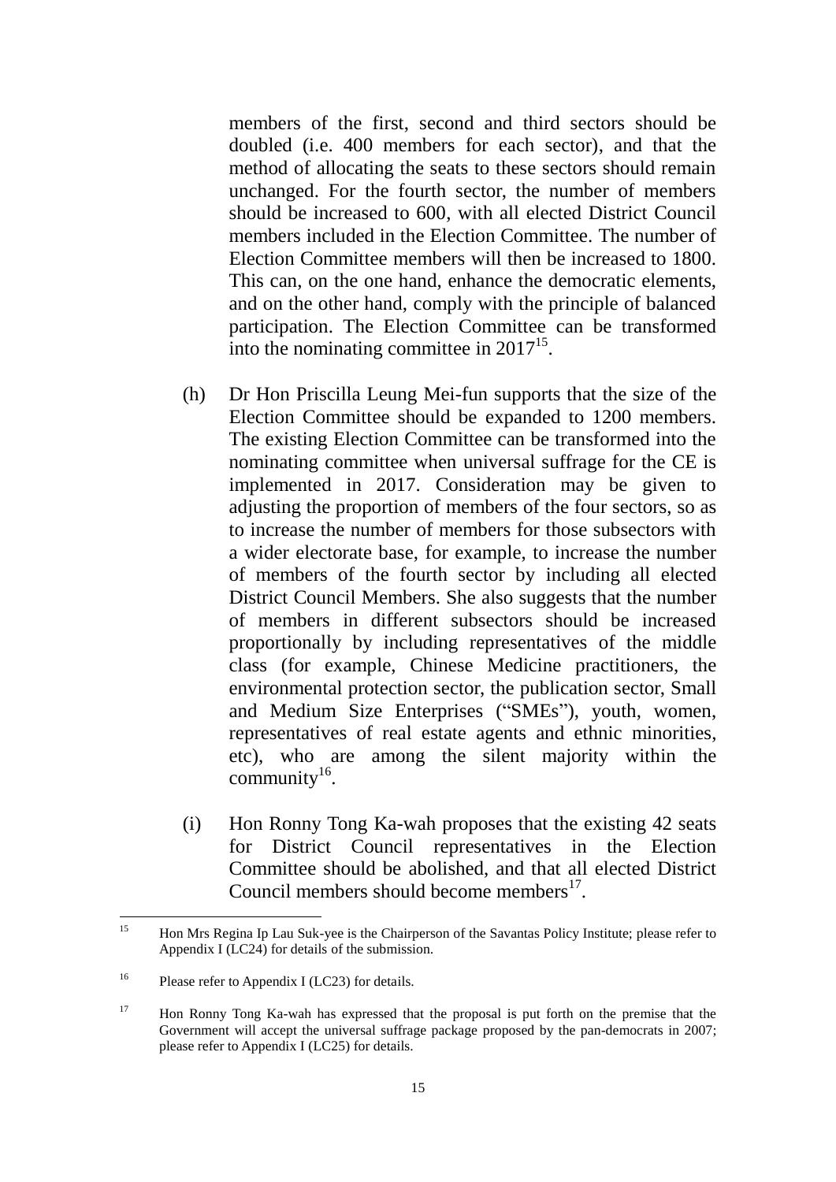members of the first, second and third sectors should be doubled (i.e. 400 members for each sector), and that the method of allocating the seats to these sectors should remain unchanged. For the fourth sector, the number of members should be increased to 600, with all elected District Council members included in the Election Committee. The number of Election Committee members will then be increased to 1800. This can, on the one hand, enhance the democratic elements, and on the other hand, comply with the principle of balanced participation. The Election Committee can be transformed into the nominating committee in 2017[15].

(h) Dr Hon Priscilla Leung Mei-fun supports that the size of the Election Committee should be expanded to 1200 members. The existing Election Committee can be transformed into the nominating committee when universal suffrage for the CE is implemented in 2017. Consideration may be given to adjusting the proportion of members of the four sectors, so as to increase the number of members for those subsectors with a wider electorate base, for example, to increase the number of members of the fourth sector by including all elected District Council Members. She also suggests that the number of members in different subsectors should be increased proportionally by including representatives of the middle class (for example, Chinese Medicine practitioners, the environmental protection sector, the publication sector, Small and Medium Size Enterprises ("SMEs"), youth, women, representatives of real estate agents and ethnic minorities, etc), who are among the silent majority within the community[16].

(i) Hon Ronny Tong Ka-wah proposes that the existing 42 seats for District Council representatives in the Election Committee should be abolished, and that all elected District Council members should become members[17].

---

[15] Hon Mrs Regina Ip Lau Suk-yee is the Chairperson of the Savantas Policy Institute; please refer to Appendix I (LC24) for details of the submission.

[16] Please refer to Appendix I (LC23) for details.

[17] Hon Ronny Tong Ka-wah has expressed that the proposal is put forth on the premise that the Government will accept the universal suffrage package proposed by the pan-democrats in 2007; please refer to Appendix I (LC25) for details.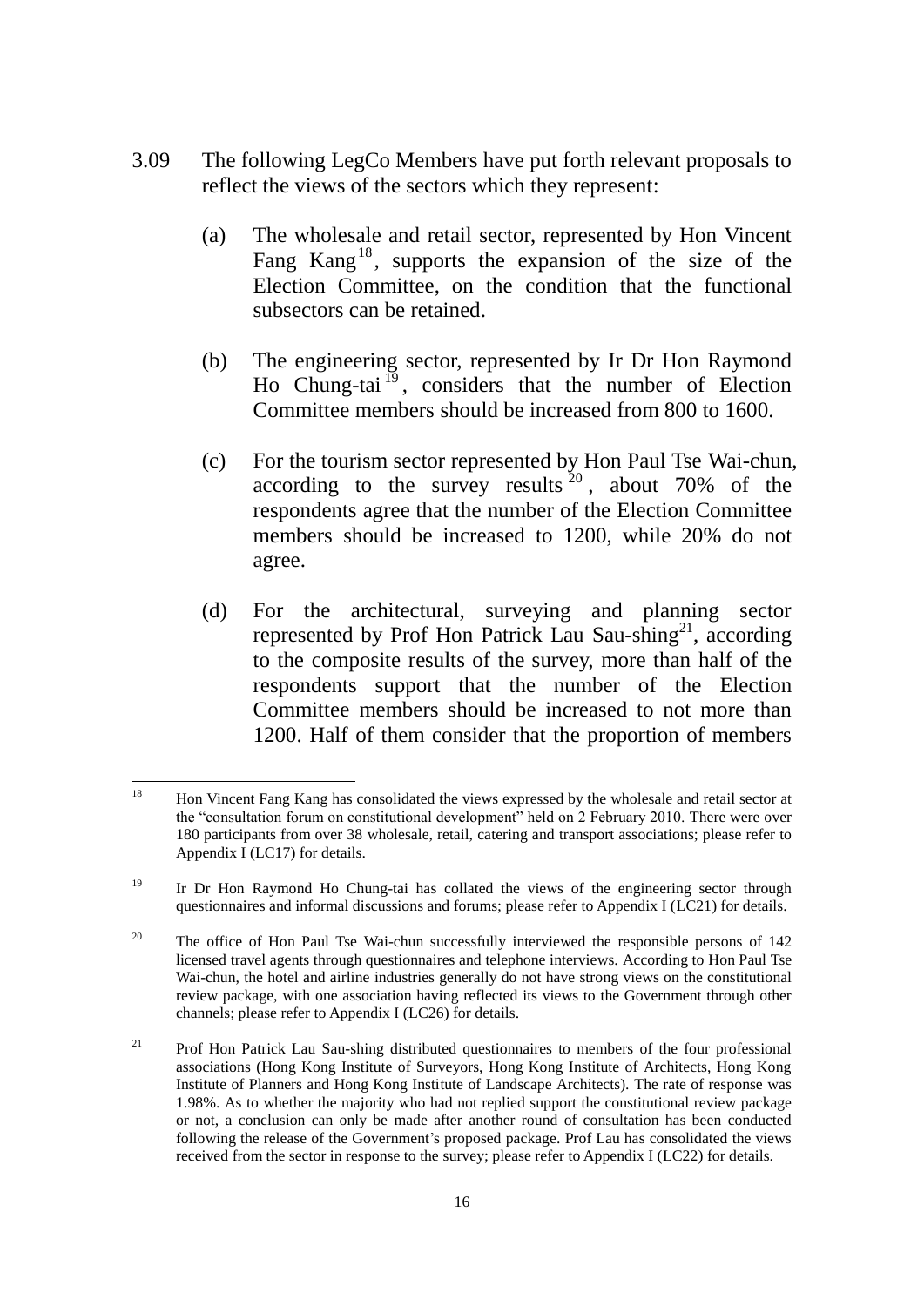3.09 The following LegCo Members have put forth relevant proposals to reflect the views of the sectors which they represent:

(a) The wholesale and retail sector, represented by Hon Vincent Fang Kang[18], supports the expansion of the size of the Election Committee, on the condition that the functional subsectors can be retained.

(b) The engineering sector, represented by Ir Dr Hon Raymond Ho Chung-tai[19], considers that the number of Election Committee members should be increased from 800 to 1600.

(c) For the tourism sector represented by Hon Paul Tse Wai-chun, according to the survey results[20], about 70% of the respondents agree that the number of the Election Committee members should be increased to 1200, while 20% do not agree.

(d) For the architectural, surveying and planning sector represented by Prof Hon Patrick Lau Sau-shing[21], according to the composite results of the survey, more than half of the respondents support that the number of the Election Committee members should be increased to not more than 1200. Half of them consider that the proportion of members

---

[18] Hon Vincent Fang Kang has consolidated the views expressed by the wholesale and retail sector at the "consultation forum on constitutional development" held on 2 February 2010. There were over 180 participants from over 38 wholesale, retail, catering and transport associations; please refer to Appendix I (LC17) for details.

[19] Ir Dr Hon Raymond Ho Chung-tai has collated the views of the engineering sector through questionnaires and informal discussions and forums; please refer to Appendix I (LC21) for details.

[20] The office of Hon Paul Tse Wai-chun successfully interviewed the responsible persons of 142 licensed travel agents through questionnaires and telephone interviews. According to Hon Paul Tse Wai-chun, the hotel and airline industries generally do not have strong views on the constitutional review package, with one association having reflected its views to the Government through other channels; please refer to Appendix I (LC26) for details.

[21] Prof Hon Patrick Lau Sau-shing distributed questionnaires to members of the four professional associations (Hong Kong Institute of Surveyors, Hong Kong Institute of Architects, Hong Kong Institute of Planners and Hong Kong Institute of Landscape Architects). The rate of response was 1.98%. As to whether the majority who had not replied support the constitutional review package or not, a conclusion can only be made after another round of consultation has been conducted following the release of the Government's proposed package. Prof Lau has consolidated the views received from the sector in response to the survey; please refer to Appendix I (LC22) for details.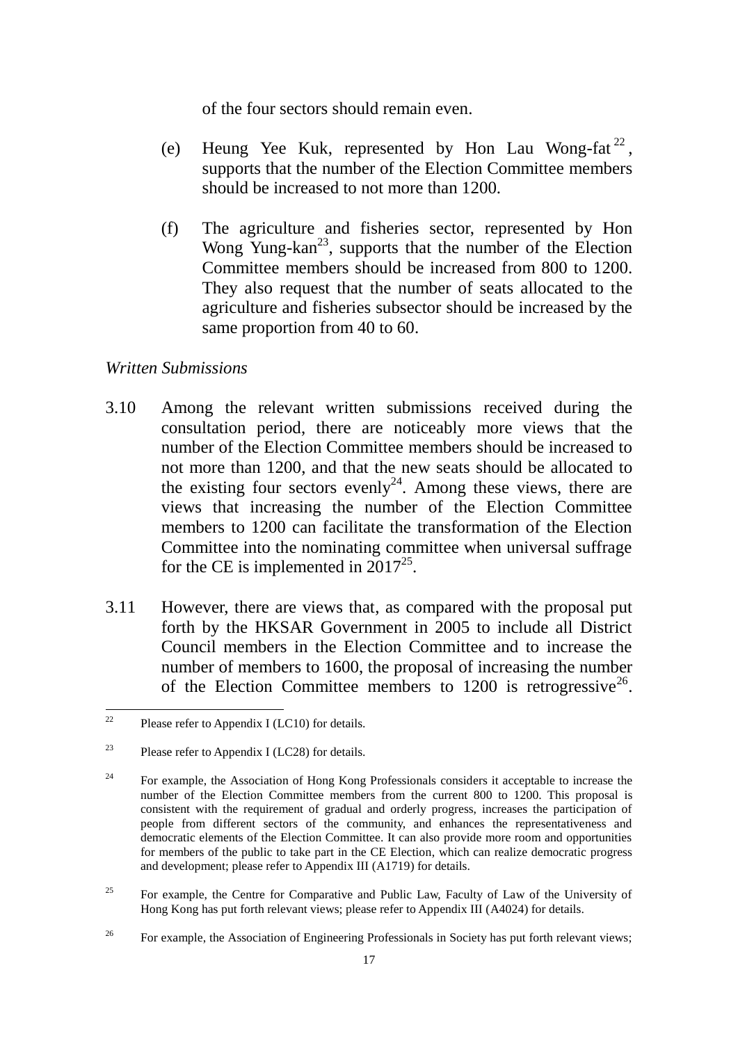of the four sectors should remain even.

(e) Heung Yee Kuk, represented by Hon Lau Wong-fat[22], supports that the number of the Election Committee members should be increased to not more than 1200.

(f) The agriculture and fisheries sector, represented by Hon Wong Yung-kan[23], supports that the number of the Election Committee members should be increased from 800 to 1200. They also request that the number of seats allocated to the agriculture and fisheries subsector should be increased by the same proportion from 40 to 60.

*Written Submissions*

3.10 Among the relevant written submissions received during the consultation period, there are noticeably more views that the number of the Election Committee members should be increased to not more than 1200, and that the new seats should be allocated to the existing four sectors evenly[24]. Among these views, there are views that increasing the number of the Election Committee members to 1200 can facilitate the transformation of the Election Committee into the nominating committee when universal suffrage for the CE is implemented in 2017[25].

3.11 However, there are views that, as compared with the proposal put forth by the HKSAR Government in 2005 to include all District Council members in the Election Committee and to increase the number of members to 1600, the proposal of increasing the number of the Election Committee members to 1200 is retrogressive[26].

---

[22] Please refer to Appendix I (LC10) for details.

[23] Please refer to Appendix I (LC28) for details.

[24] For example, the Association of Hong Kong Professionals considers it acceptable to increase the number of the Election Committee members from the current 800 to 1200. This proposal is consistent with the requirement of gradual and orderly progress, increases the participation of people from different sectors of the community, and enhances the representativeness and democratic elements of the Election Committee. It can also provide more room and opportunities for members of the public to take part in the CE Election, which can realize democratic progress and development; please refer to Appendix III (A1719) for details.

[25] For example, the Centre for Comparative and Public Law, Faculty of Law of the University of Hong Kong has put forth relevant views; please refer to Appendix III (A4024) for details.

[26] For example, the Association of Engineering Professionals in Society has put forth relevant views;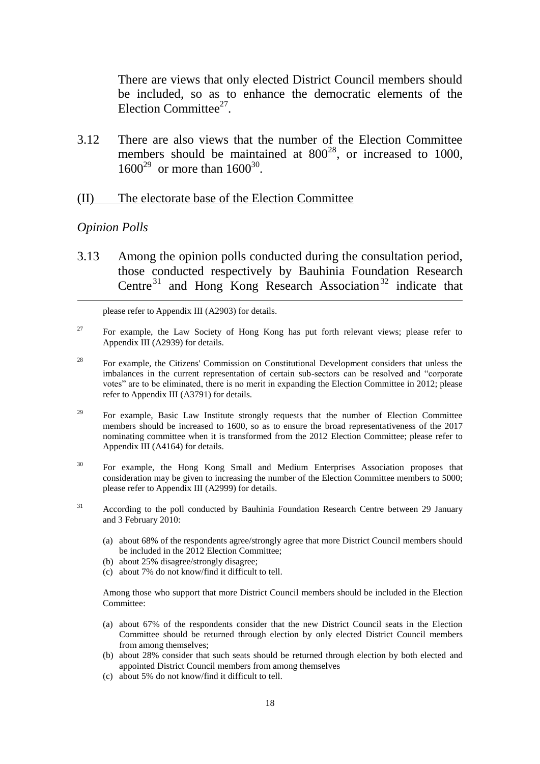There are views that only elected District Council members should be included, so as to enhance the democratic elements of the Election Committee[27].

3.12 There are also views that the number of the Election Committee members should be maintained at 800[28], or increased to 1000, 1600[29] or more than 1600[30].

## (II) The electorate base of the Election Committee

*Opinion Polls*

3.13 Among the opinion polls conducted during the consultation period, those conducted respectively by Bauhinia Foundation Research Centre[31] and Hong Kong Research Association[32] indicate that

---

please refer to Appendix III (A2903) for details.

[27] For example, the Law Society of Hong Kong has put forth relevant views; please refer to Appendix III (A2939) for details.

[28] For example, the Citizens' Commission on Constitutional Development considers that unless the imbalances in the current representation of certain sub-sectors can be resolved and "corporate votes" are to be eliminated, there is no merit in expanding the Election Committee in 2012; please refer to Appendix III (A3791) for details.

[29] For example, Basic Law Institute strongly requests that the number of Election Committee members should be increased to 1600, so as to ensure the broad representativeness of the 2017 nominating committee when it is transformed from the 2012 Election Committee; please refer to Appendix III (A4164) for details.

[30] For example, the Hong Kong Small and Medium Enterprises Association proposes that consideration may be given to increasing the number of the Election Committee members to 5000; please refer to Appendix III (A2999) for details.

[31] According to the poll conducted by Bauhinia Foundation Research Centre between 29 January and 3 February 2010:

(a) about 68% of the respondents agree/strongly agree that more District Council members should be included in the 2012 Election Committee;
(b) about 25% disagree/strongly disagree;
(c) about 7% do not know/find it difficult to tell.

Among those who support that more District Council members should be included in the Election Committee:

(a) about 67% of the respondents consider that the new District Council seats in the Election Committee should be returned through election by only elected District Council members from among themselves;
(b) about 28% consider that such seats should be returned through election by both elected and appointed District Council members from among themselves
(c) about 5% do not know/find it difficult to tell.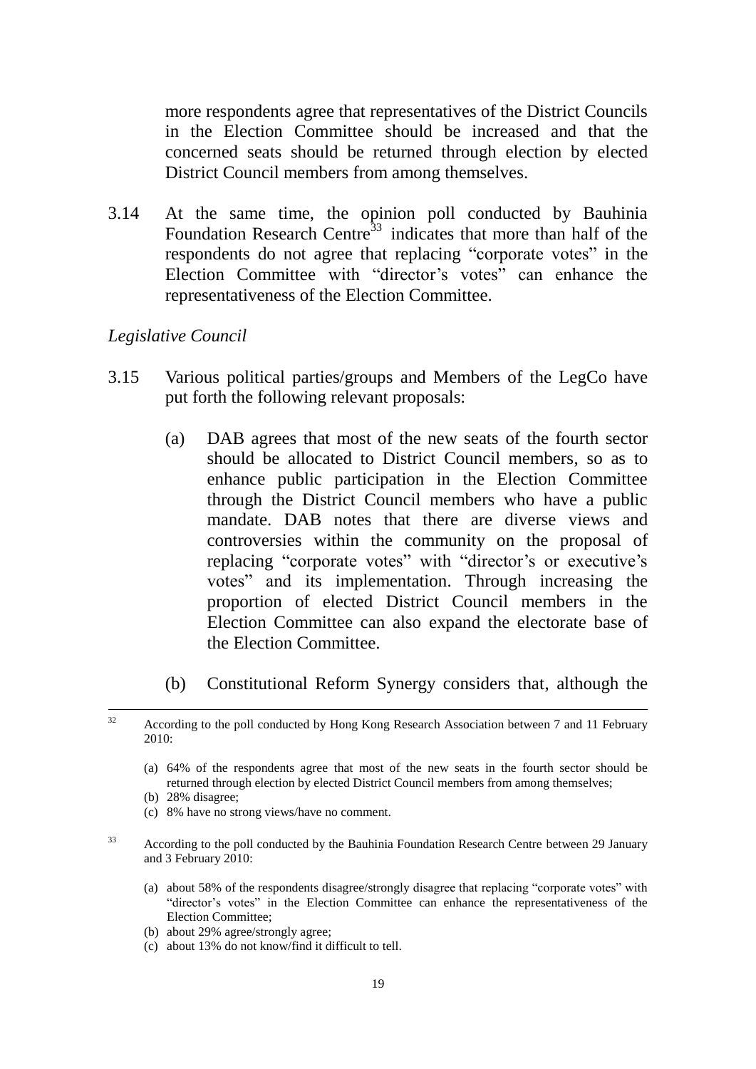more respondents agree that representatives of the District Councils in the Election Committee should be increased and that the concerned seats should be returned through election by elected District Council members from among themselves.

3.14 At the same time, the opinion poll conducted by Bauhinia Foundation Research Centre[33] indicates that more than half of the respondents do not agree that replacing "corporate votes" in the Election Committee with "director's votes" can enhance the representativeness of the Election Committee.

*Legislative Council*

3.15 Various political parties/groups and Members of the LegCo have put forth the following relevant proposals:

(a) DAB agrees that most of the new seats of the fourth sector should be allocated to District Council members, so as to enhance public participation in the Election Committee through the District Council members who have a public mandate. DAB notes that there are diverse views and controversies within the community on the proposal of replacing "corporate votes" with "director's or executive's votes" and its implementation. Through increasing the proportion of elected District Council members in the Election Committee can also expand the electorate base of the Election Committee.

(b) Constitutional Reform Synergy considers that, although the

---

[32] According to the poll conducted by Hong Kong Research Association between 7 and 11 February 2010:

(a) 64% of the respondents agree that most of the new seats in the fourth sector should be returned through election by elected District Council members from among themselves;
(b) 28% disagree;
(c) 8% have no strong views/have no comment.

[33] According to the poll conducted by the Bauhinia Foundation Research Centre between 29 January and 3 February 2010:

(a) about 58% of the respondents disagree/strongly disagree that replacing "corporate votes" with "director's votes" in the Election Committee can enhance the representativeness of the Election Committee;
(b) about 29% agree/strongly agree;
(c) about 13% do not know/find it difficult to tell.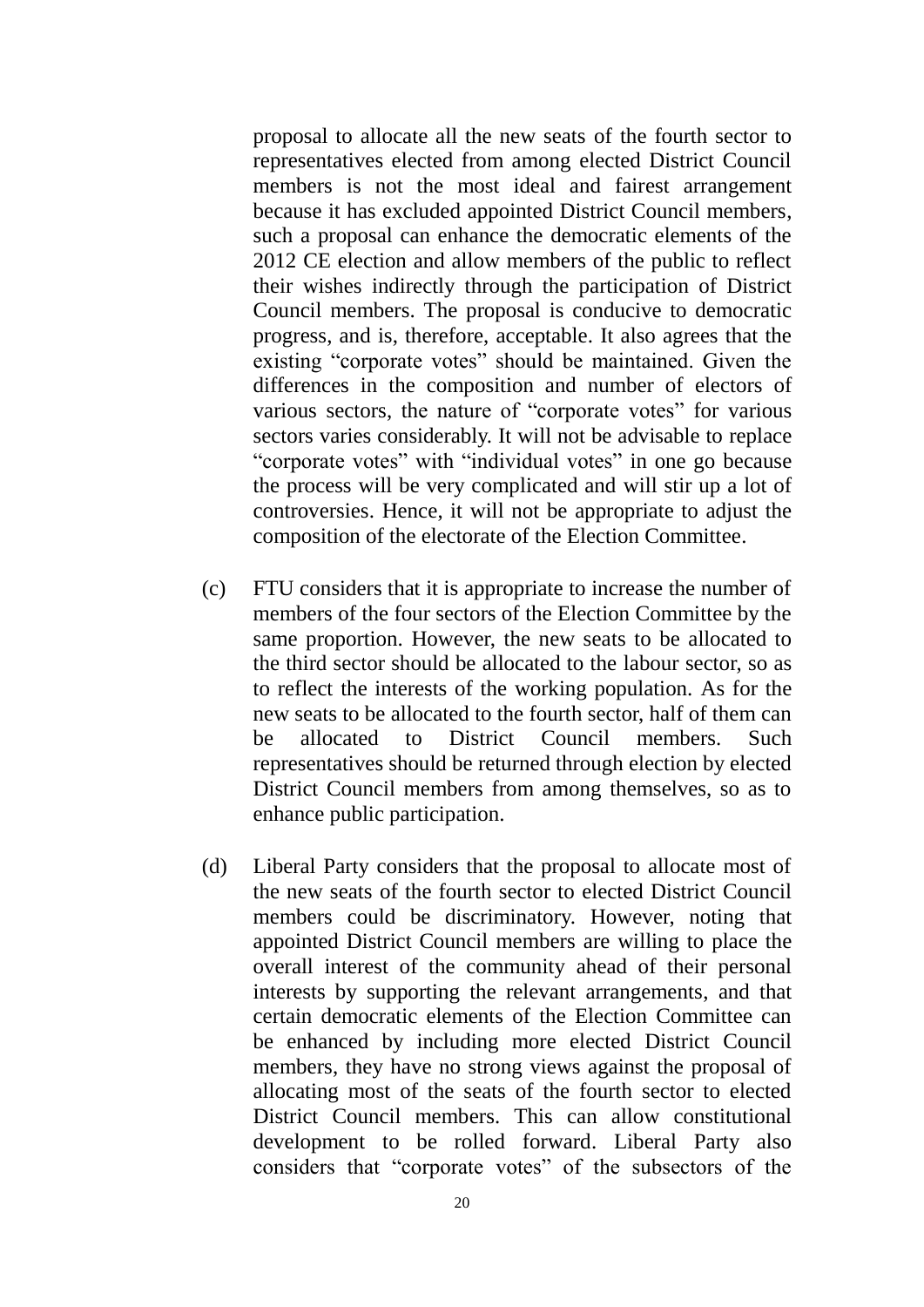proposal to allocate all the new seats of the fourth sector to representatives elected from among elected District Council members is not the most ideal and fairest arrangement because it has excluded appointed District Council members, such a proposal can enhance the democratic elements of the 2012 CE election and allow members of the public to reflect their wishes indirectly through the participation of District Council members. The proposal is conducive to democratic progress, and is, therefore, acceptable. It also agrees that the existing "corporate votes" should be maintained. Given the differences in the composition and number of electors of various sectors, the nature of "corporate votes" for various sectors varies considerably. It will not be advisable to replace "corporate votes" with "individual votes" in one go because the process will be very complicated and will stir up a lot of controversies. Hence, it will not be appropriate to adjust the composition of the electorate of the Election Committee.

(c) FTU considers that it is appropriate to increase the number of members of the four sectors of the Election Committee by the same proportion. However, the new seats to be allocated to the third sector should be allocated to the labour sector, so as to reflect the interests of the working population. As for the new seats to be allocated to the fourth sector, half of them can be allocated to District Council members. Such representatives should be returned through election by elected District Council members from among themselves, so as to enhance public participation.

(d) Liberal Party considers that the proposal to allocate most of the new seats of the fourth sector to elected District Council members could be discriminatory. However, noting that appointed District Council members are willing to place the overall interest of the community ahead of their personal interests by supporting the relevant arrangements, and that certain democratic elements of the Election Committee can be enhanced by including more elected District Council members, they have no strong views against the proposal of allocating most of the seats of the fourth sector to elected District Council members. This can allow constitutional development to be rolled forward. Liberal Party also considers that "corporate votes" of the subsectors of the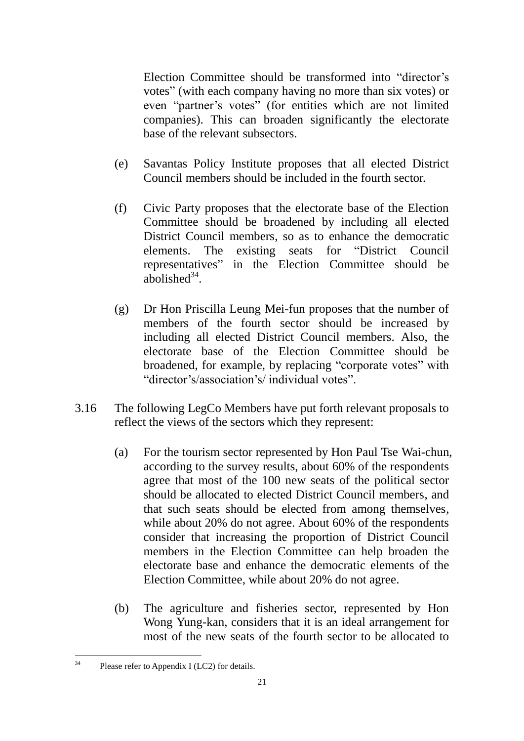Election Committee should be transformed into "director's votes" (with each company having no more than six votes) or even "partner's votes" (for entities which are not limited companies). This can broaden significantly the electorate base of the relevant subsectors.

(e) Savantas Policy Institute proposes that all elected District Council members should be included in the fourth sector.

(f) Civic Party proposes that the electorate base of the Election Committee should be broadened by including all elected District Council members, so as to enhance the democratic elements. The existing seats for "District Council representatives" in the Election Committee should be abolished[34].

(g) Dr Hon Priscilla Leung Mei-fun proposes that the number of members of the fourth sector should be increased by including all elected District Council members. Also, the electorate base of the Election Committee should be broadened, for example, by replacing "corporate votes" with "director's/association's/ individual votes".

3.16 The following LegCo Members have put forth relevant proposals to reflect the views of the sectors which they represent:

(a) For the tourism sector represented by Hon Paul Tse Wai-chun, according to the survey results, about 60% of the respondents agree that most of the 100 new seats of the political sector should be allocated to elected District Council members, and that such seats should be elected from among themselves, while about 20% do not agree. About 60% of the respondents consider that increasing the proportion of District Council members in the Election Committee can help broaden the electorate base and enhance the democratic elements of the Election Committee, while about 20% do not agree.

(b) The agriculture and fisheries sector, represented by Hon Wong Yung-kan, considers that it is an ideal arrangement for most of the new seats of the fourth sector to be allocated to

---

[34] Please refer to Appendix I (LC2) for details.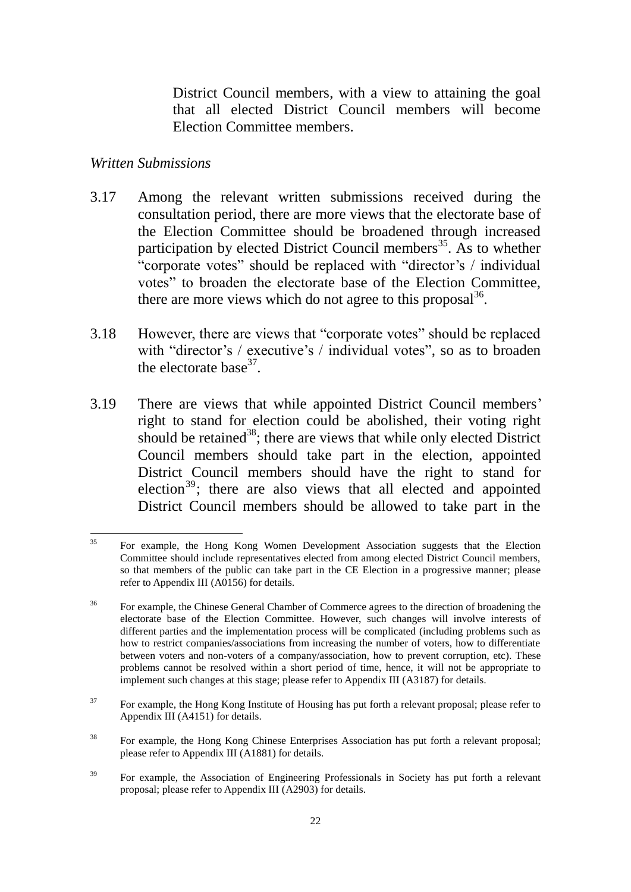District Council members, with a view to attaining the goal that all elected District Council members will become Election Committee members.

*Written Submissions*

3.17 Among the relevant written submissions received during the consultation period, there are more views that the electorate base of the Election Committee should be broadened through increased participation by elected District Council members[35]. As to whether "corporate votes" should be replaced with "director's / individual votes" to broaden the electorate base of the Election Committee, there are more views which do not agree to this proposal[36].

3.18 However, there are views that "corporate votes" should be replaced with "director's / executive's / individual votes", so as to broaden the electorate base[37].

3.19 There are views that while appointed District Council members' right to stand for election could be abolished, their voting right should be retained[38]; there are views that while only elected District Council members should take part in the election, appointed District Council members should have the right to stand for election[39]; there are also views that all elected and appointed District Council members should be allowed to take part in the

---

[35] For example, the Hong Kong Women Development Association suggests that the Election Committee should include representatives elected from among elected District Council members, so that members of the public can take part in the CE Election in a progressive manner; please refer to Appendix III (A0156) for details.

[36] For example, the Chinese General Chamber of Commerce agrees to the direction of broadening the electorate base of the Election Committee. However, such changes will involve interests of different parties and the implementation process will be complicated (including problems such as how to restrict companies/associations from increasing the number of voters, how to differentiate between voters and non-voters of a company/association, how to prevent corruption, etc). These problems cannot be resolved within a short period of time, hence, it will not be appropriate to implement such changes at this stage; please refer to Appendix III (A3187) for details.

[37] For example, the Hong Kong Institute of Housing has put forth a relevant proposal; please refer to Appendix III (A4151) for details.

[38] For example, the Hong Kong Chinese Enterprises Association has put forth a relevant proposal; please refer to Appendix III (A1881) for details.

[39] For example, the Association of Engineering Professionals in Society has put forth a relevant proposal; please refer to Appendix III (A2903) for details.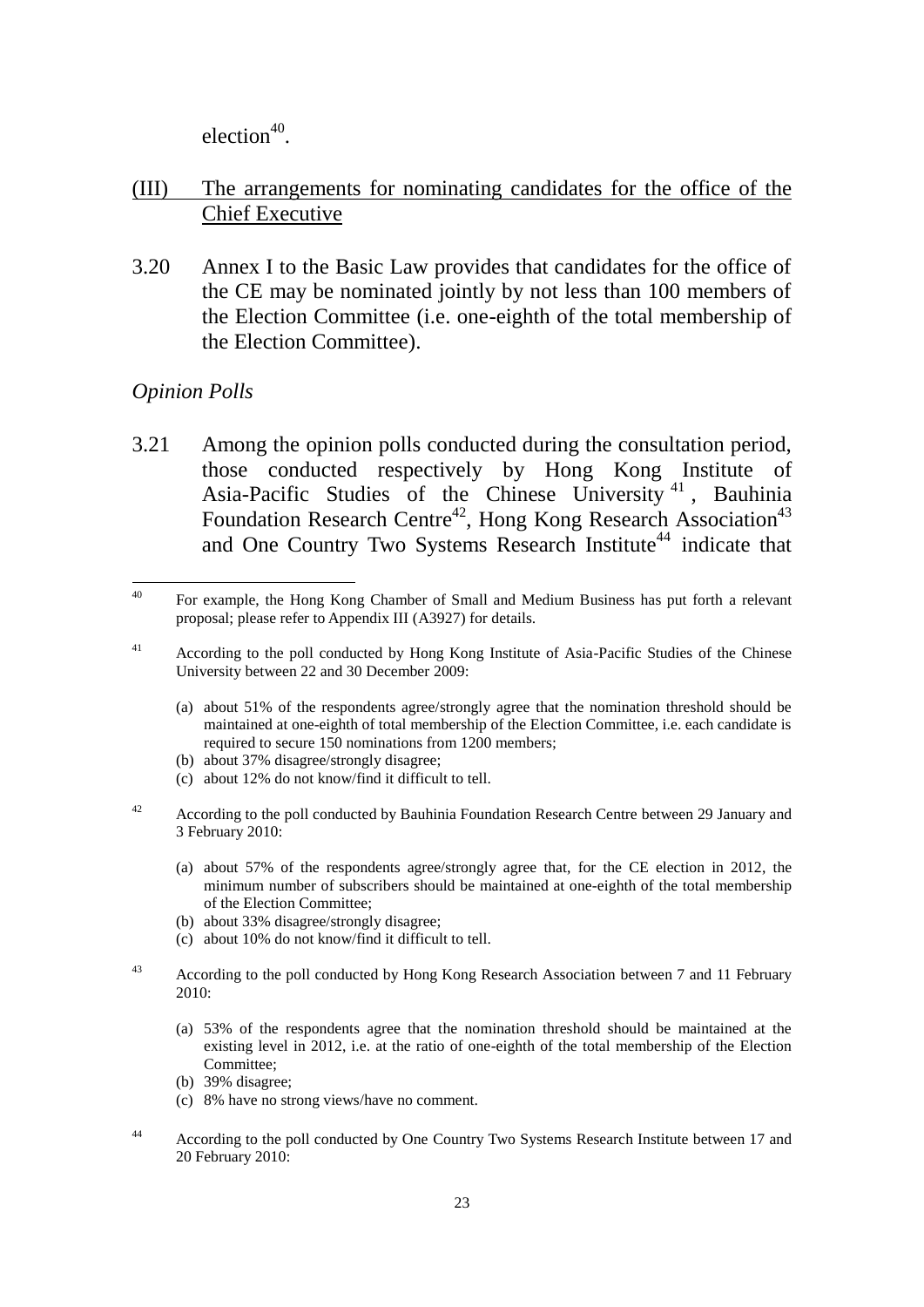election[40].

## (III) The arrangements for nominating candidates for the office of the Chief Executive

3.20 Annex I to the Basic Law provides that candidates for the office of the CE may be nominated jointly by not less than 100 members of the Election Committee (i.e. one-eighth of the total membership of the Election Committee).

*Opinion Polls*

3.21 Among the opinion polls conducted during the consultation period, those conducted respectively by Hong Kong Institute of Asia-Pacific Studies of the Chinese University[41], Bauhinia Foundation Research Centre[42], Hong Kong Research Association[43] and One Country Two Systems Research Institute[44] indicate that

---

[40] For example, the Hong Kong Chamber of Small and Medium Business has put forth a relevant proposal; please refer to Appendix III (A3927) for details.

[41] According to the poll conducted by Hong Kong Institute of Asia-Pacific Studies of the Chinese University between 22 and 30 December 2009:

(a) about 51% of the respondents agree/strongly agree that the nomination threshold should be maintained at one-eighth of total membership of the Election Committee, i.e. each candidate is required to secure 150 nominations from 1200 members;
(b) about 37% disagree/strongly disagree;
(c) about 12% do not know/find it difficult to tell.

[42] According to the poll conducted by Bauhinia Foundation Research Centre between 29 January and 3 February 2010:

(a) about 57% of the respondents agree/strongly agree that, for the CE election in 2012, the minimum number of subscribers should be maintained at one-eighth of the total membership of the Election Committee;
(b) about 33% disagree/strongly disagree;
(c) about 10% do not know/find it difficult to tell.

[43] According to the poll conducted by Hong Kong Research Association between 7 and 11 February 2010:

(a) 53% of the respondents agree that the nomination threshold should be maintained at the existing level in 2012, i.e. at the ratio of one-eighth of the total membership of the Election Committee;
(b) 39% disagree;
(c) 8% have no strong views/have no comment.

[44] According to the poll conducted by One Country Two Systems Research Institute between 17 and 20 February 2010: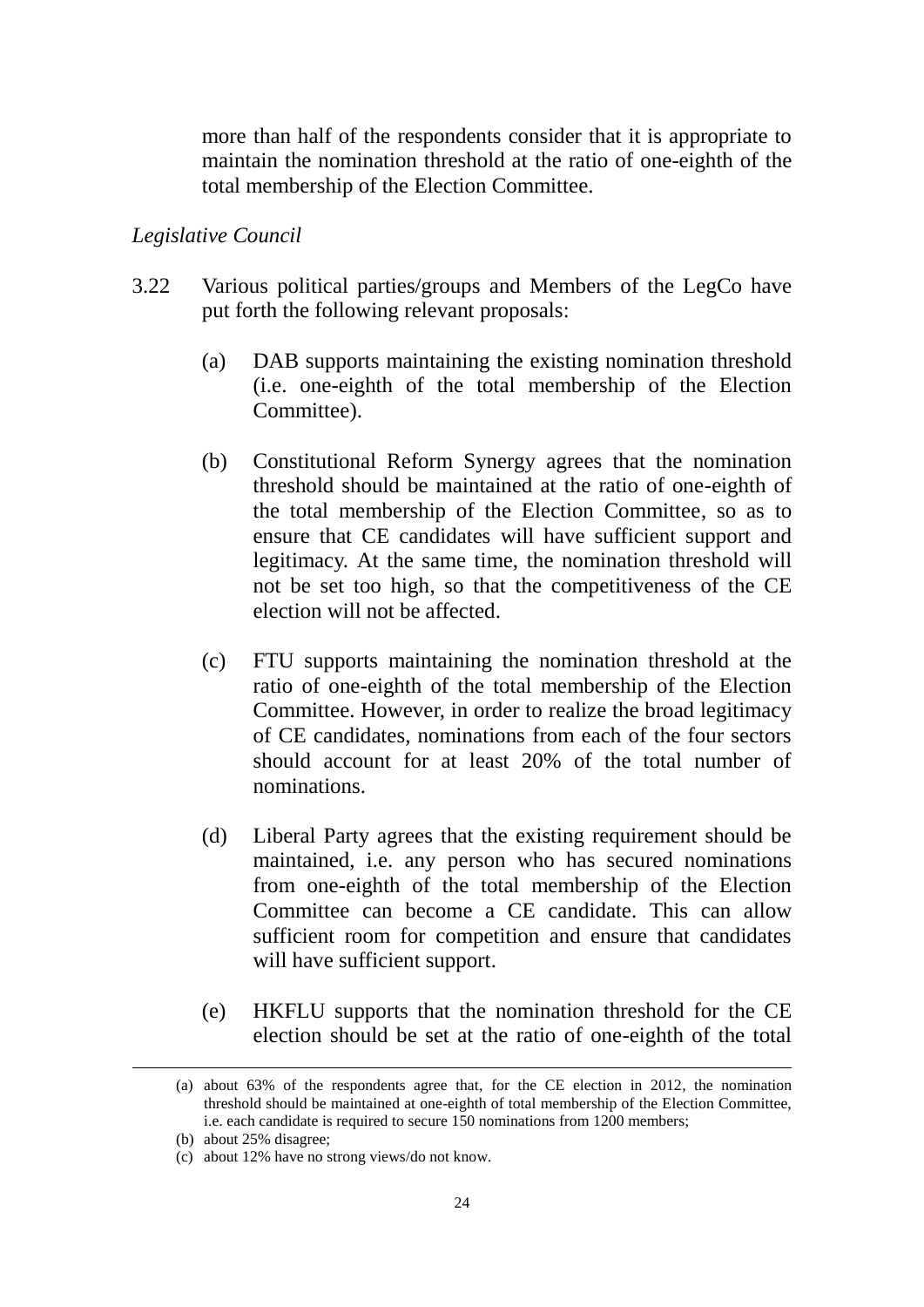more than half of the respondents consider that it is appropriate to maintain the nomination threshold at the ratio of one-eighth of the total membership of the Election Committee.

*Legislative Council*

3.22 Various political parties/groups and Members of the LegCo have put forth the following relevant proposals:

(a) DAB supports maintaining the existing nomination threshold (i.e. one-eighth of the total membership of the Election Committee).

(b) Constitutional Reform Synergy agrees that the nomination threshold should be maintained at the ratio of one-eighth of the total membership of the Election Committee, so as to ensure that CE candidates will have sufficient support and legitimacy. At the same time, the nomination threshold will not be set too high, so that the competitiveness of the CE election will not be affected.

(c) FTU supports maintaining the nomination threshold at the ratio of one-eighth of the total membership of the Election Committee. However, in order to realize the broad legitimacy of CE candidates, nominations from each of the four sectors should account for at least 20% of the total number of nominations.

(d) Liberal Party agrees that the existing requirement should be maintained, i.e. any person who has secured nominations from one-eighth of the total membership of the Election Committee can become a CE candidate. This can allow sufficient room for competition and ensure that candidates will have sufficient support.

(e) HKFLU supports that the nomination threshold for the CE election should be set at the ratio of one-eighth of the total

---

(a) about 63% of the respondents agree that, for the CE election in 2012, the nomination threshold should be maintained at one-eighth of total membership of the Election Committee, i.e. each candidate is required to secure 150 nominations from 1200 members;

(b) about 25% disagree;

(c) about 12% have no strong views/do not know.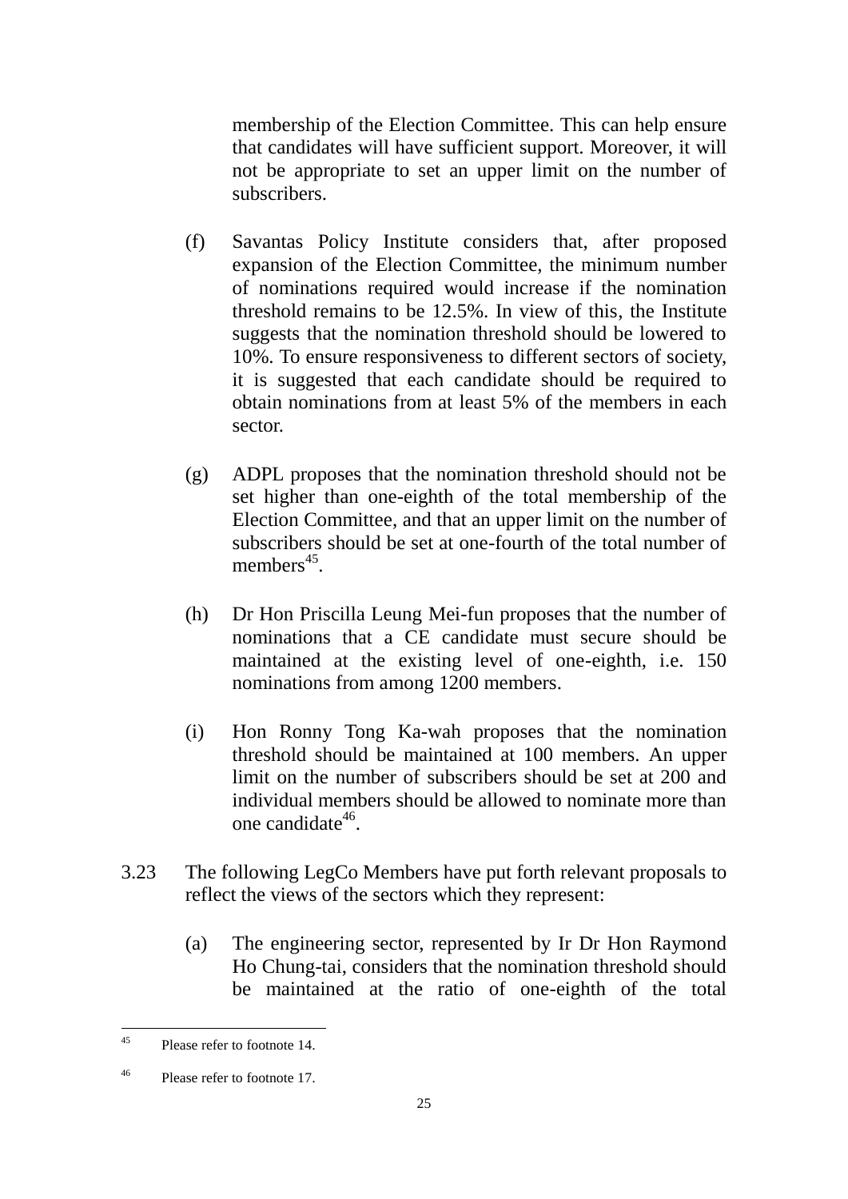membership of the Election Committee. This can help ensure that candidates will have sufficient support. Moreover, it will not be appropriate to set an upper limit on the number of subscribers.

(f) Savantas Policy Institute considers that, after proposed expansion of the Election Committee, the minimum number of nominations required would increase if the nomination threshold remains to be 12.5%. In view of this, the Institute suggests that the nomination threshold should be lowered to 10%. To ensure responsiveness to different sectors of society, it is suggested that each candidate should be required to obtain nominations from at least 5% of the members in each sector.

(g) ADPL proposes that the nomination threshold should not be set higher than one-eighth of the total membership of the Election Committee, and that an upper limit on the number of subscribers should be set at one-fourth of the total number of members[45].

(h) Dr Hon Priscilla Leung Mei-fun proposes that the number of nominations that a CE candidate must secure should be maintained at the existing level of one-eighth, i.e. 150 nominations from among 1200 members.

(i) Hon Ronny Tong Ka-wah proposes that the nomination threshold should be maintained at 100 members. An upper limit on the number of subscribers should be set at 200 and individual members should be allowed to nominate more than one candidate[46].

3.23 The following LegCo Members have put forth relevant proposals to reflect the views of the sectors which they represent:

(a) The engineering sector, represented by Ir Dr Hon Raymond Ho Chung-tai, considers that the nomination threshold should be maintained at the ratio of one-eighth of the total

---

[45] Please refer to footnote 14.

[46] Please refer to footnote 17.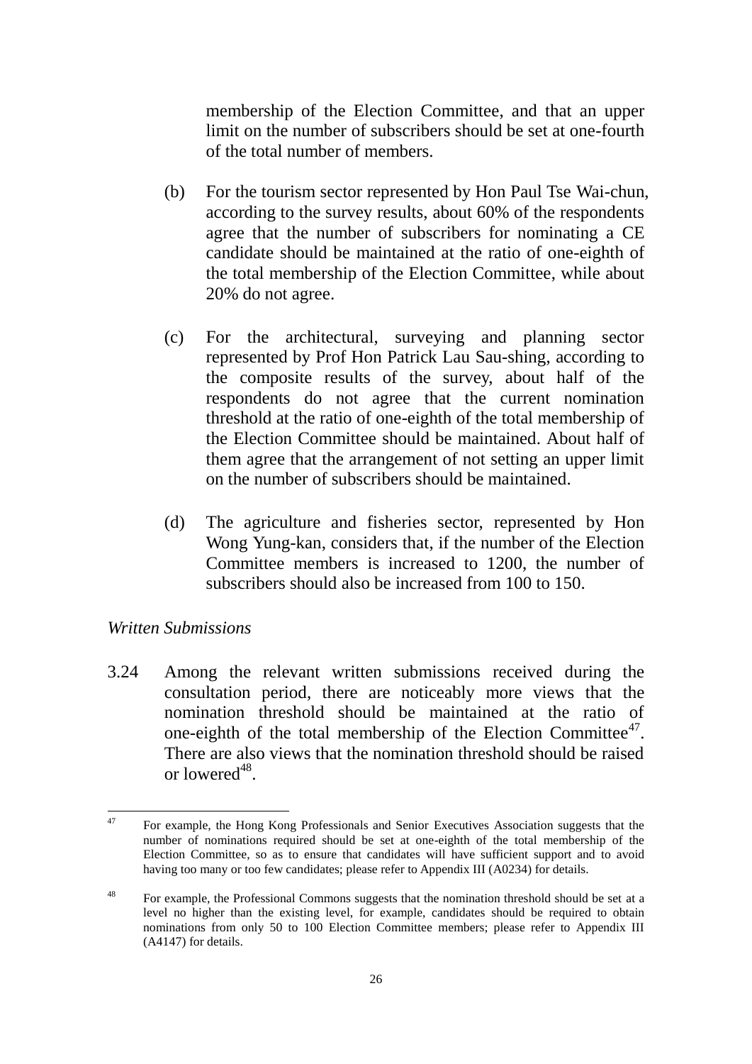membership of the Election Committee, and that an upper limit on the number of subscribers should be set at one-fourth of the total number of members.

(b) For the tourism sector represented by Hon Paul Tse Wai-chun, according to the survey results, about 60% of the respondents agree that the number of subscribers for nominating a CE candidate should be maintained at the ratio of one-eighth of the total membership of the Election Committee, while about 20% do not agree.

(c) For the architectural, surveying and planning sector represented by Prof Hon Patrick Lau Sau-shing, according to the composite results of the survey, about half of the respondents do not agree that the current nomination threshold at the ratio of one-eighth of the total membership of the Election Committee should be maintained. About half of them agree that the arrangement of not setting an upper limit on the number of subscribers should be maintained.

(d) The agriculture and fisheries sector, represented by Hon Wong Yung-kan, considers that, if the number of the Election Committee members is increased to 1200, the number of subscribers should also be increased from 100 to 150.

*Written Submissions*

3.24 Among the relevant written submissions received during the consultation period, there are noticeably more views that the nomination threshold should be maintained at the ratio of one-eighth of the total membership of the Election Committee[47]. There are also views that the nomination threshold should be raised or lowered[48].

---

[47] For example, the Hong Kong Professionals and Senior Executives Association suggests that the number of nominations required should be set at one-eighth of the total membership of the Election Committee, so as to ensure that candidates will have sufficient support and to avoid having too many or too few candidates; please refer to Appendix III (A0234) for details.

[48] For example, the Professional Commons suggests that the nomination threshold should be set at a level no higher than the existing level, for example, candidates should be required to obtain nominations from only 50 to 100 Election Committee members; please refer to Appendix III (A4147) for details.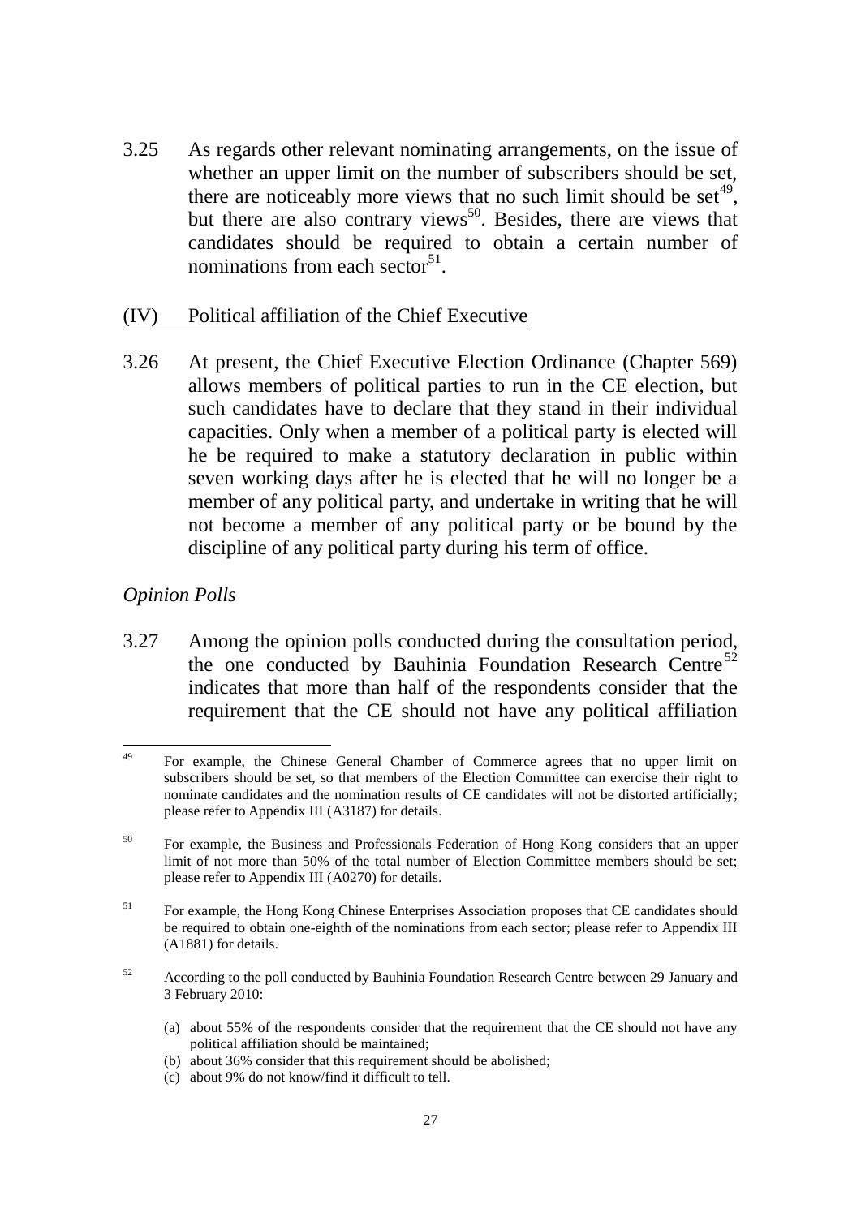3.25 As regards other relevant nominating arrangements, on the issue of whether an upper limit on the number of subscribers should be set, there are noticeably more views that no such limit should be set[49], but there are also contrary views[50]. Besides, there are views that candidates should be required to obtain a certain number of nominations from each sector[51].

## (IV) Political affiliation of the Chief Executive

3.26 At present, the Chief Executive Election Ordinance (Chapter 569) allows members of political parties to run in the CE election, but such candidates have to declare that they stand in their individual capacities. Only when a member of a political party is elected will he be required to make a statutory declaration in public within seven working days after he is elected that he will no longer be a member of any political party, and undertake in writing that he will not become a member of any political party or be bound by the discipline of any political party during his term of office.

*Opinion Polls*

3.27 Among the opinion polls conducted during the consultation period, the one conducted by Bauhinia Foundation Research Centre[52] indicates that more than half of the respondents consider that the requirement that the CE should not have any political affiliation

---

[49] For example, the Chinese General Chamber of Commerce agrees that no upper limit on subscribers should be set, so that members of the Election Committee can exercise their right to nominate candidates and the nomination results of CE candidates will not be distorted artificially; please refer to Appendix III (A3187) for details.

[50] For example, the Business and Professionals Federation of Hong Kong considers that an upper limit of not more than 50% of the total number of Election Committee members should be set; please refer to Appendix III (A0270) for details.

[51] For example, the Hong Kong Chinese Enterprises Association proposes that CE candidates should be required to obtain one-eighth of the nominations from each sector; please refer to Appendix III (A1881) for details.

[52] According to the poll conducted by Bauhinia Foundation Research Centre between 29 January and 3 February 2010:

(a) about 55% of the respondents consider that the requirement that the CE should not have any political affiliation should be maintained;
(b) about 36% consider that this requirement should be abolished;
(c) about 9% do not know/find it difficult to tell.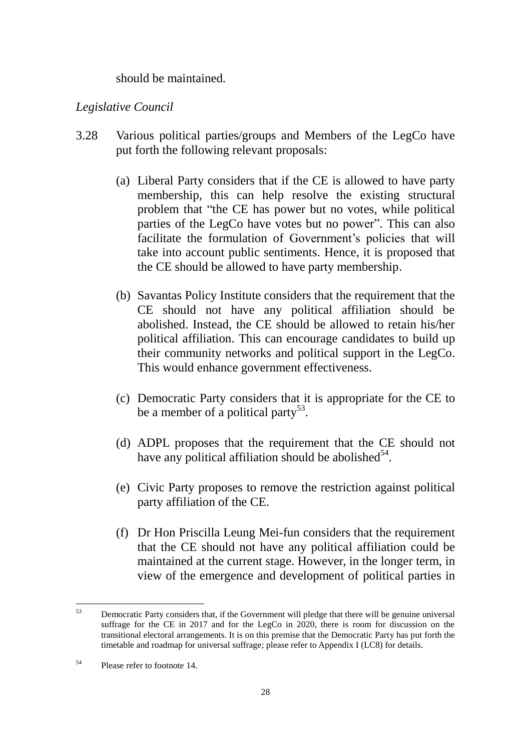should be maintained.

*Legislative Council*

3.28 Various political parties/groups and Members of the LegCo have put forth the following relevant proposals:

(a) Liberal Party considers that if the CE is allowed to have party membership, this can help resolve the existing structural problem that "the CE has power but no votes, while political parties of the LegCo have votes but no power". This can also facilitate the formulation of Government's policies that will take into account public sentiments. Hence, it is proposed that the CE should be allowed to have party membership.

(b) Savantas Policy Institute considers that the requirement that the CE should not have any political affiliation should be abolished. Instead, the CE should be allowed to retain his/her political affiliation. This can encourage candidates to build up their community networks and political support in the LegCo. This would enhance government effectiveness.

(c) Democratic Party considers that it is appropriate for the CE to be a member of a political party[53].

(d) ADPL proposes that the requirement that the CE should not have any political affiliation should be abolished[54].

(e) Civic Party proposes to remove the restriction against political party affiliation of the CE.

(f) Dr Hon Priscilla Leung Mei-fun considers that the requirement that the CE should not have any political affiliation could be maintained at the current stage. However, in the longer term, in view of the emergence and development of political parties in

---

[53] Democratic Party considers that, if the Government will pledge that there will be genuine universal suffrage for the CE in 2017 and for the LegCo in 2020, there is room for discussion on the transitional electoral arrangements. It is on this premise that the Democratic Party has put forth the timetable and roadmap for universal suffrage; please refer to Appendix I (LC8) for details.

[54] Please refer to footnote 14.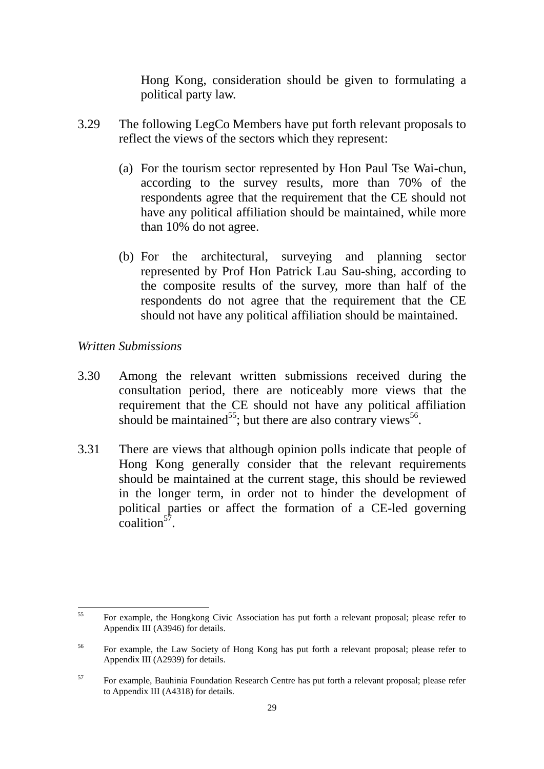Hong Kong, consideration should be given to formulating a political party law.

3.29 The following LegCo Members have put forth relevant proposals to reflect the views of the sectors which they represent:

(a) For the tourism sector represented by Hon Paul Tse Wai-chun, according to the survey results, more than 70% of the respondents agree that the requirement that the CE should not have any political affiliation should be maintained, while more than 10% do not agree.

(b) For the architectural, surveying and planning sector represented by Prof Hon Patrick Lau Sau-shing, according to the composite results of the survey, more than half of the respondents do not agree that the requirement that the CE should not have any political affiliation should be maintained.

*Written Submissions*

3.30 Among the relevant written submissions received during the consultation period, there are noticeably more views that the requirement that the CE should not have any political affiliation should be maintained[55]; but there are also contrary views[56].

3.31 There are views that although opinion polls indicate that people of Hong Kong generally consider that the relevant requirements should be maintained at the current stage, this should be reviewed in the longer term, in order not to hinder the development of political parties or affect the formation of a CE-led governing coalition[57].

---

[55] For example, the Hongkong Civic Association has put forth a relevant proposal; please refer to Appendix III (A3946) for details.

[56] For example, the Law Society of Hong Kong has put forth a relevant proposal; please refer to Appendix III (A2939) for details.

[57] For example, Bauhinia Foundation Research Centre has put forth a relevant proposal; please refer to Appendix III (A4318) for details.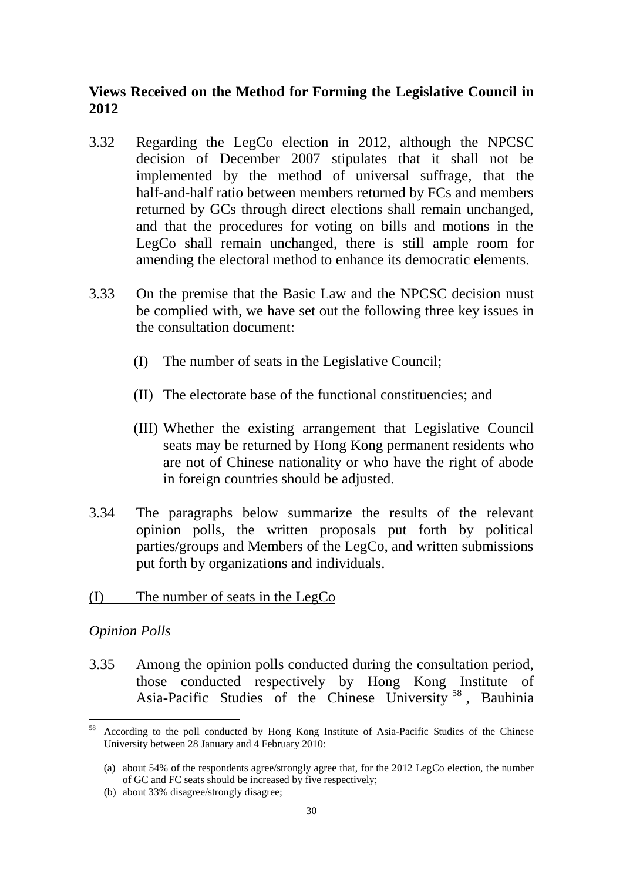## Views Received on the Method for Forming the Legislative Council in 2012

3.32 Regarding the LegCo election in 2012, although the NPCSC decision of December 2007 stipulates that it shall not be implemented by the method of universal suffrage, that the half-and-half ratio between members returned by FCs and members returned by GCs through direct elections shall remain unchanged, and that the procedures for voting on bills and motions in the LegCo shall remain unchanged, there is still ample room for amending the electoral method to enhance its democratic elements.

3.33 On the premise that the Basic Law and the NPCSC decision must be complied with, we have set out the following three key issues in the consultation document:

(I) The number of seats in the Legislative Council;

(II) The electorate base of the functional constituencies; and

(III) Whether the existing arrangement that Legislative Council seats may be returned by Hong Kong permanent residents who are not of Chinese nationality or who have the right of abode in foreign countries should be adjusted.

3.34 The paragraphs below summarize the results of the relevant opinion polls, the written proposals put forth by political parties/groups and Members of the LegCo, and written submissions put forth by organizations and individuals.

<u>(I) The number of seats in the LegCo</u>

*Opinion Polls*

3.35 Among the opinion polls conducted during the consultation period, those conducted respectively by Hong Kong Institute of Asia-Pacific Studies of the Chinese University[58], Bauhinia

---

[58] According to the poll conducted by Hong Kong Institute of Asia-Pacific Studies of the Chinese University between 28 January and 4 February 2010:

(a) about 54% of the respondents agree/strongly agree that, for the 2012 LegCo election, the number of GC and FC seats should be increased by five respectively;

(b) about 33% disagree/strongly disagree;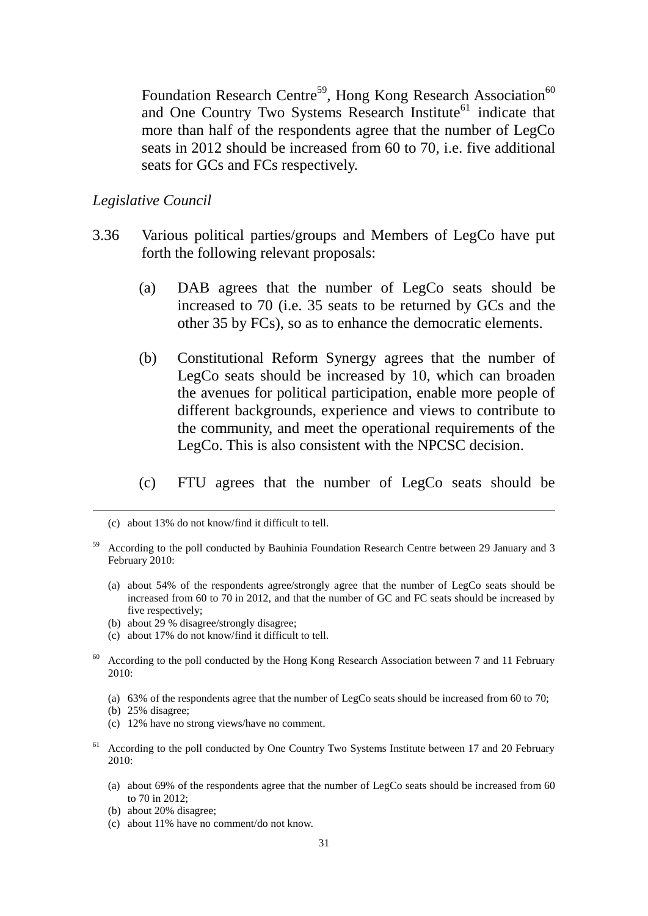Foundation Research Centre[59], Hong Kong Research Association[60] and One Country Two Systems Research Institute[61] indicate that more than half of the respondents agree that the number of LegCo seats in 2012 should be increased from 60 to 70, i.e. five additional seats for GCs and FCs respectively.

*Legislative Council*

3.36 Various political parties/groups and Members of LegCo have put forth the following relevant proposals:

(a) DAB agrees that the number of LegCo seats should be increased to 70 (i.e. 35 seats to be returned by GCs and the other 35 by FCs), so as to enhance the democratic elements.

(b) Constitutional Reform Synergy agrees that the number of LegCo seats should be increased by 10, which can broaden the avenues for political participation, enable more people of different backgrounds, experience and views to contribute to the community, and meet the operational requirements of the LegCo. This is also consistent with the NPCSC decision.

(c) FTU agrees that the number of LegCo seats should be

---

(c) about 13% do not know/find it difficult to tell.

[59] According to the poll conducted by Bauhinia Foundation Research Centre between 29 January and 3 February 2010:

(a) about 54% of the respondents agree/strongly agree that the number of LegCo seats should be increased from 60 to 70 in 2012, and that the number of GC and FC seats should be increased by five respectively;
(b) about 29 % disagree/strongly disagree;
(c) about 17% do not know/find it difficult to tell.

[60] According to the poll conducted by the Hong Kong Research Association between 7 and 11 February 2010:

(a) 63% of the respondents agree that the number of LegCo seats should be increased from 60 to 70;
(b) 25% disagree;
(c) 12% have no strong views/have no comment.

[61] According to the poll conducted by One Country Two Systems Institute between 17 and 20 February 2010:

(a) about 69% of the respondents agree that the number of LegCo seats should be increased from 60 to 70 in 2012;
(b) about 20% disagree;
(c) about 11% have no comment/do not know.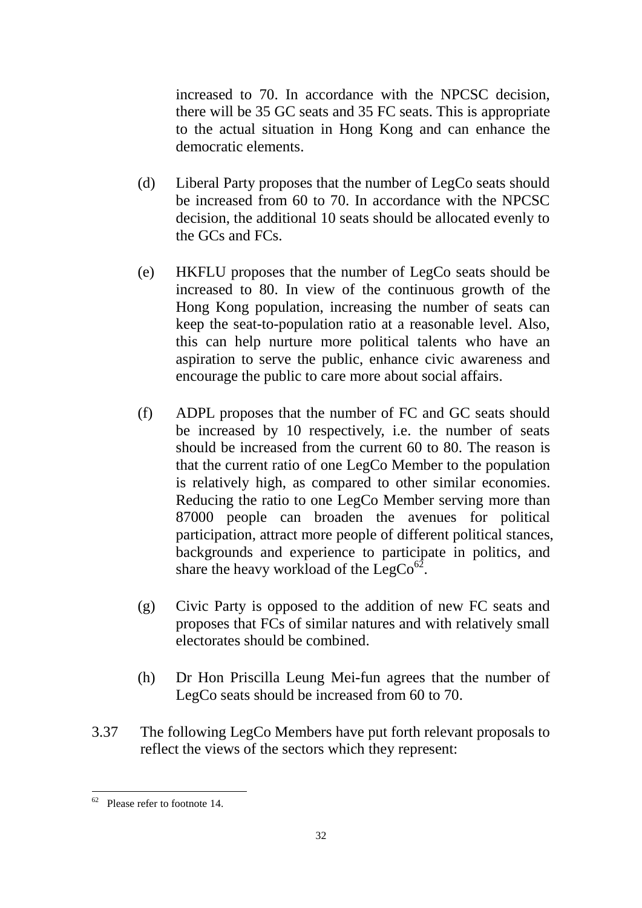increased to 70. In accordance with the NPCSC decision, there will be 35 GC seats and 35 FC seats. This is appropriate to the actual situation in Hong Kong and can enhance the democratic elements.

(d) Liberal Party proposes that the number of LegCo seats should be increased from 60 to 70. In accordance with the NPCSC decision, the additional 10 seats should be allocated evenly to the GCs and FCs.

(e) HKFLU proposes that the number of LegCo seats should be increased to 80. In view of the continuous growth of the Hong Kong population, increasing the number of seats can keep the seat-to-population ratio at a reasonable level. Also, this can help nurture more political talents who have an aspiration to serve the public, enhance civic awareness and encourage the public to care more about social affairs.

(f) ADPL proposes that the number of FC and GC seats should be increased by 10 respectively, i.e. the number of seats should be increased from the current 60 to 80. The reason is that the current ratio of one LegCo Member to the population is relatively high, as compared to other similar economies. Reducing the ratio to one LegCo Member serving more than 87000 people can broaden the avenues for political participation, attract more people of different political stances, backgrounds and experience to participate in politics, and share the heavy workload of the LegCo[62].

(g) Civic Party is opposed to the addition of new FC seats and proposes that FCs of similar natures and with relatively small electorates should be combined.

(h) Dr Hon Priscilla Leung Mei-fun agrees that the number of LegCo seats should be increased from 60 to 70.

3.37 The following LegCo Members have put forth relevant proposals to reflect the views of the sectors which they represent:

---

[62] Please refer to footnote 14.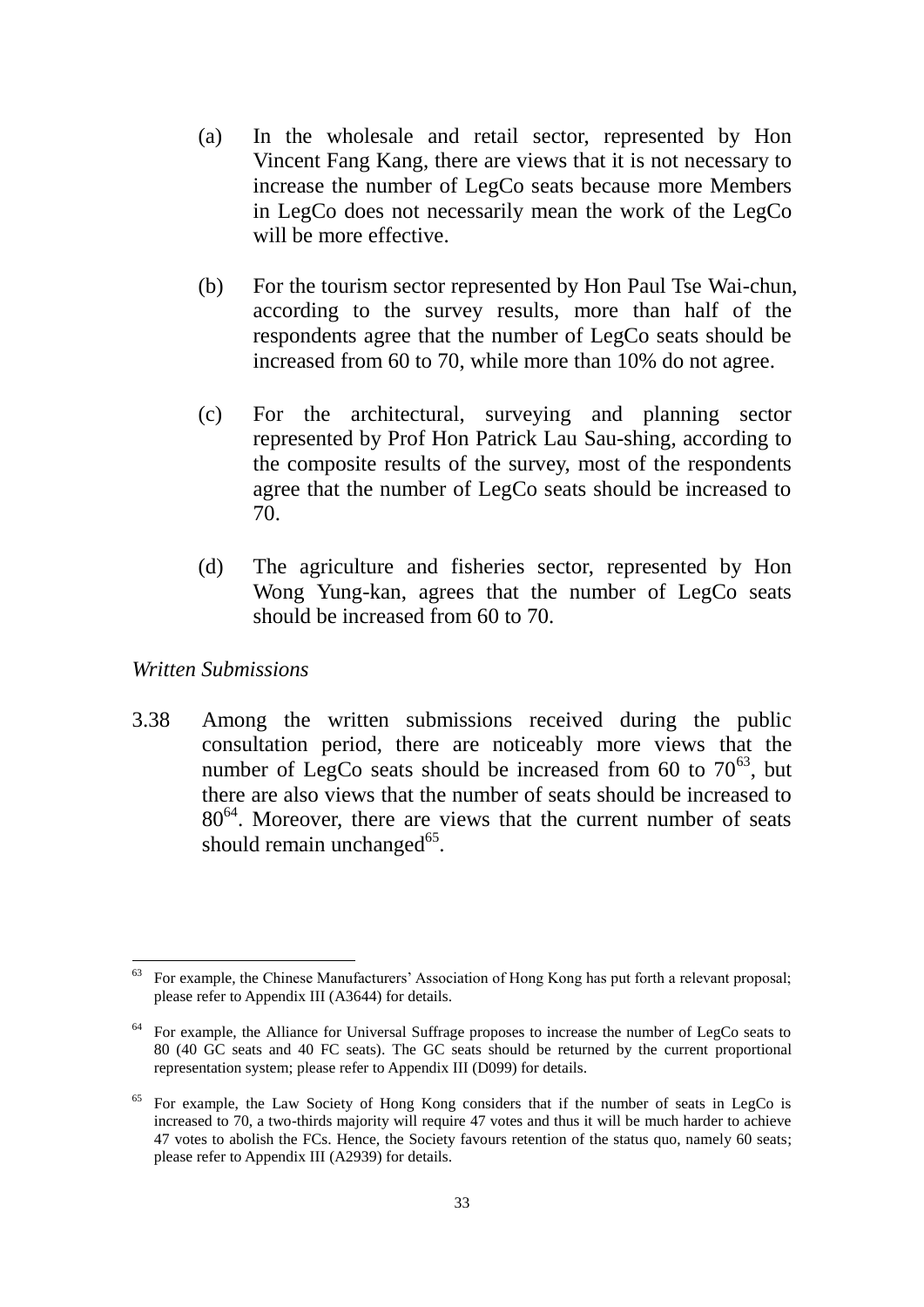(a) In the wholesale and retail sector, represented by Hon Vincent Fang Kang, there are views that it is not necessary to increase the number of LegCo seats because more Members in LegCo does not necessarily mean the work of the LegCo will be more effective.

(b) For the tourism sector represented by Hon Paul Tse Wai-chun, according to the survey results, more than half of the respondents agree that the number of LegCo seats should be increased from 60 to 70, while more than 10% do not agree.

(c) For the architectural, surveying and planning sector represented by Prof Hon Patrick Lau Sau-shing, according to the composite results of the survey, most of the respondents agree that the number of LegCo seats should be increased to 70.

(d) The agriculture and fisheries sector, represented by Hon Wong Yung-kan, agrees that the number of LegCo seats should be increased from 60 to 70.

*Written Submissions*

3.38 Among the written submissions received during the public consultation period, there are noticeably more views that the number of LegCo seats should be increased from 60 to 70[63], but there are also views that the number of seats should be increased to 80[64]. Moreover, there are views that the current number of seats should remain unchanged[65].

---

[63] For example, the Chinese Manufacturers' Association of Hong Kong has put forth a relevant proposal; please refer to Appendix III (A3644) for details.

[64] For example, the Alliance for Universal Suffrage proposes to increase the number of LegCo seats to 80 (40 GC seats and 40 FC seats). The GC seats should be returned by the current proportional representation system; please refer to Appendix III (D099) for details.

[65] For example, the Law Society of Hong Kong considers that if the number of seats in LegCo is increased to 70, a two-thirds majority will require 47 votes and thus it will be much harder to achieve 47 votes to abolish the FCs. Hence, the Society favours retention of the status quo, namely 60 seats; please refer to Appendix III (A2939) for details.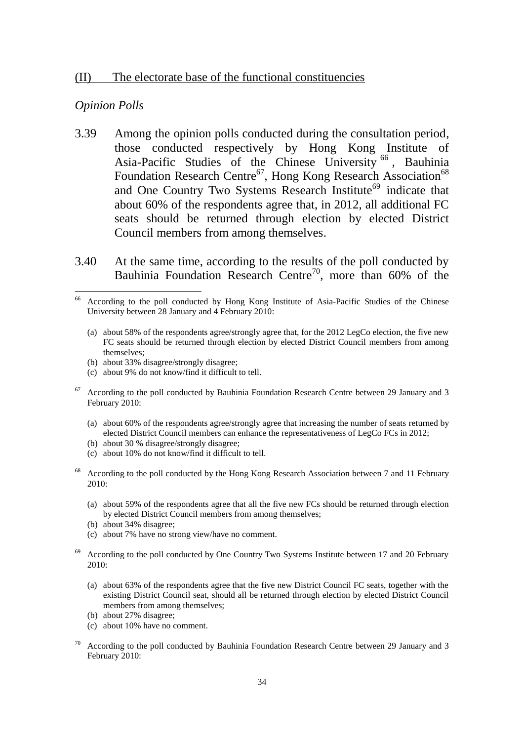## (II) The electorate base of the functional constituencies

*Opinion Polls*

3.39 Among the opinion polls conducted during the consultation period, those conducted respectively by Hong Kong Institute of Asia-Pacific Studies of the Chinese University[66], Bauhinia Foundation Research Centre[67], Hong Kong Research Association[68] and One Country Two Systems Research Institute[69] indicate that about 60% of the respondents agree that, in 2012, all additional FC seats should be returned through election by elected District Council members from among themselves.

3.40 At the same time, according to the results of the poll conducted by Bauhinia Foundation Research Centre[70], more than 60% of the

---

[66] According to the poll conducted by Hong Kong Institute of Asia-Pacific Studies of the Chinese University between 28 January and 4 February 2010:

(a) about 58% of the respondents agree/strongly agree that, for the 2012 LegCo election, the five new FC seats should be returned through election by elected District Council members from among themselves;
(b) about 33% disagree/strongly disagree;
(c) about 9% do not know/find it difficult to tell.

[67] According to the poll conducted by Bauhinia Foundation Research Centre between 29 January and 3 February 2010:

(a) about 60% of the respondents agree/strongly agree that increasing the number of seats returned by elected District Council members can enhance the representativeness of LegCo FCs in 2012;
(b) about 30 % disagree/strongly disagree;
(c) about 10% do not know/find it difficult to tell.

[68] According to the poll conducted by the Hong Kong Research Association between 7 and 11 February 2010:

(a) about 59% of the respondents agree that all the five new FCs should be returned through election by elected District Council members from among themselves;
(b) about 34% disagree;
(c) about 7% have no strong view/have no comment.

[69] According to the poll conducted by One Country Two Systems Institute between 17 and 20 February 2010:

(a) about 63% of the respondents agree that the five new District Council FC seats, together with the existing District Council seat, should all be returned through election by elected District Council members from among themselves;
(b) about 27% disagree;
(c) about 10% have no comment.

[70] According to the poll conducted by Bauhinia Foundation Research Centre between 29 January and 3 February 2010: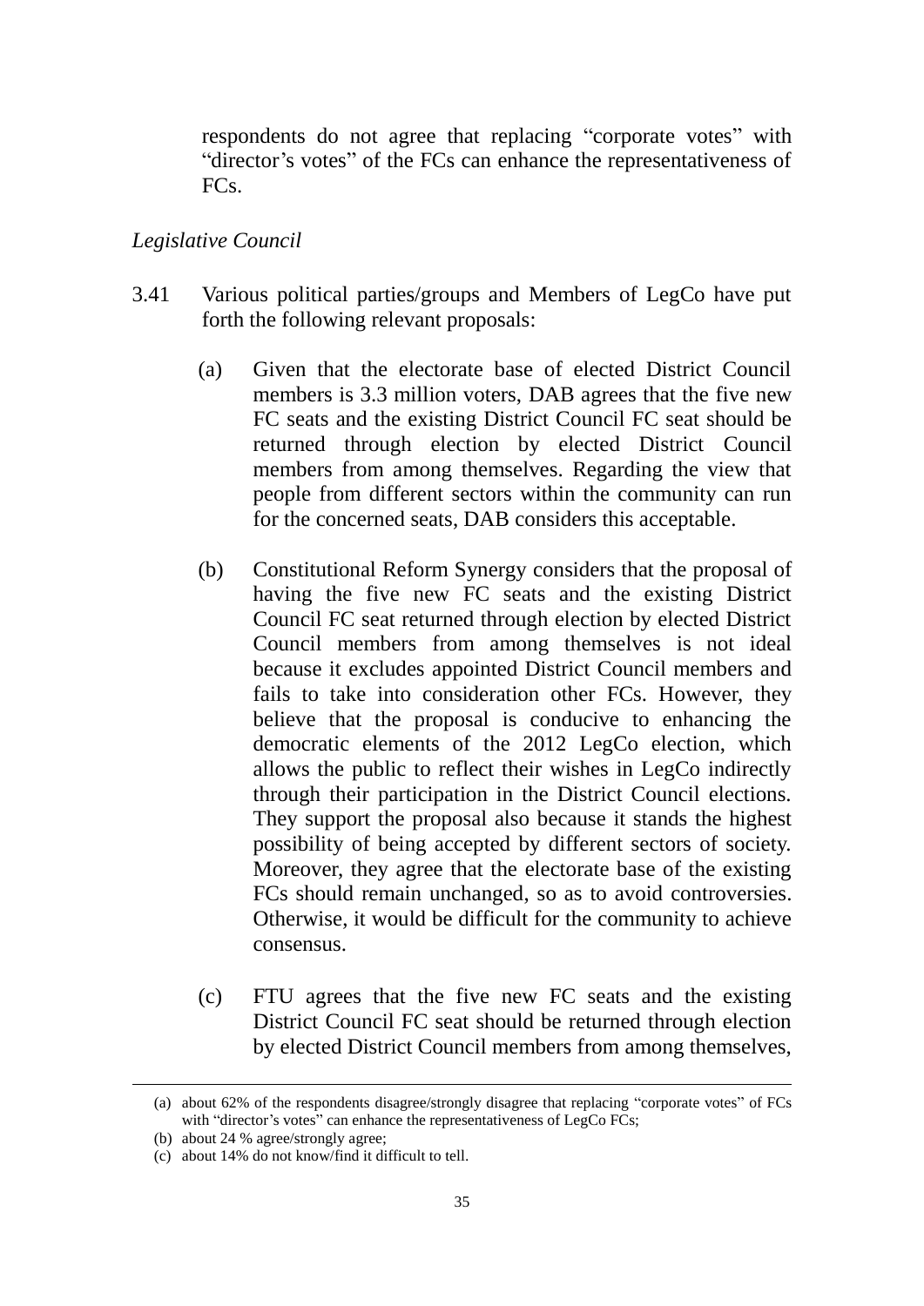respondents do not agree that replacing "corporate votes" with "director's votes" of the FCs can enhance the representativeness of FCs.

*Legislative Council*

3.41 Various political parties/groups and Members of LegCo have put forth the following relevant proposals:

(a) Given that the electorate base of elected District Council members is 3.3 million voters, DAB agrees that the five new FC seats and the existing District Council FC seat should be returned through election by elected District Council members from among themselves. Regarding the view that people from different sectors within the community can run for the concerned seats, DAB considers this acceptable.

(b) Constitutional Reform Synergy considers that the proposal of having the five new FC seats and the existing District Council FC seat returned through election by elected District Council members from among themselves is not ideal because it excludes appointed District Council members and fails to take into consideration other FCs. However, they believe that the proposal is conducive to enhancing the democratic elements of the 2012 LegCo election, which allows the public to reflect their wishes in LegCo indirectly through their participation in the District Council elections. They support the proposal also because it stands the highest possibility of being accepted by different sectors of society. Moreover, they agree that the electorate base of the existing FCs should remain unchanged, so as to avoid controversies. Otherwise, it would be difficult for the community to achieve consensus.

(c) FTU agrees that the five new FC seats and the existing District Council FC seat should be returned through election by elected District Council members from among themselves,

---

(a) about 62% of the respondents disagree/strongly disagree that replacing "corporate votes" of FCs with "director's votes" can enhance the representativeness of LegCo FCs;

(b) about 24 % agree/strongly agree;

(c) about 14% do not know/find it difficult to tell.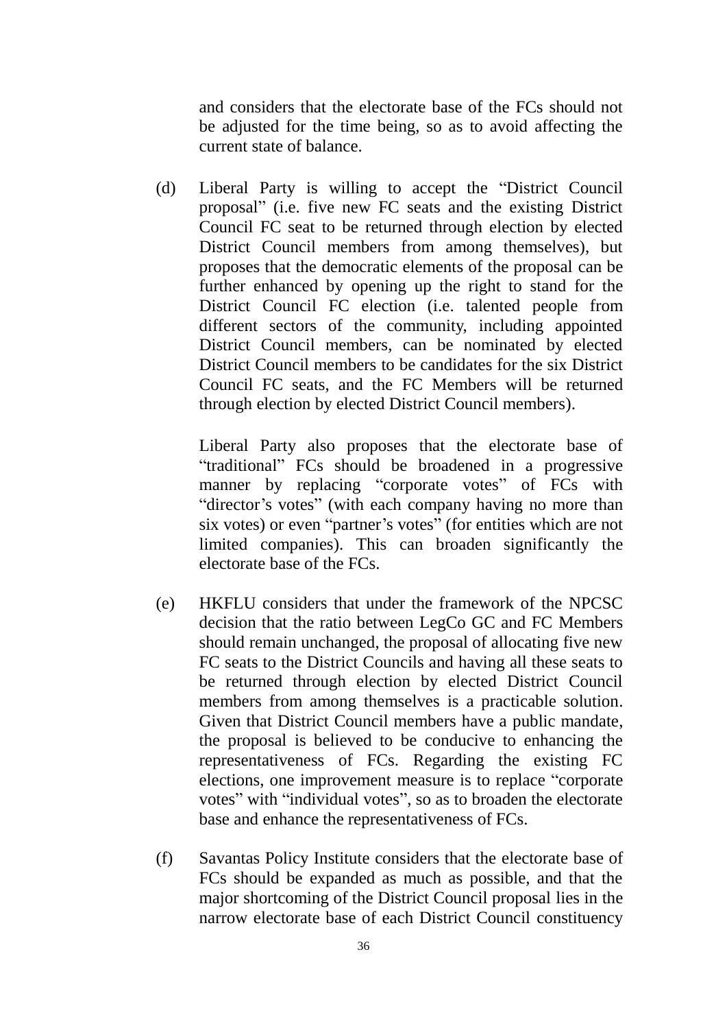and considers that the electorate base of the FCs should not be adjusted for the time being, so as to avoid affecting the current state of balance.

(d) Liberal Party is willing to accept the "District Council proposal" (i.e. five new FC seats and the existing District Council FC seat to be returned through election by elected District Council members from among themselves), but proposes that the democratic elements of the proposal can be further enhanced by opening up the right to stand for the District Council FC election (i.e. talented people from different sectors of the community, including appointed District Council members, can be nominated by elected District Council members to be candidates for the six District Council FC seats, and the FC Members will be returned through election by elected District Council members).

    Liberal Party also proposes that the electorate base of "traditional" FCs should be broadened in a progressive manner by replacing "corporate votes" of FCs with "director's votes" (with each company having no more than six votes) or even "partner's votes" (for entities which are not limited companies). This can broaden significantly the electorate base of the FCs.

(e) HKFLU considers that under the framework of the NPCSC decision that the ratio between LegCo GC and FC Members should remain unchanged, the proposal of allocating five new FC seats to the District Councils and having all these seats to be returned through election by elected District Council members from among themselves is a practicable solution. Given that District Council members have a public mandate, the proposal is believed to be conducive to enhancing the representativeness of FCs. Regarding the existing FC elections, one improvement measure is to replace "corporate votes" with "individual votes", so as to broaden the electorate base and enhance the representativeness of FCs.

(f) Savantas Policy Institute considers that the electorate base of FCs should be expanded as much as possible, and that the major shortcoming of the District Council proposal lies in the narrow electorate base of each District Council constituency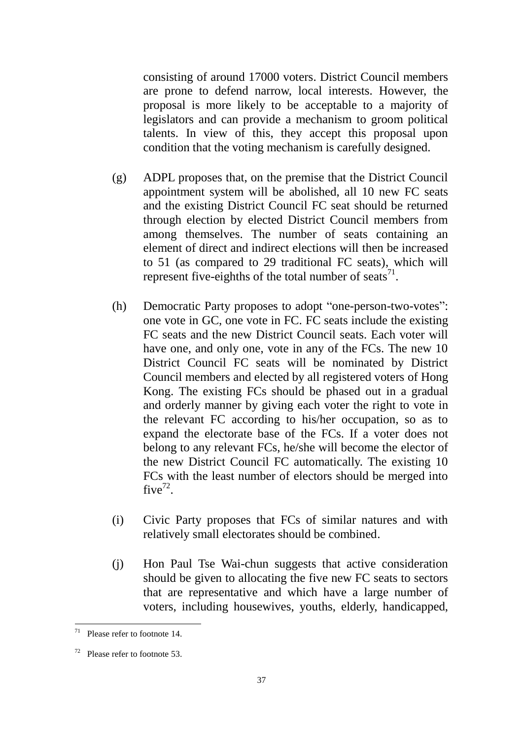consisting of around 17000 voters. District Council members are prone to defend narrow, local interests. However, the proposal is more likely to be acceptable to a majority of legislators and can provide a mechanism to groom political talents. In view of this, they accept this proposal upon condition that the voting mechanism is carefully designed.

(g) ADPL proposes that, on the premise that the District Council appointment system will be abolished, all 10 new FC seats and the existing District Council FC seat should be returned through election by elected District Council members from among themselves. The number of seats containing an element of direct and indirect elections will then be increased to 51 (as compared to 29 traditional FC seats), which will represent five-eighths of the total number of seats[71].

(h) Democratic Party proposes to adopt "one-person-two-votes": one vote in GC, one vote in FC. FC seats include the existing FC seats and the new District Council seats. Each voter will have one, and only one, vote in any of the FCs. The new 10 District Council FC seats will be nominated by District Council members and elected by all registered voters of Hong Kong. The existing FCs should be phased out in a gradual and orderly manner by giving each voter the right to vote in the relevant FC according to his/her occupation, so as to expand the electorate base of the FCs. If a voter does not belong to any relevant FCs, he/she will become the elector of the new District Council FC automatically. The existing 10 FCs with the least number of electors should be merged into five[72].

(i) Civic Party proposes that FCs of similar natures and with relatively small electorates should be combined.

(j) Hon Paul Tse Wai-chun suggests that active consideration should be given to allocating the five new FC seats to sectors that are representative and which have a large number of voters, including housewives, youths, elderly, handicapped,

---

[71] Please refer to footnote 14.

[72] Please refer to footnote 53.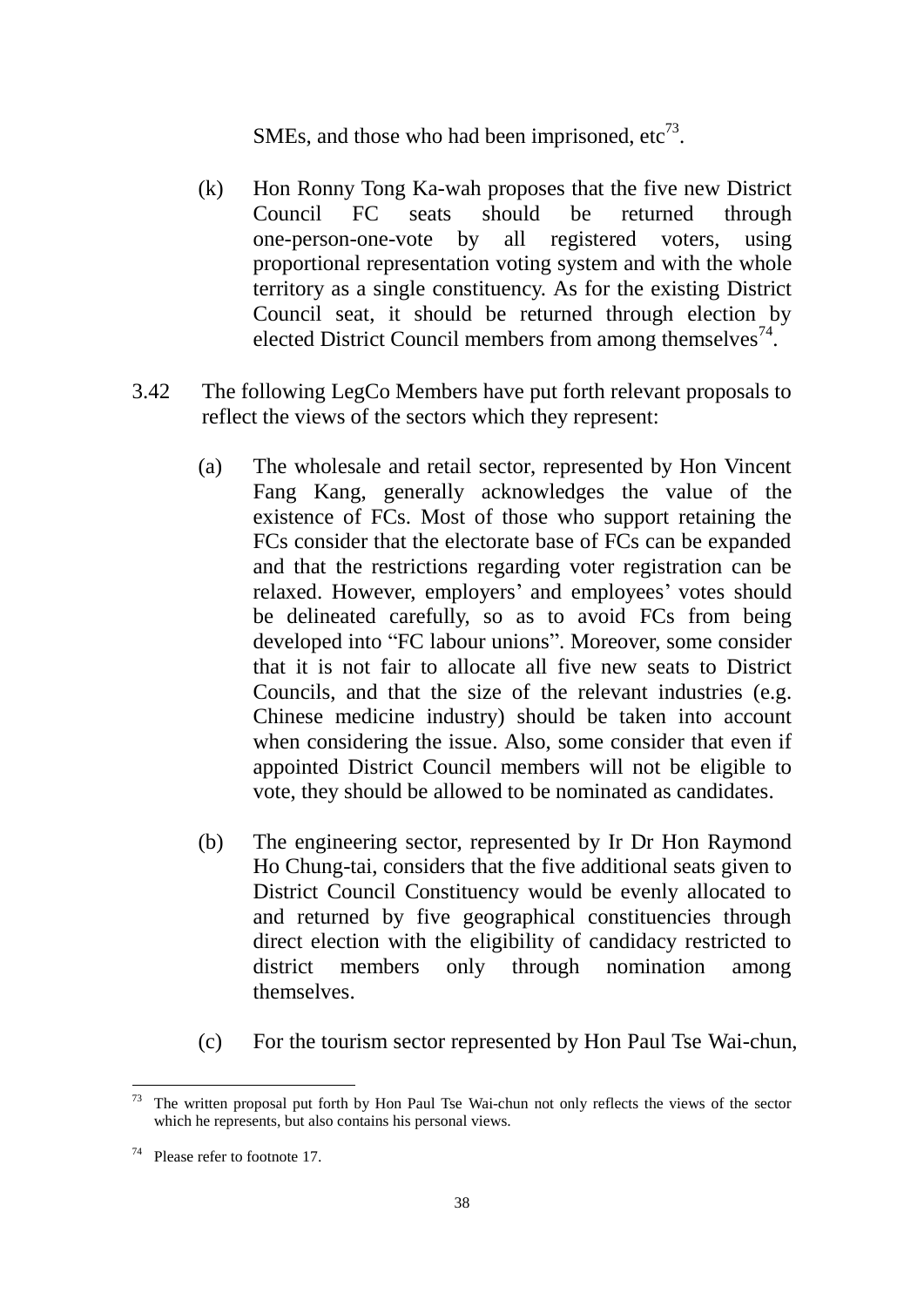SMEs, and those who had been imprisoned, etc[73].

(k) Hon Ronny Tong Ka-wah proposes that the five new District Council FC seats should be returned through one-person-one-vote by all registered voters, using proportional representation voting system and with the whole territory as a single constituency. As for the existing District Council seat, it should be returned through election by elected District Council members from among themselves[74].

3.42 The following LegCo Members have put forth relevant proposals to reflect the views of the sectors which they represent:

(a) The wholesale and retail sector, represented by Hon Vincent Fang Kang, generally acknowledges the value of the existence of FCs. Most of those who support retaining the FCs consider that the electorate base of FCs can be expanded and that the restrictions regarding voter registration can be relaxed. However, employers' and employees' votes should be delineated carefully, so as to avoid FCs from being developed into "FC labour unions". Moreover, some consider that it is not fair to allocate all five new seats to District Councils, and that the size of the relevant industries (e.g. Chinese medicine industry) should be taken into account when considering the issue. Also, some consider that even if appointed District Council members will not be eligible to vote, they should be allowed to be nominated as candidates.

(b) The engineering sector, represented by Ir Dr Hon Raymond Ho Chung-tai, considers that the five additional seats given to District Council Constituency would be evenly allocated to and returned by five geographical constituencies through direct election with the eligibility of candidacy restricted to district members only through nomination among themselves.

(c) For the tourism sector represented by Hon Paul Tse Wai-chun,

---

[73] The written proposal put forth by Hon Paul Tse Wai-chun not only reflects the views of the sector which he represents, but also contains his personal views.

[74] Please refer to footnote 17.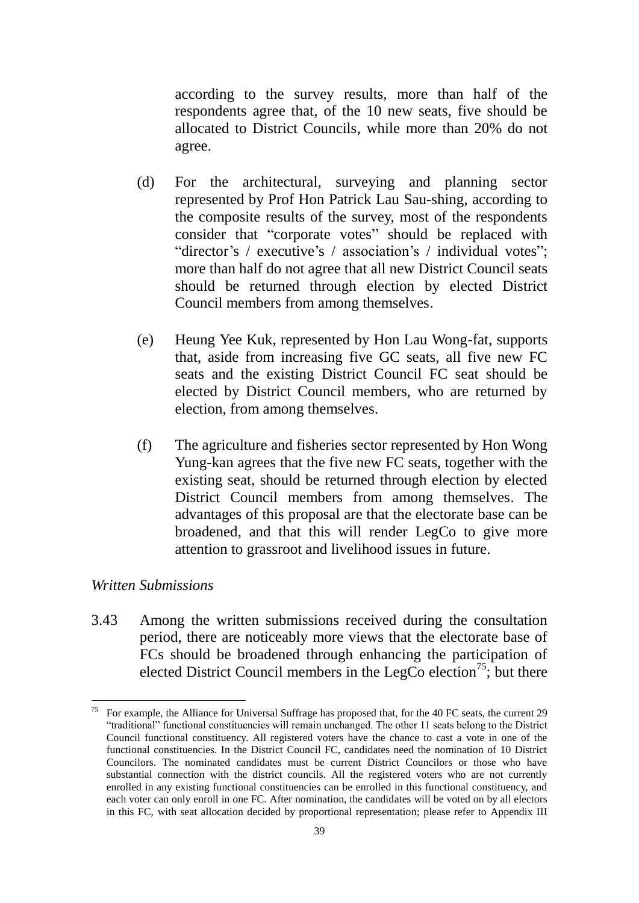according to the survey results, more than half of the respondents agree that, of the 10 new seats, five should be allocated to District Councils, while more than 20% do not agree.

(d) For the architectural, surveying and planning sector represented by Prof Hon Patrick Lau Sau-shing, according to the composite results of the survey, most of the respondents consider that "corporate votes" should be replaced with "director's / executive's / association's / individual votes"; more than half do not agree that all new District Council seats should be returned through election by elected District Council members from among themselves.

(e) Heung Yee Kuk, represented by Hon Lau Wong-fat, supports that, aside from increasing five GC seats, all five new FC seats and the existing District Council FC seat should be elected by District Council members, who are returned by election, from among themselves.

(f) The agriculture and fisheries sector represented by Hon Wong Yung-kan agrees that the five new FC seats, together with the existing seat, should be returned through election by elected District Council members from among themselves. The advantages of this proposal are that the electorate base can be broadened, and that this will render LegCo to give more attention to grassroot and livelihood issues in future.

*Written Submissions*

3.43 Among the written submissions received during the consultation period, there are noticeably more views that the electorate base of FCs should be broadened through enhancing the participation of elected District Council members in the LegCo election[75]; but there

---

[75] For example, the Alliance for Universal Suffrage has proposed that, for the 40 FC seats, the current 29 "traditional" functional constituencies will remain unchanged. The other 11 seats belong to the District Council functional constituency. All registered voters have the chance to cast a vote in one of the functional constituencies. In the District Council FC, candidates need the nomination of 10 District Councilors. The nominated candidates must be current District Councilors or those who have substantial connection with the district councils. All the registered voters who are not currently enrolled in any existing functional constituencies can be enrolled in this functional constituency, and each voter can only enroll in one FC. After nomination, the candidates will be voted on by all electors in this FC, with seat allocation decided by proportional representation; please refer to Appendix III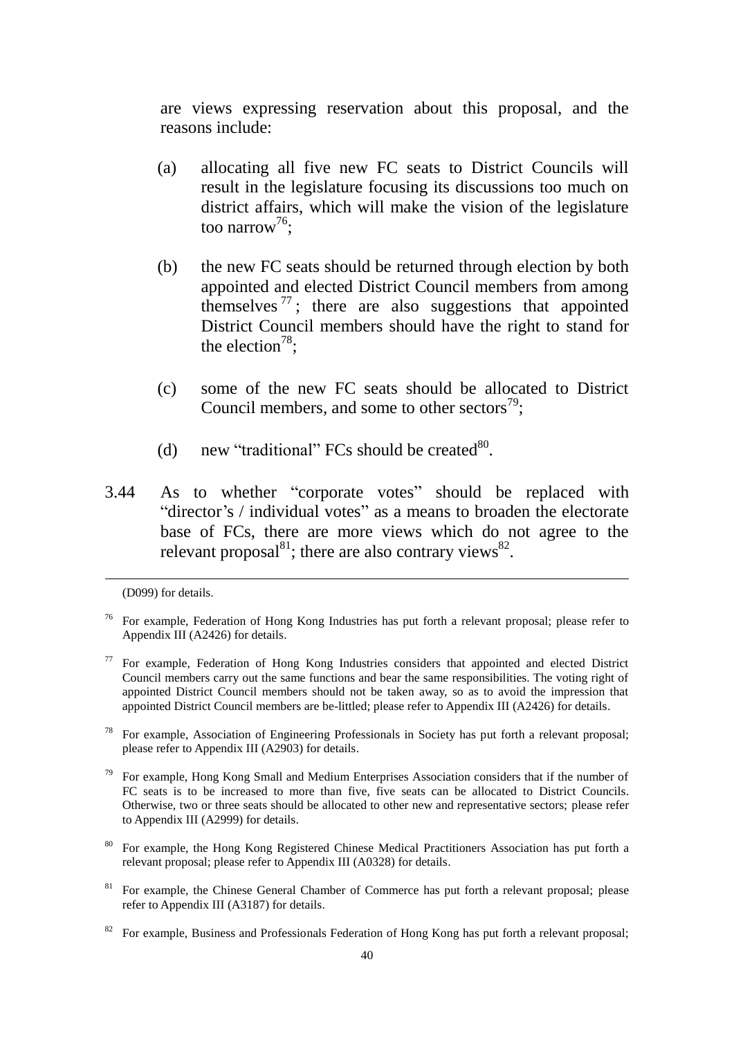are views expressing reservation about this proposal, and the reasons include:

(a) allocating all five new FC seats to District Councils will result in the legislature focusing its discussions too much on district affairs, which will make the vision of the legislature too narrow[76];

(b) the new FC seats should be returned through election by both appointed and elected District Council members from among themselves[77]; there are also suggestions that appointed District Council members should have the right to stand for the election[78];

(c) some of the new FC seats should be allocated to District Council members, and some to other sectors[79];

(d) new "traditional" FCs should be created[80].

3.44 As to whether "corporate votes" should be replaced with "director's / individual votes" as a means to broaden the electorate base of FCs, there are more views which do not agree to the relevant proposal[81]; there are also contrary views[82].

---

(D099) for details.

[76] For example, Federation of Hong Kong Industries has put forth a relevant proposal; please refer to Appendix III (A2426) for details.

[77] For example, Federation of Hong Kong Industries considers that appointed and elected District Council members carry out the same functions and bear the same responsibilities. The voting right of appointed District Council members should not be taken away, so as to avoid the impression that appointed District Council members are be-littled; please refer to Appendix III (A2426) for details.

[78] For example, Association of Engineering Professionals in Society has put forth a relevant proposal; please refer to Appendix III (A2903) for details.

[79] For example, Hong Kong Small and Medium Enterprises Association considers that if the number of FC seats is to be increased to more than five, five seats can be allocated to District Councils. Otherwise, two or three seats should be allocated to other new and representative sectors; please refer to Appendix III (A2999) for details.

[80] For example, the Hong Kong Registered Chinese Medical Practitioners Association has put forth a relevant proposal; please refer to Appendix III (A0328) for details.

[81] For example, the Chinese General Chamber of Commerce has put forth a relevant proposal; please refer to Appendix III (A3187) for details.

[82] For example, Business and Professionals Federation of Hong Kong has put forth a relevant proposal;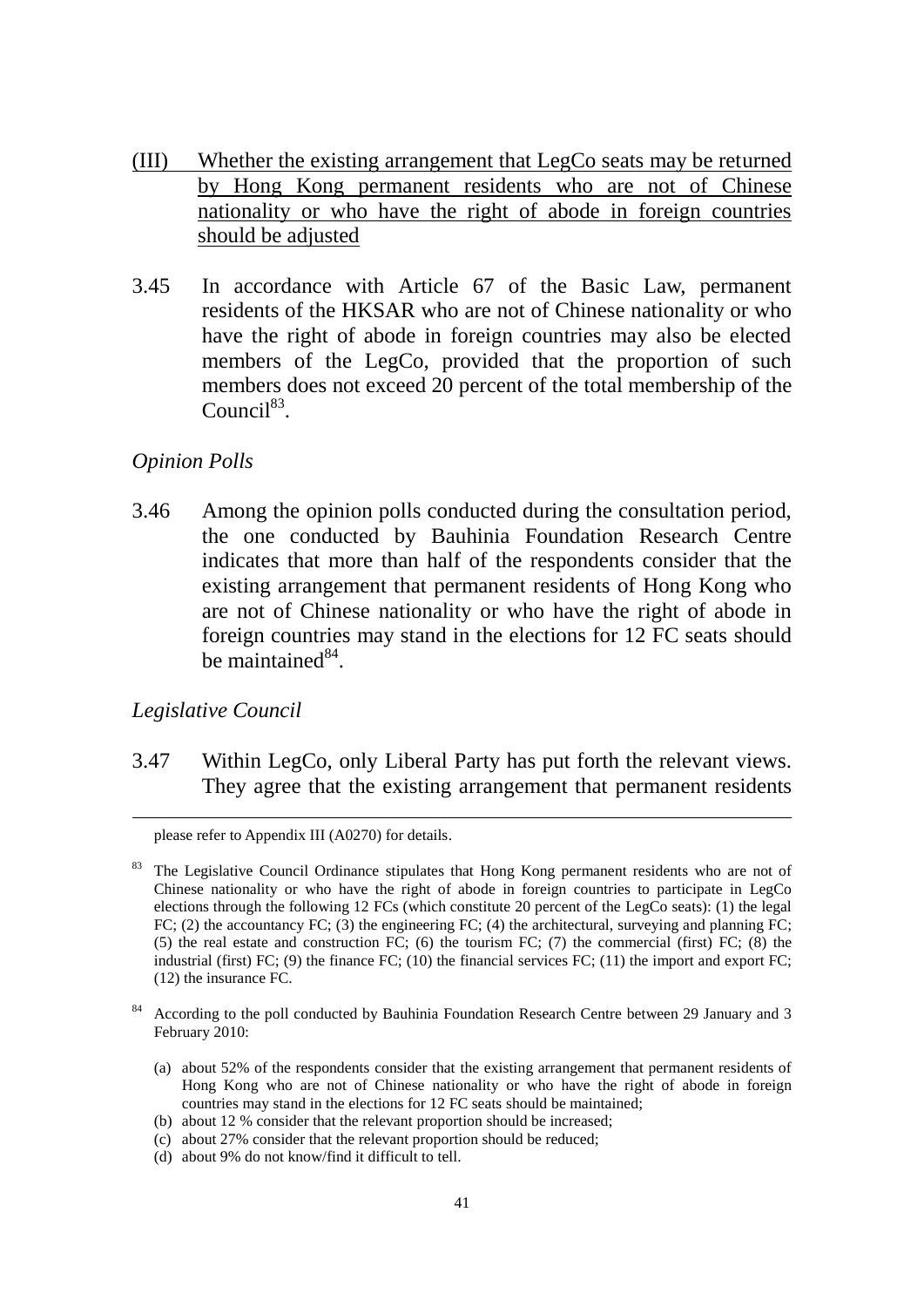(III) Whether the existing arrangement that LegCo seats may be returned by Hong Kong permanent residents who are not of Chinese nationality or who have the right of abode in foreign countries should be adjusted

3.45 In accordance with Article 67 of the Basic Law, permanent residents of the HKSAR who are not of Chinese nationality or who have the right of abode in foreign countries may also be elected members of the LegCo, provided that the proportion of such members does not exceed 20 percent of the total membership of the Council[83].

*Opinion Polls*

3.46 Among the opinion polls conducted during the consultation period, the one conducted by Bauhinia Foundation Research Centre indicates that more than half of the respondents consider that the existing arrangement that permanent residents of Hong Kong who are not of Chinese nationality or who have the right of abode in foreign countries may stand in the elections for 12 FC seats should be maintained[84].

*Legislative Council*

3.47 Within LegCo, only Liberal Party has put forth the relevant views. They agree that the existing arrangement that permanent residents

---

please refer to Appendix III (A0270) for details.

[83] The Legislative Council Ordinance stipulates that Hong Kong permanent residents who are not of Chinese nationality or who have the right of abode in foreign countries to participate in LegCo elections through the following 12 FCs (which constitute 20 percent of the LegCo seats): (1) the legal FC; (2) the accountancy FC; (3) the engineering FC; (4) the architectural, surveying and planning FC; (5) the real estate and construction FC; (6) the tourism FC; (7) the commercial (first) FC; (8) the industrial (first) FC; (9) the finance FC; (10) the financial services FC; (11) the import and export FC; (12) the insurance FC.

[84] According to the poll conducted by Bauhinia Foundation Research Centre between 29 January and 3 February 2010:

(a) about 52% of the respondents consider that the existing arrangement that permanent residents of Hong Kong who are not of Chinese nationality or who have the right of abode in foreign countries may stand in the elections for 12 FC seats should be maintained;
(b) about 12 % consider that the relevant proportion should be increased;
(c) about 27% consider that the relevant proportion should be reduced;
(d) about 9% do not know/find it difficult to tell.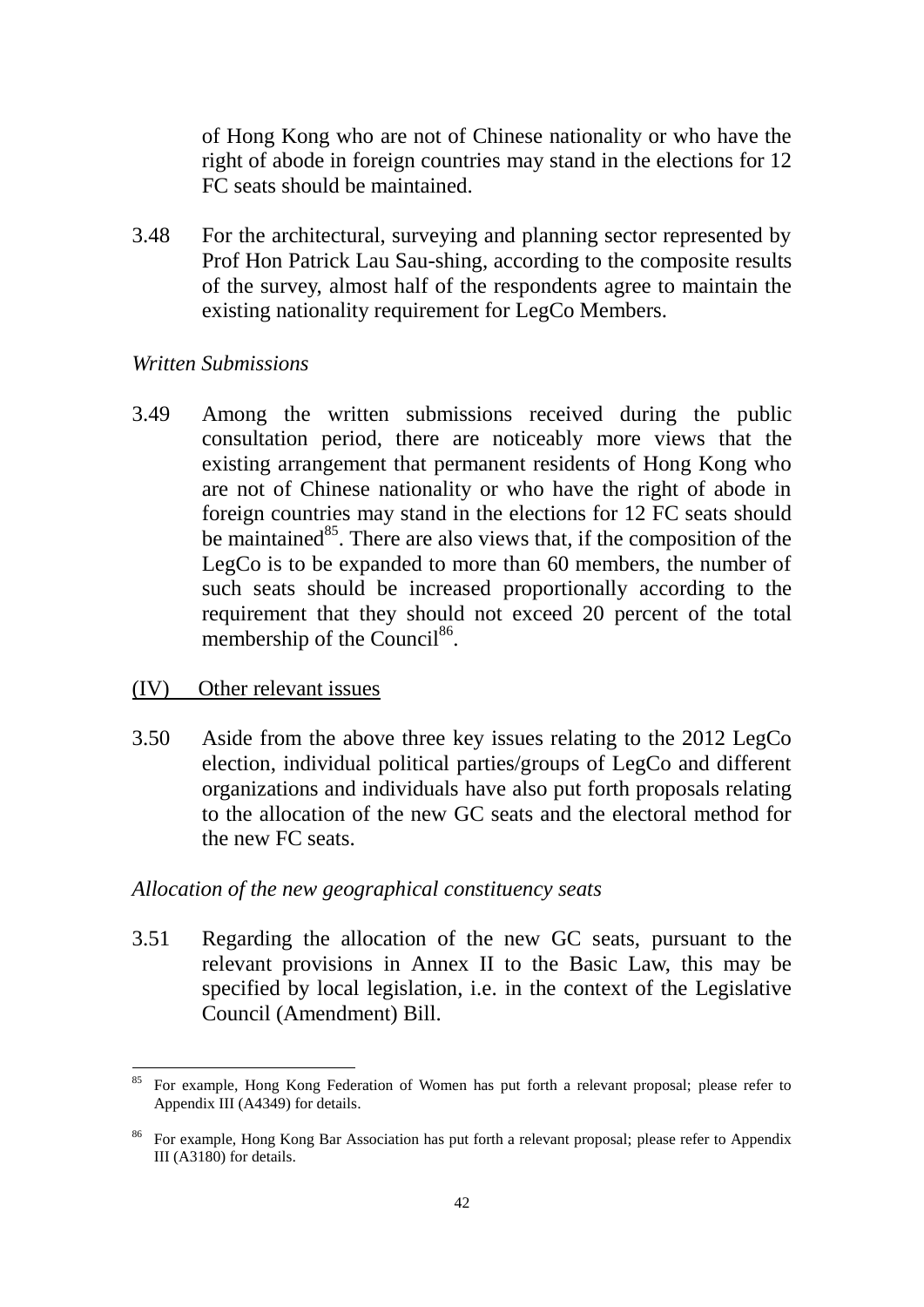of Hong Kong who are not of Chinese nationality or who have the right of abode in foreign countries may stand in the elections for 12 FC seats should be maintained.

3.48 For the architectural, surveying and planning sector represented by Prof Hon Patrick Lau Sau-shing, according to the composite results of the survey, almost half of the respondents agree to maintain the existing nationality requirement for LegCo Members.

*Written Submissions*

3.49 Among the written submissions received during the public consultation period, there are noticeably more views that the existing arrangement that permanent residents of Hong Kong who are not of Chinese nationality or who have the right of abode in foreign countries may stand in the elections for 12 FC seats should be maintained[85]. There are also views that, if the composition of the LegCo is to be expanded to more than 60 members, the number of such seats should be increased proportionally according to the requirement that they should not exceed 20 percent of the total membership of the Council[86].

<u>(IV) Other relevant issues</u>

3.50 Aside from the above three key issues relating to the 2012 LegCo election, individual political parties/groups of LegCo and different organizations and individuals have also put forth proposals relating to the allocation of the new GC seats and the electoral method for the new FC seats.

*Allocation of the new geographical constituency seats*

3.51 Regarding the allocation of the new GC seats, pursuant to the relevant provisions in Annex II to the Basic Law, this may be specified by local legislation, i.e. in the context of the Legislative Council (Amendment) Bill.

---

[85] For example, Hong Kong Federation of Women has put forth a relevant proposal; please refer to Appendix III (A4349) for details.

[86] For example, Hong Kong Bar Association has put forth a relevant proposal; please refer to Appendix III (A3180) for details.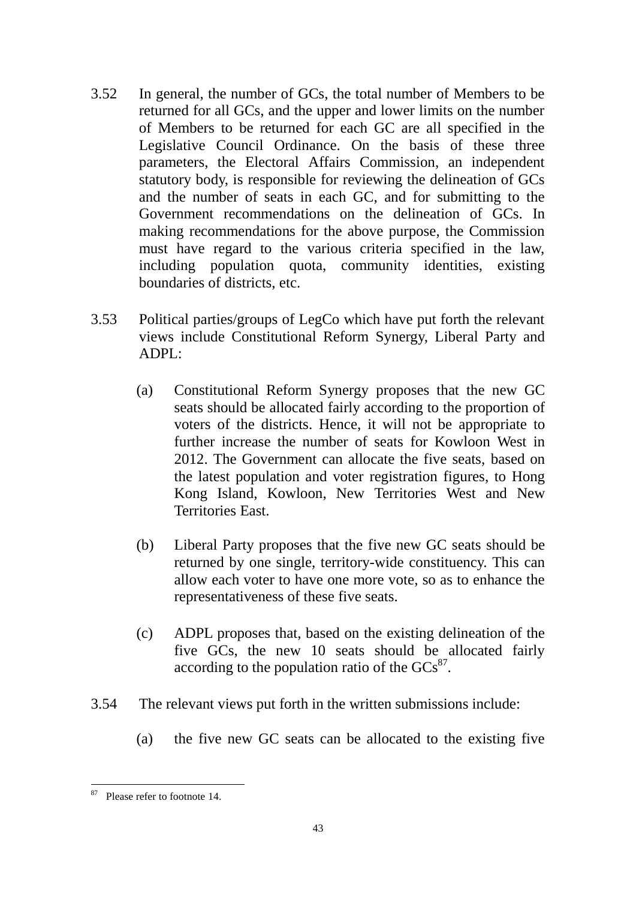3.52 In general, the number of GCs, the total number of Members to be returned for all GCs, and the upper and lower limits on the number of Members to be returned for each GC are all specified in the Legislative Council Ordinance. On the basis of these three parameters, the Electoral Affairs Commission, an independent statutory body, is responsible for reviewing the delineation of GCs and the number of seats in each GC, and for submitting to the Government recommendations on the delineation of GCs. In making recommendations for the above purpose, the Commission must have regard to the various criteria specified in the law, including population quota, community identities, existing boundaries of districts, etc.

3.53 Political parties/groups of LegCo which have put forth the relevant views include Constitutional Reform Synergy, Liberal Party and ADPL:

(a) Constitutional Reform Synergy proposes that the new GC seats should be allocated fairly according to the proportion of voters of the districts. Hence, it will not be appropriate to further increase the number of seats for Kowloon West in 2012. The Government can allocate the five seats, based on the latest population and voter registration figures, to Hong Kong Island, Kowloon, New Territories West and New Territories East.

(b) Liberal Party proposes that the five new GC seats should be returned by one single, territory-wide constituency. This can allow each voter to have one more vote, so as to enhance the representativeness of these five seats.

(c) ADPL proposes that, based on the existing delineation of the five GCs, the new 10 seats should be allocated fairly according to the population ratio of the GCs[87].

3.54 The relevant views put forth in the written submissions include:

(a) the five new GC seats can be allocated to the existing five

[87] Please refer to footnote 14.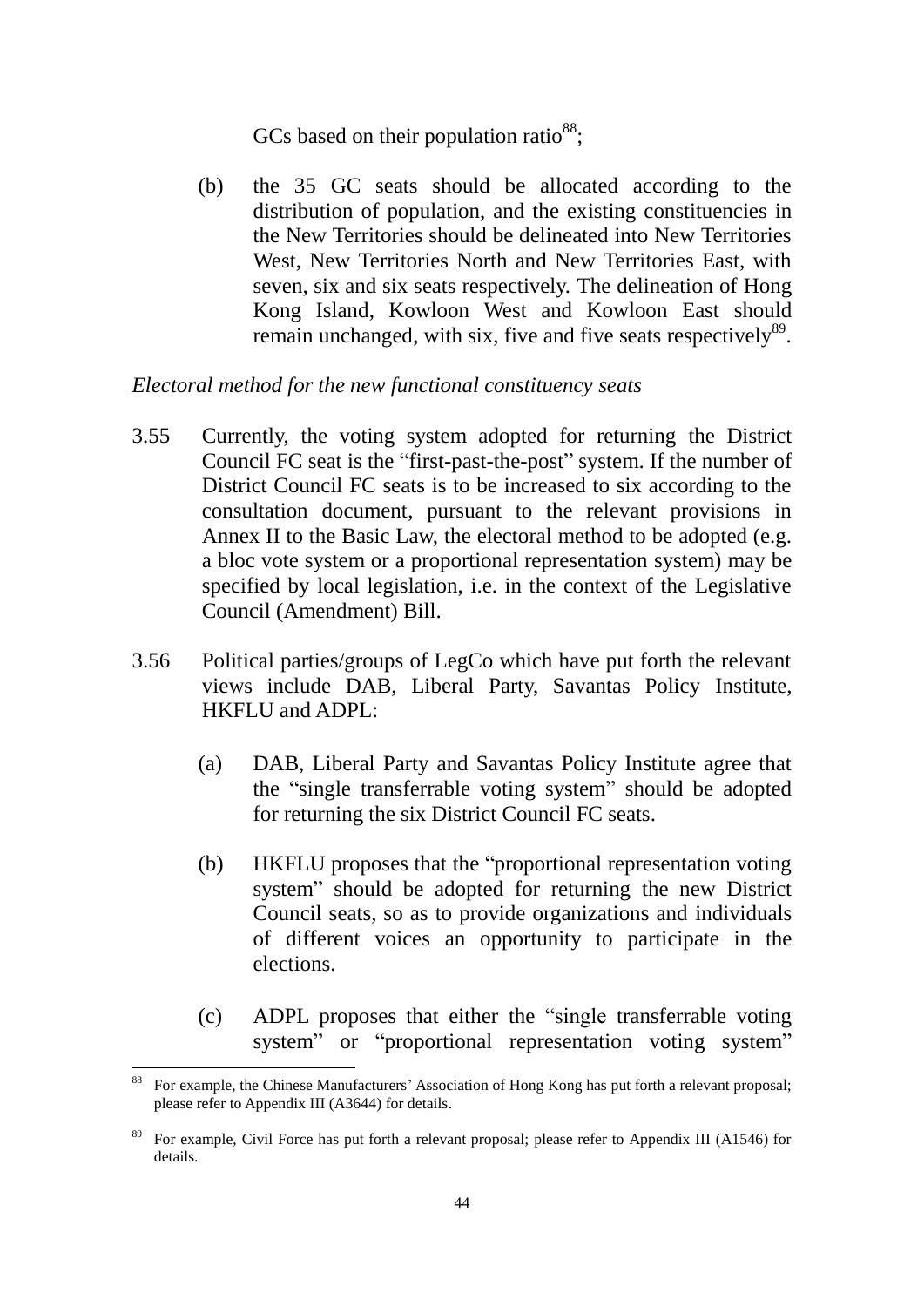GCs based on their population ratio[88];

(b) the 35 GC seats should be allocated according to the distribution of population, and the existing constituencies in the New Territories should be delineated into New Territories West, New Territories North and New Territories East, with seven, six and six seats respectively. The delineation of Hong Kong Island, Kowloon West and Kowloon East should remain unchanged, with six, five and five seats respectively[89].

*Electoral method for the new functional constituency seats*

3.55 Currently, the voting system adopted for returning the District Council FC seat is the "first-past-the-post" system. If the number of District Council FC seats is to be increased to six according to the consultation document, pursuant to the relevant provisions in Annex II to the Basic Law, the electoral method to be adopted (e.g. a bloc vote system or a proportional representation system) may be specified by local legislation, i.e. in the context of the Legislative Council (Amendment) Bill.

3.56 Political parties/groups of LegCo which have put forth the relevant views include DAB, Liberal Party, Savantas Policy Institute, HKFLU and ADPL:

(a) DAB, Liberal Party and Savantas Policy Institute agree that the "single transferrable voting system" should be adopted for returning the six District Council FC seats.

(b) HKFLU proposes that the "proportional representation voting system" should be adopted for returning the new District Council seats, so as to provide organizations and individuals of different voices an opportunity to participate in the elections.

(c) ADPL proposes that either the "single transferrable voting system" or "proportional representation voting system"

---

[88] For example, the Chinese Manufacturers' Association of Hong Kong has put forth a relevant proposal; please refer to Appendix III (A3644) for details.

[89] For example, Civil Force has put forth a relevant proposal; please refer to Appendix III (A1546) for details.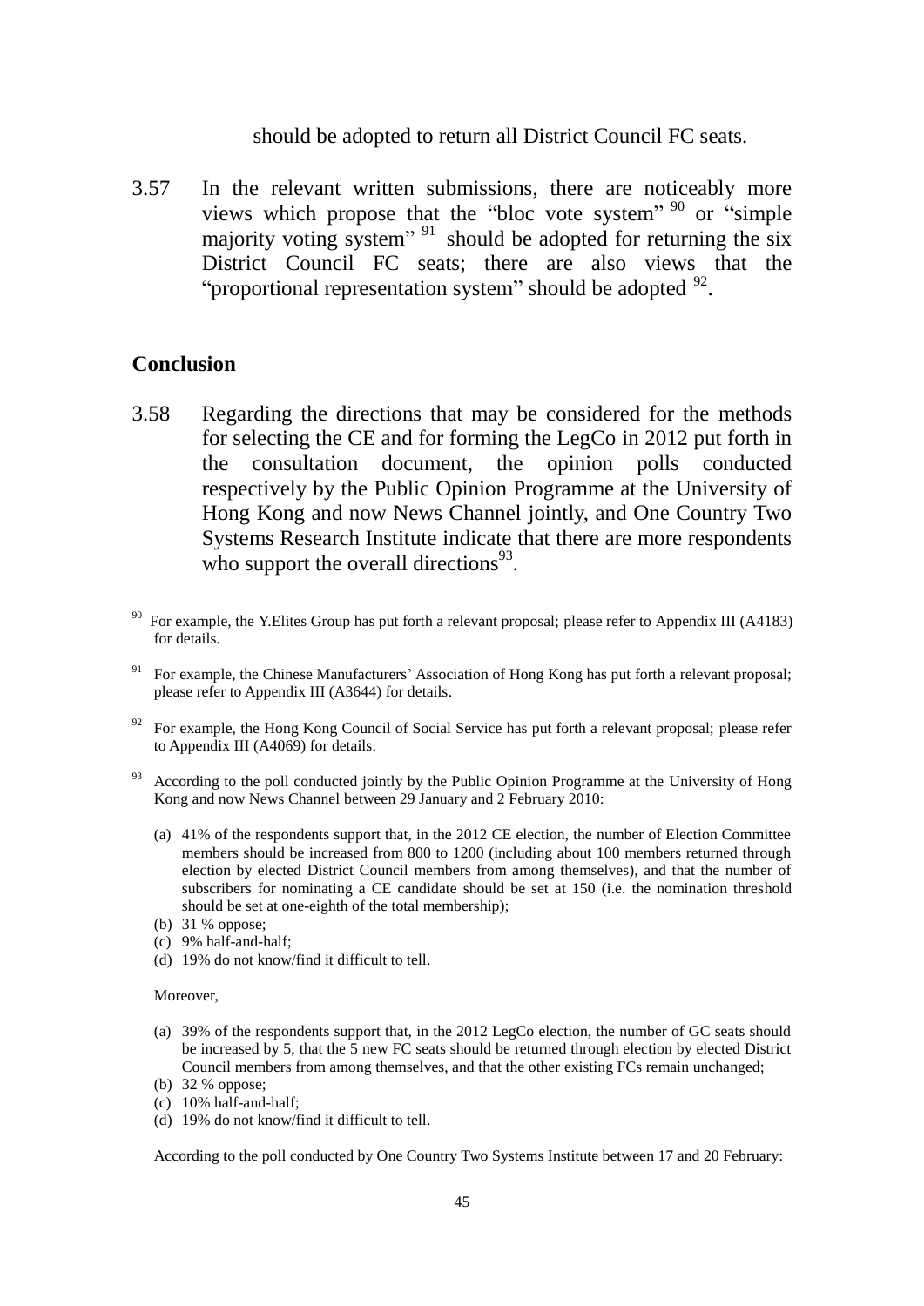should be adopted to return all District Council FC seats.

3.57 In the relevant written submissions, there are noticeably more views which propose that the "bloc vote system" [90] or "simple majority voting system" [91] should be adopted for returning the six District Council FC seats; there are also views that the "proportional representation system" should be adopted [92].

## Conclusion

3.58 Regarding the directions that may be considered for the methods for selecting the CE and for forming the LegCo in 2012 put forth in the consultation document, the opinion polls conducted respectively by the Public Opinion Programme at the University of Hong Kong and now News Channel jointly, and One Country Two Systems Research Institute indicate that there are more respondents who support the overall directions[93].

---

[90] For example, the Y.Elites Group has put forth a relevant proposal; please refer to Appendix III (A4183) for details.

[91] For example, the Chinese Manufacturers' Association of Hong Kong has put forth a relevant proposal; please refer to Appendix III (A3644) for details.

[92] For example, the Hong Kong Council of Social Service has put forth a relevant proposal; please refer to Appendix III (A4069) for details.

[93] According to the poll conducted jointly by the Public Opinion Programme at the University of Hong Kong and now News Channel between 29 January and 2 February 2010:

(a) 41% of the respondents support that, in the 2012 CE election, the number of Election Committee members should be increased from 800 to 1200 (including about 100 members returned through election by elected District Council members from among themselves), and that the number of subscribers for nominating a CE candidate should be set at 150 (i.e. the nomination threshold should be set at one-eighth of the total membership);

(b) 31 % oppose;

(c) 9% half-and-half;

(d) 19% do not know/find it difficult to tell.

Moreover,

(a) 39% of the respondents support that, in the 2012 LegCo election, the number of GC seats should be increased by 5, that the 5 new FC seats should be returned through election by elected District Council members from among themselves, and that the other existing FCs remain unchanged;

(b) 32 % oppose;

(c) 10% half-and-half;

(d) 19% do not know/find it difficult to tell.

According to the poll conducted by One Country Two Systems Institute between 17 and 20 February: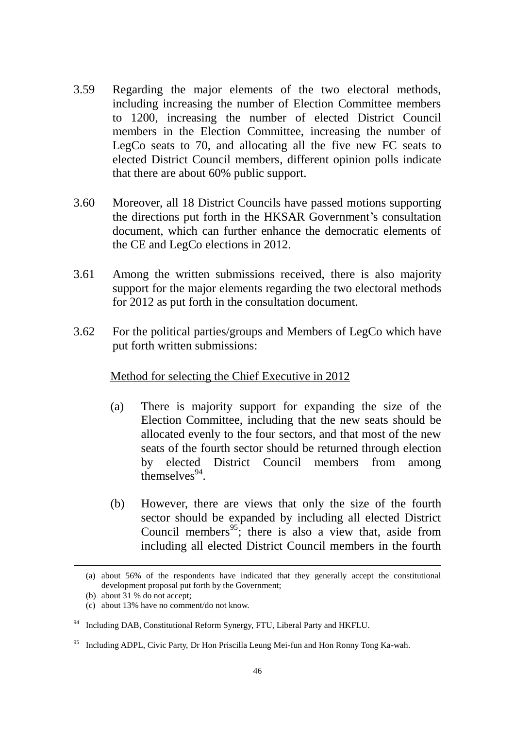3.59 Regarding the major elements of the two electoral methods, including increasing the number of Election Committee members to 1200, increasing the number of elected District Council members in the Election Committee, increasing the number of LegCo seats to 70, and allocating all the five new FC seats to elected District Council members, different opinion polls indicate that there are about 60% public support.

3.60 Moreover, all 18 District Councils have passed motions supporting the directions put forth in the HKSAR Government's consultation document, which can further enhance the democratic elements of the CE and LegCo elections in 2012.

3.61 Among the written submissions received, there is also majority support for the major elements regarding the two electoral methods for 2012 as put forth in the consultation document.

3.62 For the political parties/groups and Members of LegCo which have put forth written submissions:

Method for selecting the Chief Executive in 2012

(a) There is majority support for expanding the size of the Election Committee, including that the new seats should be allocated evenly to the four sectors, and that most of the new seats of the fourth sector should be returned through election by elected District Council members from among themselves[94].

(b) However, there are views that only the size of the fourth sector should be expanded by including all elected District Council members[95]; there is also a view that, aside from including all elected District Council members in the fourth

---

(a) about 56% of the respondents have indicated that they generally accept the constitutional development proposal put forth by the Government;

(b) about 31 % do not accept;

(c) about 13% have no comment/do not know.

[94] Including DAB, Constitutional Reform Synergy, FTU, Liberal Party and HKFLU.

[95] Including ADPL, Civic Party, Dr Hon Priscilla Leung Mei-fun and Hon Ronny Tong Ka-wah.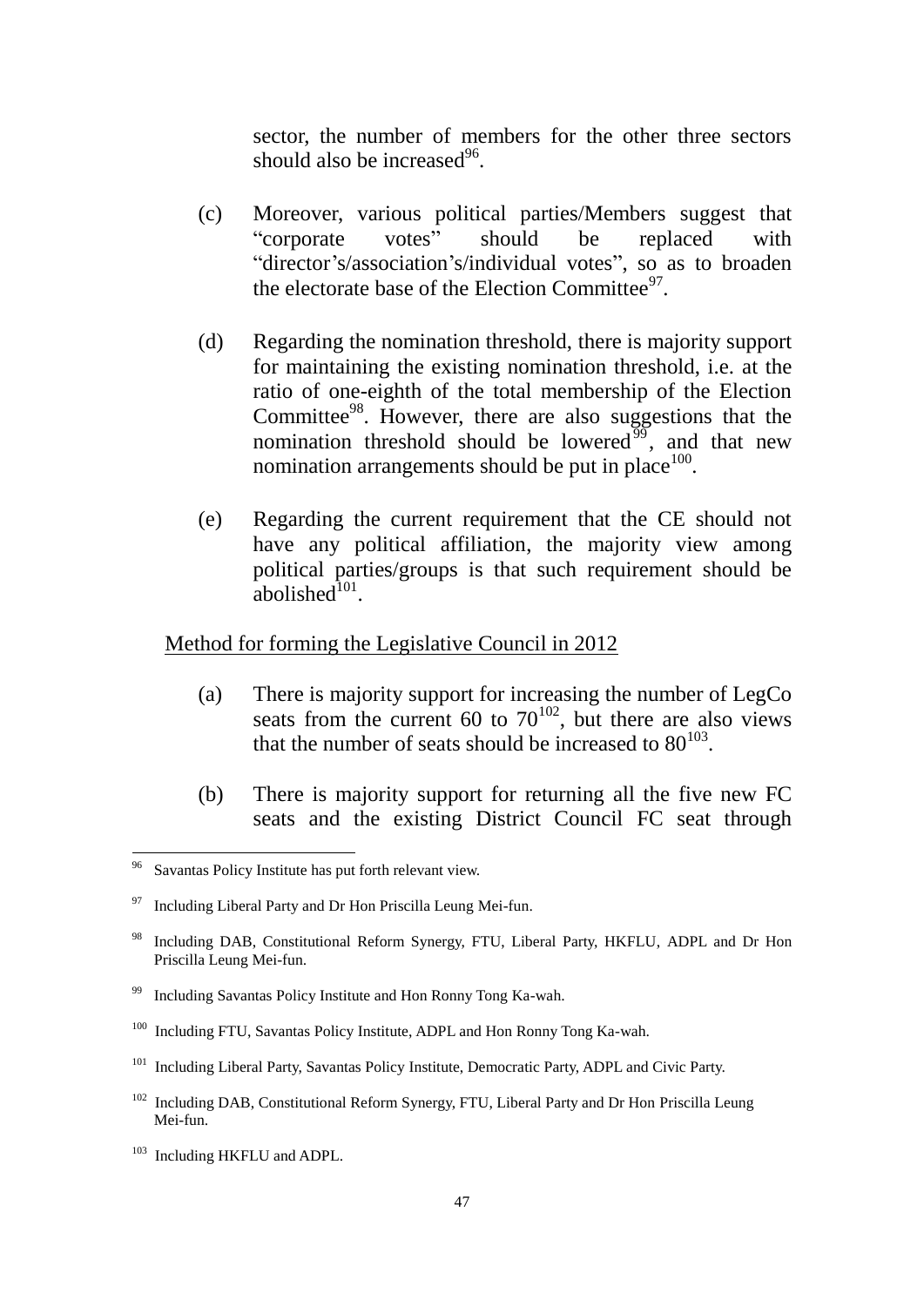sector, the number of members for the other three sectors should also be increased[96].

(c) Moreover, various political parties/Members suggest that "corporate votes" should be replaced with "director's/association's/individual votes", so as to broaden the electorate base of the Election Committee[97].

(d) Regarding the nomination threshold, there is majority support for maintaining the existing nomination threshold, i.e. at the ratio of one-eighth of the total membership of the Election Committee[98]. However, there are also suggestions that the nomination threshold should be lowered[99], and that new nomination arrangements should be put in place[100].

(e) Regarding the current requirement that the CE should not have any political affiliation, the majority view among political parties/groups is that such requirement should be abolished[101].

<u>Method for forming the Legislative Council in 2012</u>

(a) There is majority support for increasing the number of LegCo seats from the current 60 to 70[102], but there are also views that the number of seats should be increased to 80[103].

(b) There is majority support for returning all the five new FC seats and the existing District Council FC seat through

---

[96] Savantas Policy Institute has put forth relevant view.

[97] Including Liberal Party and Dr Hon Priscilla Leung Mei-fun.

[98] Including DAB, Constitutional Reform Synergy, FTU, Liberal Party, HKFLU, ADPL and Dr Hon Priscilla Leung Mei-fun.

[99] Including Savantas Policy Institute and Hon Ronny Tong Ka-wah.

[100] Including FTU, Savantas Policy Institute, ADPL and Hon Ronny Tong Ka-wah.

[101] Including Liberal Party, Savantas Policy Institute, Democratic Party, ADPL and Civic Party.

[102] Including DAB, Constitutional Reform Synergy, FTU, Liberal Party and Dr Hon Priscilla Leung Mei-fun.

[103] Including HKFLU and ADPL.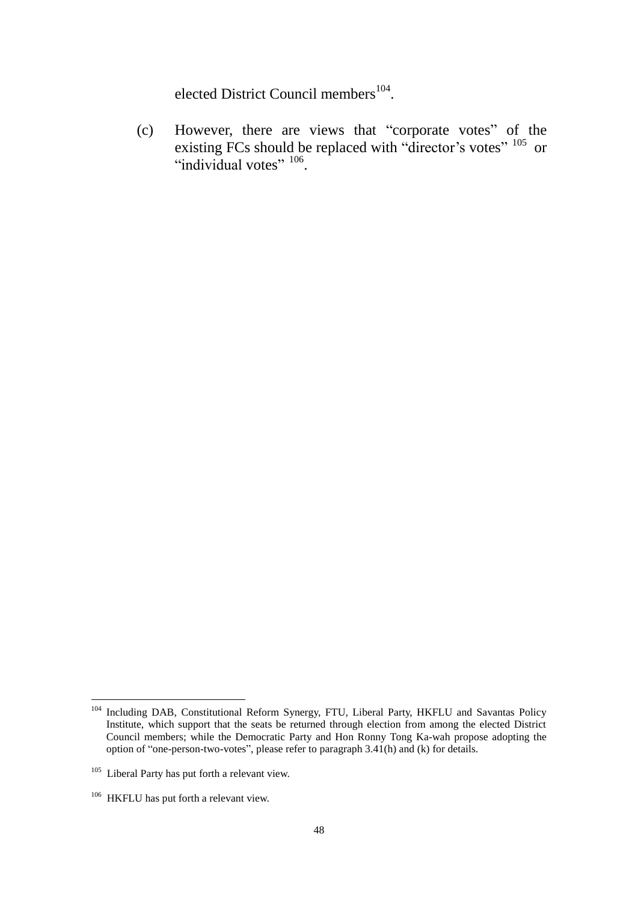elected District Council members[104].

(c) However, there are views that "corporate votes" of the existing FCs should be replaced with "director's votes" [105] or "individual votes" [106].

---

[104] Including DAB, Constitutional Reform Synergy, FTU, Liberal Party, HKFLU and Savantas Policy Institute, which support that the seats be returned through election from among the elected District Council members; while the Democratic Party and Hon Ronny Tong Ka-wah propose adopting the option of "one-person-two-votes", please refer to paragraph 3.41(h) and (k) for details.

[105] Liberal Party has put forth a relevant view.

[106] HKFLU has put forth a relevant view.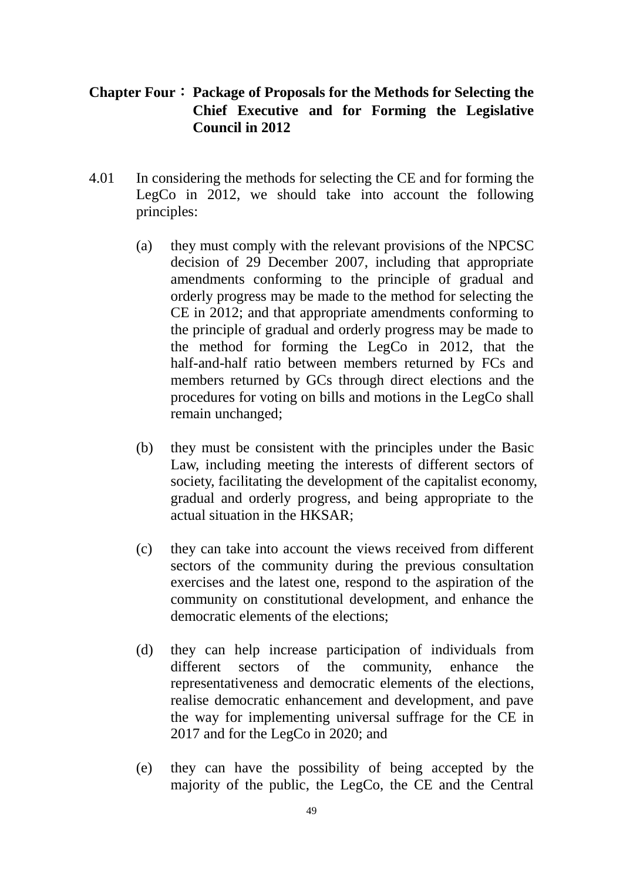## Chapter Four：Package of Proposals for the Methods for Selecting the Chief Executive and for Forming the Legislative Council in 2012

4.01 In considering the methods for selecting the CE and for forming the LegCo in 2012, we should take into account the following principles:

(a) they must comply with the relevant provisions of the NPCSC decision of 29 December 2007, including that appropriate amendments conforming to the principle of gradual and orderly progress may be made to the method for selecting the CE in 2012; and that appropriate amendments conforming to the principle of gradual and orderly progress may be made to the method for forming the LegCo in 2012, that the half-and-half ratio between members returned by FCs and members returned by GCs through direct elections and the procedures for voting on bills and motions in the LegCo shall remain unchanged;

(b) they must be consistent with the principles under the Basic Law, including meeting the interests of different sectors of society, facilitating the development of the capitalist economy, gradual and orderly progress, and being appropriate to the actual situation in the HKSAR;

(c) they can take into account the views received from different sectors of the community during the previous consultation exercises and the latest one, respond to the aspiration of the community on constitutional development, and enhance the democratic elements of the elections;

(d) they can help increase participation of individuals from different sectors of the community, enhance the representativeness and democratic elements of the elections, realise democratic enhancement and development, and pave the way for implementing universal suffrage for the CE in 2017 and for the LegCo in 2020; and

(e) they can have the possibility of being accepted by the majority of the public, the LegCo, the CE and the Central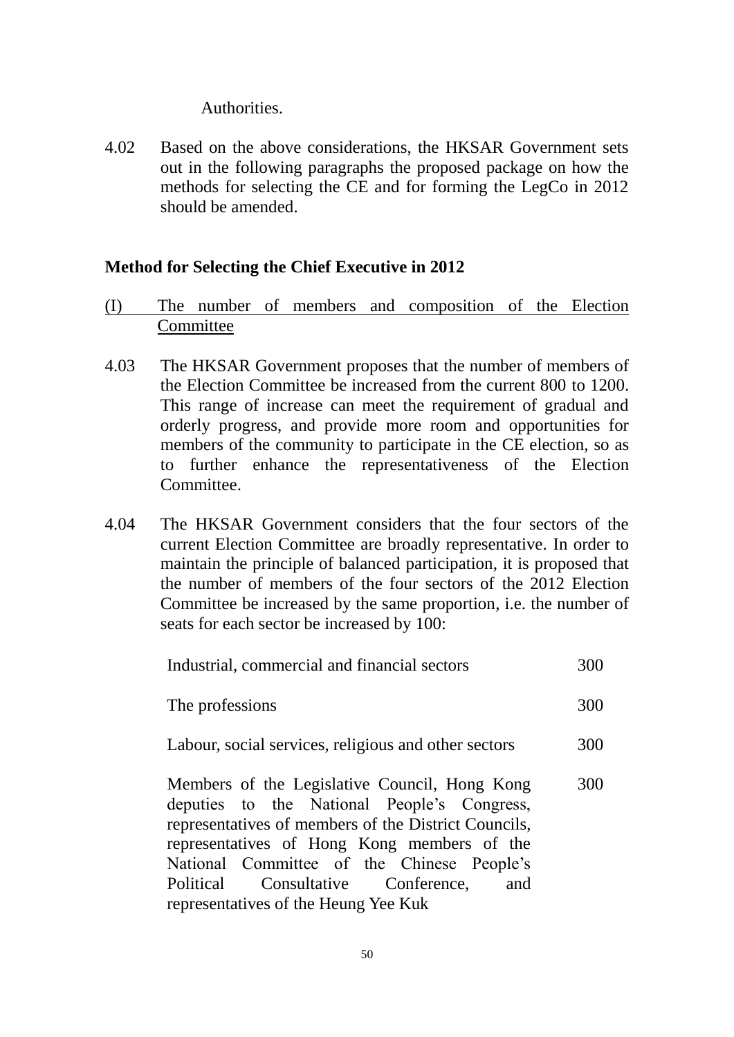Authorities.

4.02 Based on the above considerations, the HKSAR Government sets out in the following paragraphs the proposed package on how the methods for selecting the CE and for forming the LegCo in 2012 should be amended.

## Method for Selecting the Chief Executive in 2012

### (I) The number of members and composition of the Election Committee

4.03 The HKSAR Government proposes that the number of members of the Election Committee be increased from the current 800 to 1200. This range of increase can meet the requirement of gradual and orderly progress, and provide more room and opportunities for members of the community to participate in the CE election, so as to further enhance the representativeness of the Election Committee.

4.04 The HKSAR Government considers that the four sectors of the current Election Committee are broadly representative. In order to maintain the principle of balanced participation, it is proposed that the number of members of the four sectors of the 2012 Election Committee be increased by the same proportion, i.e. the number of seats for each sector be increased by 100:

| | |
|---|---|
| Industrial, commercial and financial sectors | 300 |
| The professions | 300 |
| Labour, social services, religious and other sectors | 300 |
| Members of the Legislative Council, Hong Kong deputies to the National People's Congress, representatives of members of the District Councils, representatives of Hong Kong members of the National Committee of the Chinese People's Political Consultative Conference, and representatives of the Heung Yee Kuk | 300 |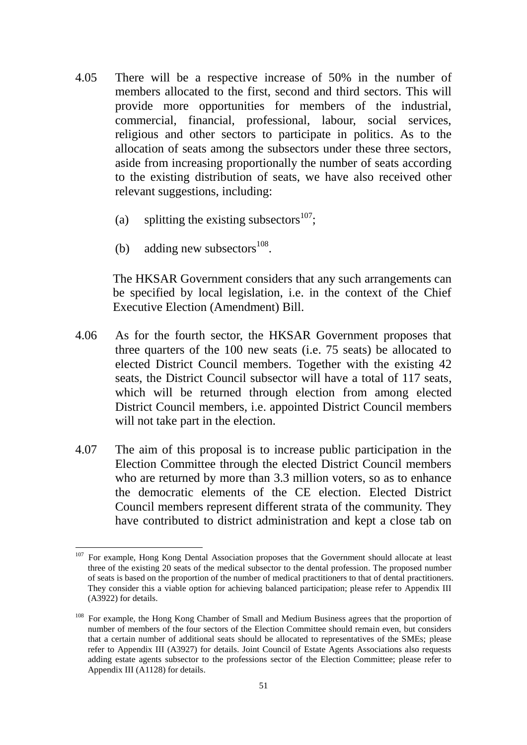4.05 There will be a respective increase of 50% in the number of members allocated to the first, second and third sectors. This will provide more opportunities for members of the industrial, commercial, financial, professional, labour, social services, religious and other sectors to participate in politics. As to the allocation of seats among the subsectors under these three sectors, aside from increasing proportionally the number of seats according to the existing distribution of seats, we have also received other relevant suggestions, including:

(a) splitting the existing subsectors[107];

(b) adding new subsectors[108].

The HKSAR Government considers that any such arrangements can be specified by local legislation, i.e. in the context of the Chief Executive Election (Amendment) Bill.

4.06 As for the fourth sector, the HKSAR Government proposes that three quarters of the 100 new seats (i.e. 75 seats) be allocated to elected District Council members. Together with the existing 42 seats, the District Council subsector will have a total of 117 seats, which will be returned through election from among elected District Council members, i.e. appointed District Council members will not take part in the election.

4.07 The aim of this proposal is to increase public participation in the Election Committee through the elected District Council members who are returned by more than 3.3 million voters, so as to enhance the democratic elements of the CE election. Elected District Council members represent different strata of the community. They have contributed to district administration and kept a close tab on

---

[107] For example, Hong Kong Dental Association proposes that the Government should allocate at least three of the existing 20 seats of the medical subsector to the dental profession. The proposed number of seats is based on the proportion of the number of medical practitioners to that of dental practitioners. They consider this a viable option for achieving balanced participation; please refer to Appendix III (A3922) for details.

[108] For example, the Hong Kong Chamber of Small and Medium Business agrees that the proportion of number of members of the four sectors of the Election Committee should remain even, but considers that a certain number of additional seats should be allocated to representatives of the SMEs; please refer to Appendix III (A3927) for details. Joint Council of Estate Agents Associations also requests adding estate agents subsector to the professions sector of the Election Committee; please refer to Appendix III (A1128) for details.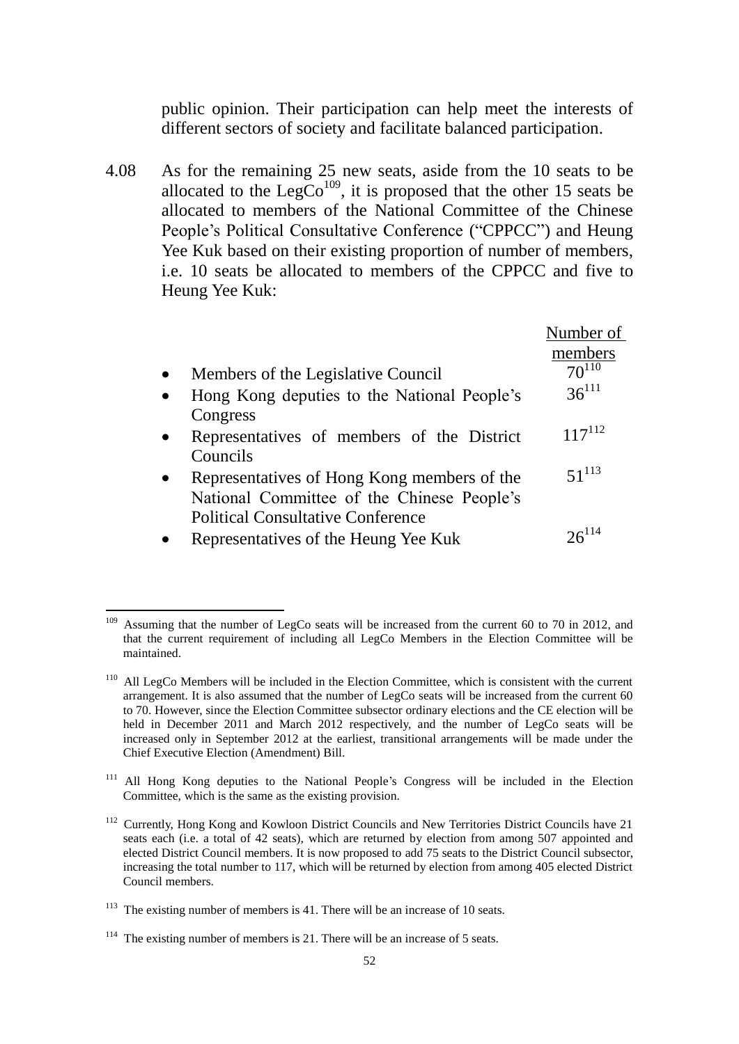public opinion. Their participation can help meet the interests of different sectors of society and facilitate balanced participation.

4.08 As for the remaining 25 new seats, aside from the 10 seats to be allocated to the LegCo[109], it is proposed that the other 15 seats be allocated to members of the National Committee of the Chinese People's Political Consultative Conference ("CPPCC") and Heung Yee Kuk based on their existing proportion of number of members, i.e. 10 seats be allocated to members of the CPPCC and five to Heung Yee Kuk:

| | Number of members |
|---|---|
| • Members of the Legislative Council | 70[110] |
| • Hong Kong deputies to the National People's Congress | 36[111] |
| • Representatives of members of the District Councils | 117[112] |
| • Representatives of Hong Kong members of the National Committee of the Chinese People's Political Consultative Conference | 51[113] |
| • Representatives of the Heung Yee Kuk | 26[114] |

---

[109] Assuming that the number of LegCo seats will be increased from the current 60 to 70 in 2012, and that the current requirement of including all LegCo Members in the Election Committee will be maintained.

[110] All LegCo Members will be included in the Election Committee, which is consistent with the current arrangement. It is also assumed that the number of LegCo seats will be increased from the current 60 to 70. However, since the Election Committee subsector ordinary elections and the CE election will be held in December 2011 and March 2012 respectively, and the number of LegCo seats will be increased only in September 2012 at the earliest, transitional arrangements will be made under the Chief Executive Election (Amendment) Bill.

[111] All Hong Kong deputies to the National People's Congress will be included in the Election Committee, which is the same as the existing provision.

[112] Currently, Hong Kong and Kowloon District Councils and New Territories District Councils have 21 seats each (i.e. a total of 42 seats), which are returned by election from among 507 appointed and elected District Council members. It is now proposed to add 75 seats to the District Council subsector, increasing the total number to 117, which will be returned by election from among 405 elected District Council members.

[113] The existing number of members is 41. There will be an increase of 10 seats.

[114] The existing number of members is 21. There will be an increase of 5 seats.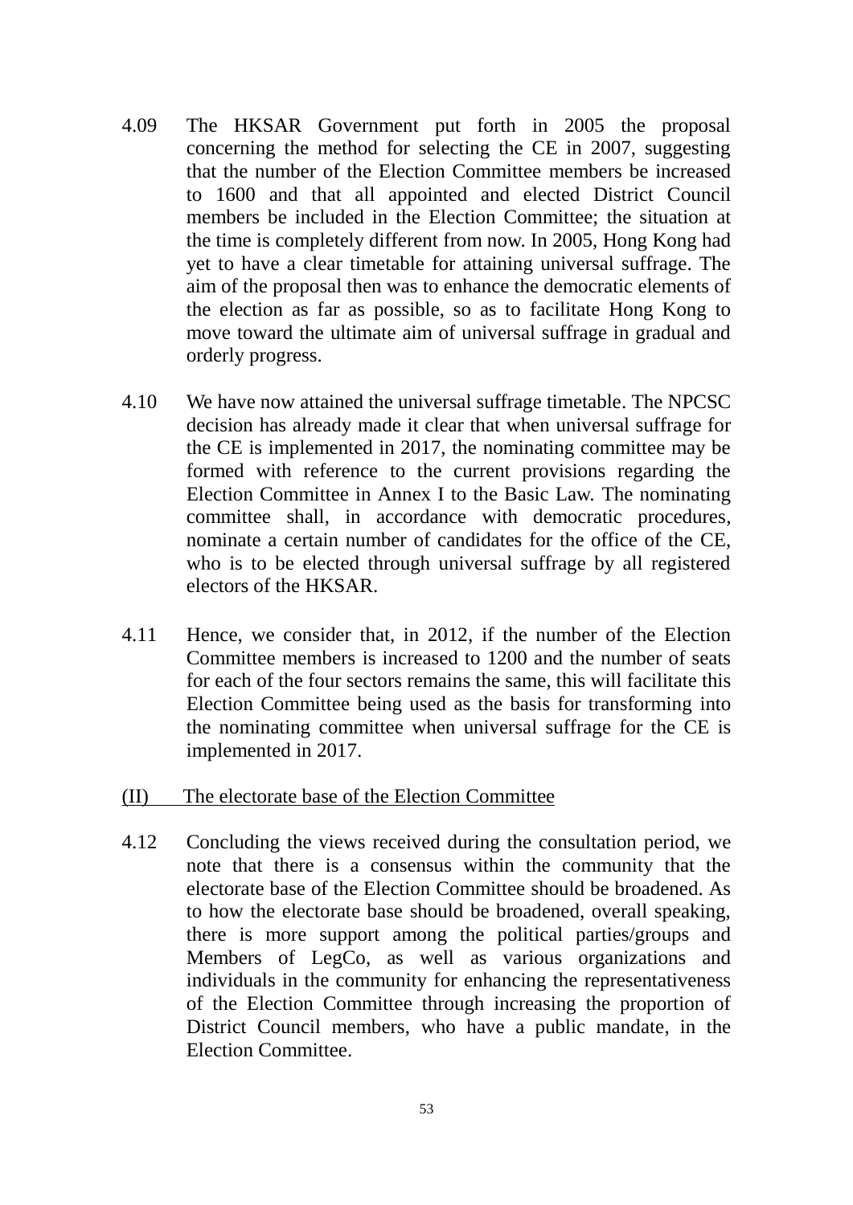4.09 The HKSAR Government put forth in 2005 the proposal concerning the method for selecting the CE in 2007, suggesting that the number of the Election Committee members be increased to 1600 and that all appointed and elected District Council members be included in the Election Committee; the situation at the time is completely different from now. In 2005, Hong Kong had yet to have a clear timetable for attaining universal suffrage. The aim of the proposal then was to enhance the democratic elements of the election as far as possible, so as to facilitate Hong Kong to move toward the ultimate aim of universal suffrage in gradual and orderly progress.

4.10 We have now attained the universal suffrage timetable. The NPCSC decision has already made it clear that when universal suffrage for the CE is implemented in 2017, the nominating committee may be formed with reference to the current provisions regarding the Election Committee in Annex I to the Basic Law. The nominating committee shall, in accordance with democratic procedures, nominate a certain number of candidates for the office of the CE, who is to be elected through universal suffrage by all registered electors of the HKSAR.

4.11 Hence, we consider that, in 2012, if the number of the Election Committee members is increased to 1200 and the number of seats for each of the four sectors remains the same, this will facilitate this Election Committee being used as the basis for transforming into the nominating committee when universal suffrage for the CE is implemented in 2017.

(II) The electorate base of the Election Committee

4.12 Concluding the views received during the consultation period, we note that there is a consensus within the community that the electorate base of the Election Committee should be broadened. As to how the electorate base should be broadened, overall speaking, there is more support among the political parties/groups and Members of LegCo, as well as various organizations and individuals in the community for enhancing the representativeness of the Election Committee through increasing the proportion of District Council members, who have a public mandate, in the Election Committee.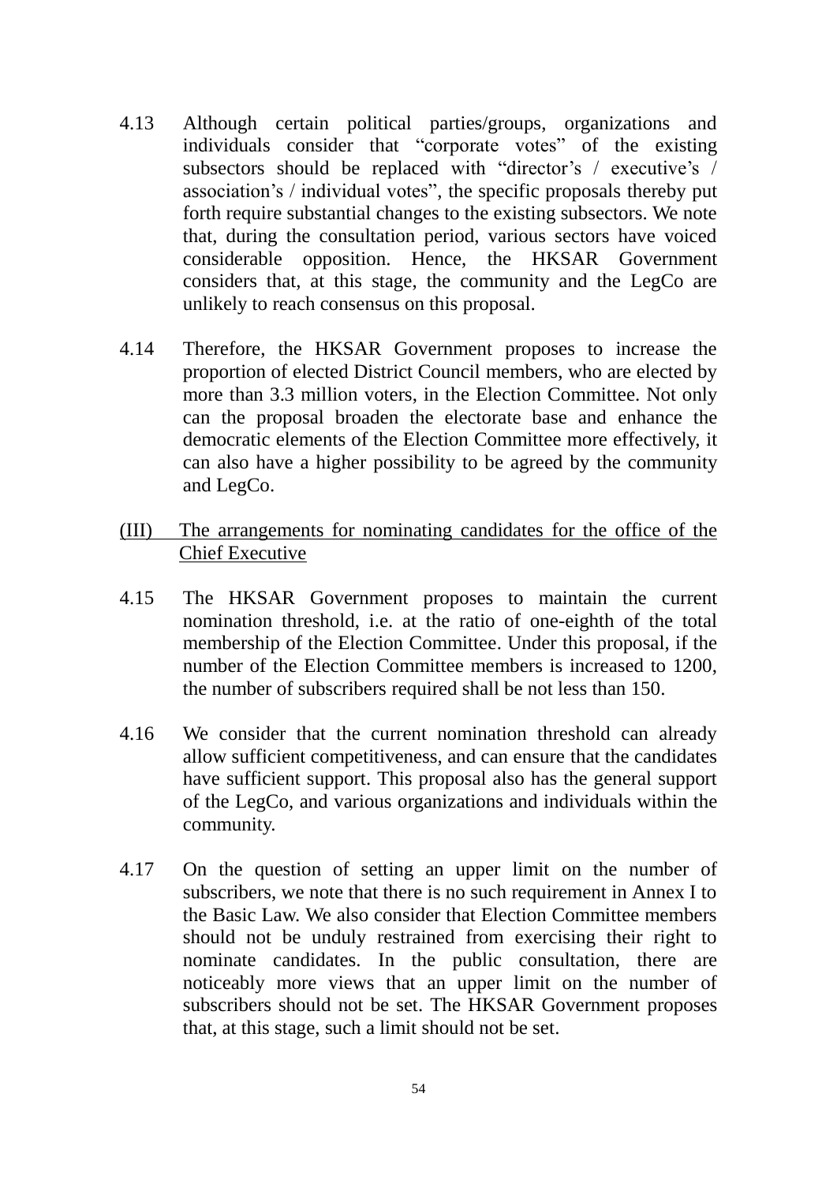4.13 Although certain political parties/groups, organizations and individuals consider that "corporate votes" of the existing subsectors should be replaced with "director's / executive's / association's / individual votes", the specific proposals thereby put forth require substantial changes to the existing subsectors. We note that, during the consultation period, various sectors have voiced considerable opposition. Hence, the HKSAR Government considers that, at this stage, the community and the LegCo are unlikely to reach consensus on this proposal.

4.14 Therefore, the HKSAR Government proposes to increase the proportion of elected District Council members, who are elected by more than 3.3 million voters, in the Election Committee. Not only can the proposal broaden the electorate base and enhance the democratic elements of the Election Committee more effectively, it can also have a higher possibility to be agreed by the community and LegCo.

<u>(III) The arrangements for nominating candidates for the office of the Chief Executive</u>

4.15 The HKSAR Government proposes to maintain the current nomination threshold, i.e. at the ratio of one-eighth of the total membership of the Election Committee. Under this proposal, if the number of the Election Committee members is increased to 1200, the number of subscribers required shall be not less than 150.

4.16 We consider that the current nomination threshold can already allow sufficient competitiveness, and can ensure that the candidates have sufficient support. This proposal also has the general support of the LegCo, and various organizations and individuals within the community.

4.17 On the question of setting an upper limit on the number of subscribers, we note that there is no such requirement in Annex I to the Basic Law. We also consider that Election Committee members should not be unduly restrained from exercising their right to nominate candidates. In the public consultation, there are noticeably more views that an upper limit on the number of subscribers should not be set. The HKSAR Government proposes that, at this stage, such a limit should not be set.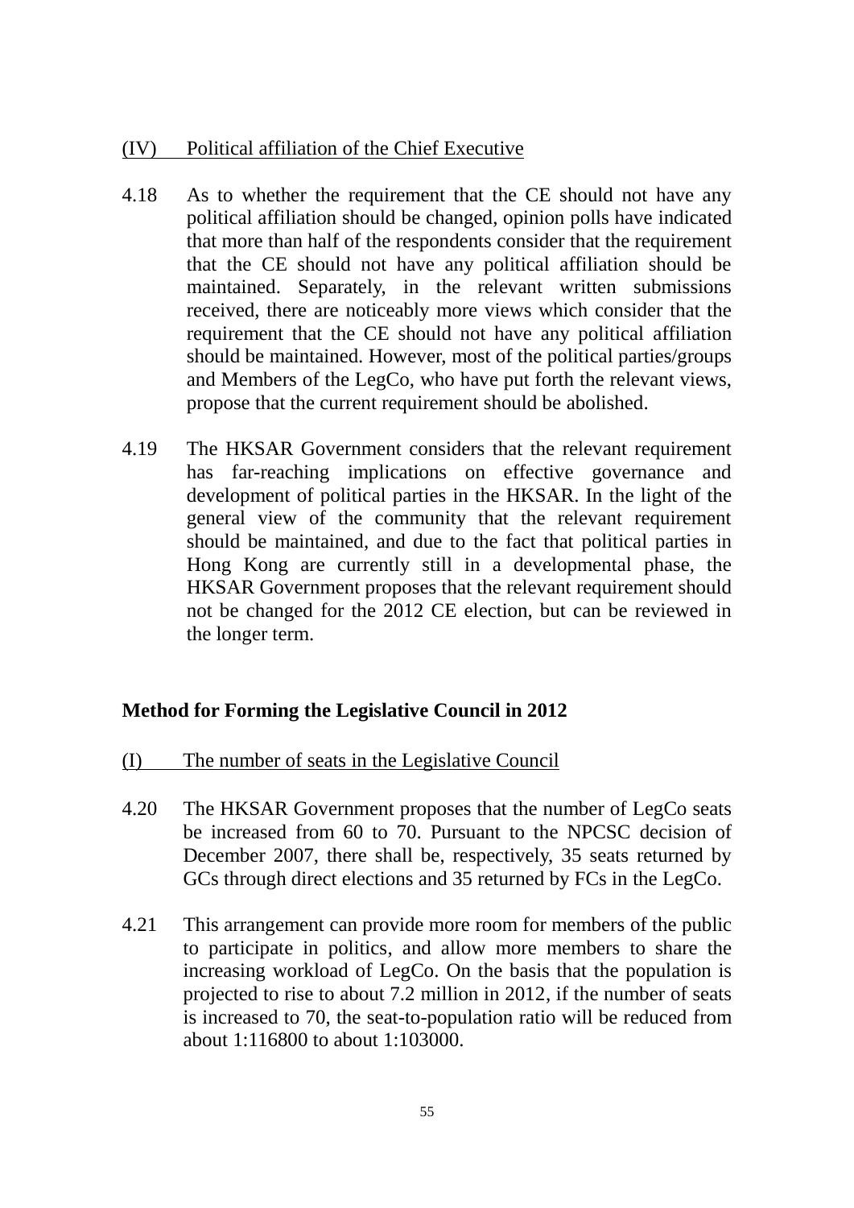(IV) Political affiliation of the Chief Executive

4.18 As to whether the requirement that the CE should not have any political affiliation should be changed, opinion polls have indicated that more than half of the respondents consider that the requirement that the CE should not have any political affiliation should be maintained. Separately, in the relevant written submissions received, there are noticeably more views which consider that the requirement that the CE should not have any political affiliation should be maintained. However, most of the political parties/groups and Members of the LegCo, who have put forth the relevant views, propose that the current requirement should be abolished.

4.19 The HKSAR Government considers that the relevant requirement has far-reaching implications on effective governance and development of political parties in the HKSAR. In the light of the general view of the community that the relevant requirement should be maintained, and due to the fact that political parties in Hong Kong are currently still in a developmental phase, the HKSAR Government proposes that the relevant requirement should not be changed for the 2012 CE election, but can be reviewed in the longer term.

## Method for Forming the Legislative Council in 2012

(I) The number of seats in the Legislative Council

4.20 The HKSAR Government proposes that the number of LegCo seats be increased from 60 to 70. Pursuant to the NPCSC decision of December 2007, there shall be, respectively, 35 seats returned by GCs through direct elections and 35 returned by FCs in the LegCo.

4.21 This arrangement can provide more room for members of the public to participate in politics, and allow more members to share the increasing workload of LegCo. On the basis that the population is projected to rise to about 7.2 million in 2012, if the number of seats is increased to 70, the seat-to-population ratio will be reduced from about 1:116800 to about 1:103000.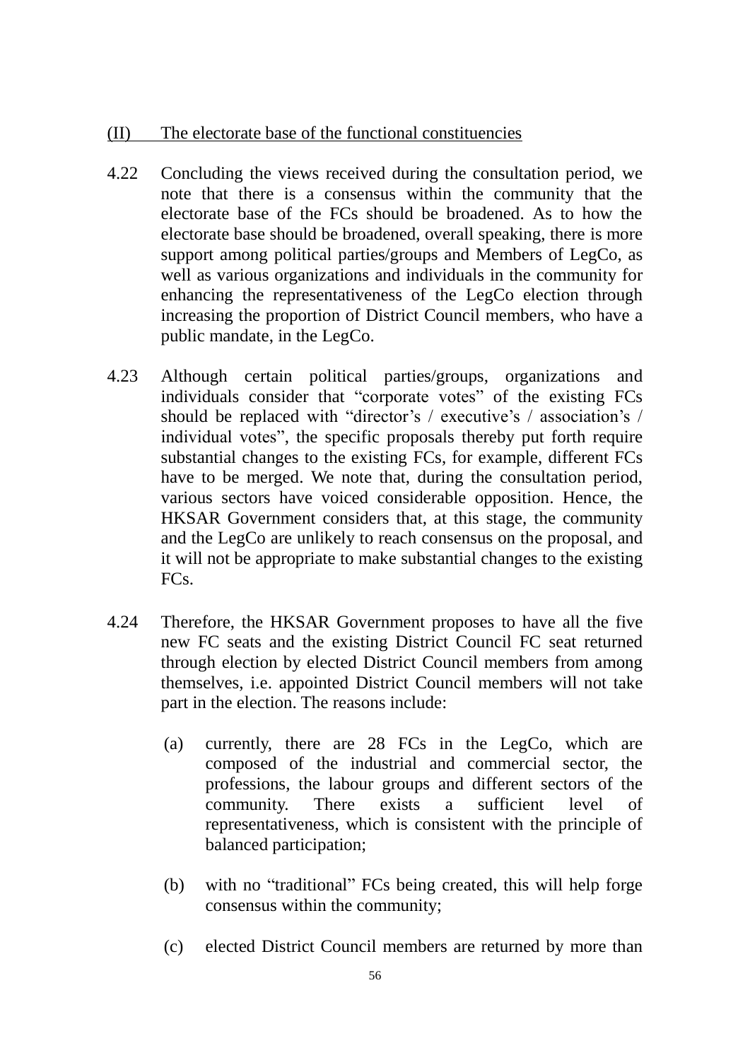## (II) The electorate base of the functional constituencies

4.22 Concluding the views received during the consultation period, we note that there is a consensus within the community that the electorate base of the FCs should be broadened. As to how the electorate base should be broadened, overall speaking, there is more support among political parties/groups and Members of LegCo, as well as various organizations and individuals in the community for enhancing the representativeness of the LegCo election through increasing the proportion of District Council members, who have a public mandate, in the LegCo.

4.23 Although certain political parties/groups, organizations and individuals consider that "corporate votes" of the existing FCs should be replaced with "director's / executive's / association's / individual votes", the specific proposals thereby put forth require substantial changes to the existing FCs, for example, different FCs have to be merged. We note that, during the consultation period, various sectors have voiced considerable opposition. Hence, the HKSAR Government considers that, at this stage, the community and the LegCo are unlikely to reach consensus on the proposal, and it will not be appropriate to make substantial changes to the existing FCs.

4.24 Therefore, the HKSAR Government proposes to have all the five new FC seats and the existing District Council FC seat returned through election by elected District Council members from among themselves, i.e. appointed District Council members will not take part in the election. The reasons include:

(a) currently, there are 28 FCs in the LegCo, which are composed of the industrial and commercial sector, the professions, the labour groups and different sectors of the community. There exists a sufficient level of representativeness, which is consistent with the principle of balanced participation;

(b) with no "traditional" FCs being created, this will help forge consensus within the community;

(c) elected District Council members are returned by more than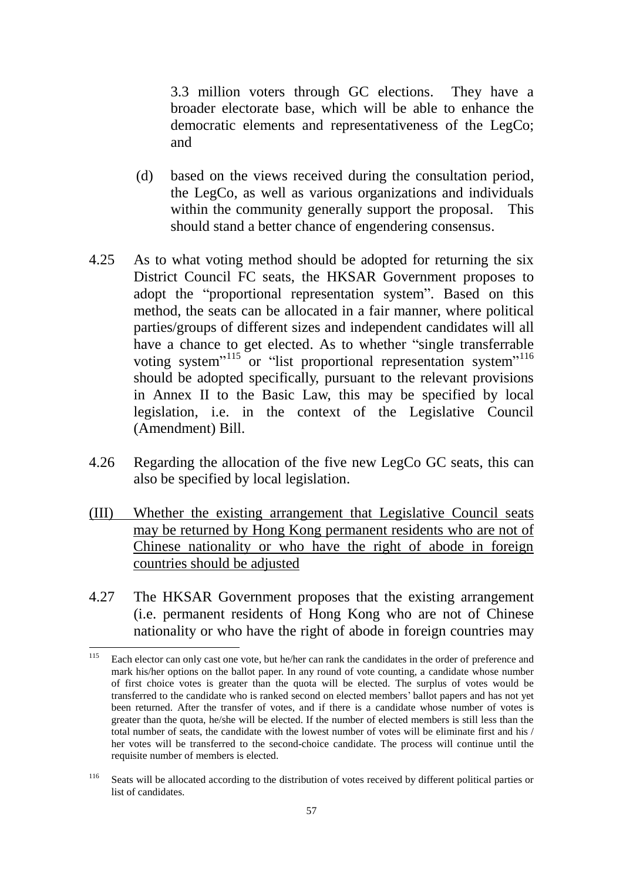3.3 million voters through GC elections. They have a broader electorate base, which will be able to enhance the democratic elements and representativeness of the LegCo; and

(d) based on the views received during the consultation period, the LegCo, as well as various organizations and individuals within the community generally support the proposal. This should stand a better chance of engendering consensus.

4.25 As to what voting method should be adopted for returning the six District Council FC seats, the HKSAR Government proposes to adopt the "proportional representation system". Based on this method, the seats can be allocated in a fair manner, where political parties/groups of different sizes and independent candidates will all have a chance to get elected. As to whether "single transferrable voting system"[115] or "list proportional representation system"[116] should be adopted specifically, pursuant to the relevant provisions in Annex II to the Basic Law, this may be specified by local legislation, i.e. in the context of the Legislative Council (Amendment) Bill.

4.26 Regarding the allocation of the five new LegCo GC seats, this can also be specified by local legislation.

(III) <u>Whether the existing arrangement that Legislative Council seats may be returned by Hong Kong permanent residents who are not of Chinese nationality or who have the right of abode in foreign countries should be adjusted</u>

4.27 The HKSAR Government proposes that the existing arrangement (i.e. permanent residents of Hong Kong who are not of Chinese nationality or who have the right of abode in foreign countries may

---

[115] Each elector can only cast one vote, but he/her can rank the candidates in the order of preference and mark his/her options on the ballot paper. In any round of vote counting, a candidate whose number of first choice votes is greater than the quota will be elected. The surplus of votes would be transferred to the candidate who is ranked second on elected members' ballot papers and has not yet been returned. After the transfer of votes, and if there is a candidate whose number of votes is greater than the quota, he/she will be elected. If the number of elected members is still less than the total number of seats, the candidate with the lowest number of votes will be eliminate first and his / her votes will be transferred to the second-choice candidate. The process will continue until the requisite number of members is elected.

[116] Seats will be allocated according to the distribution of votes received by different political parties or list of candidates.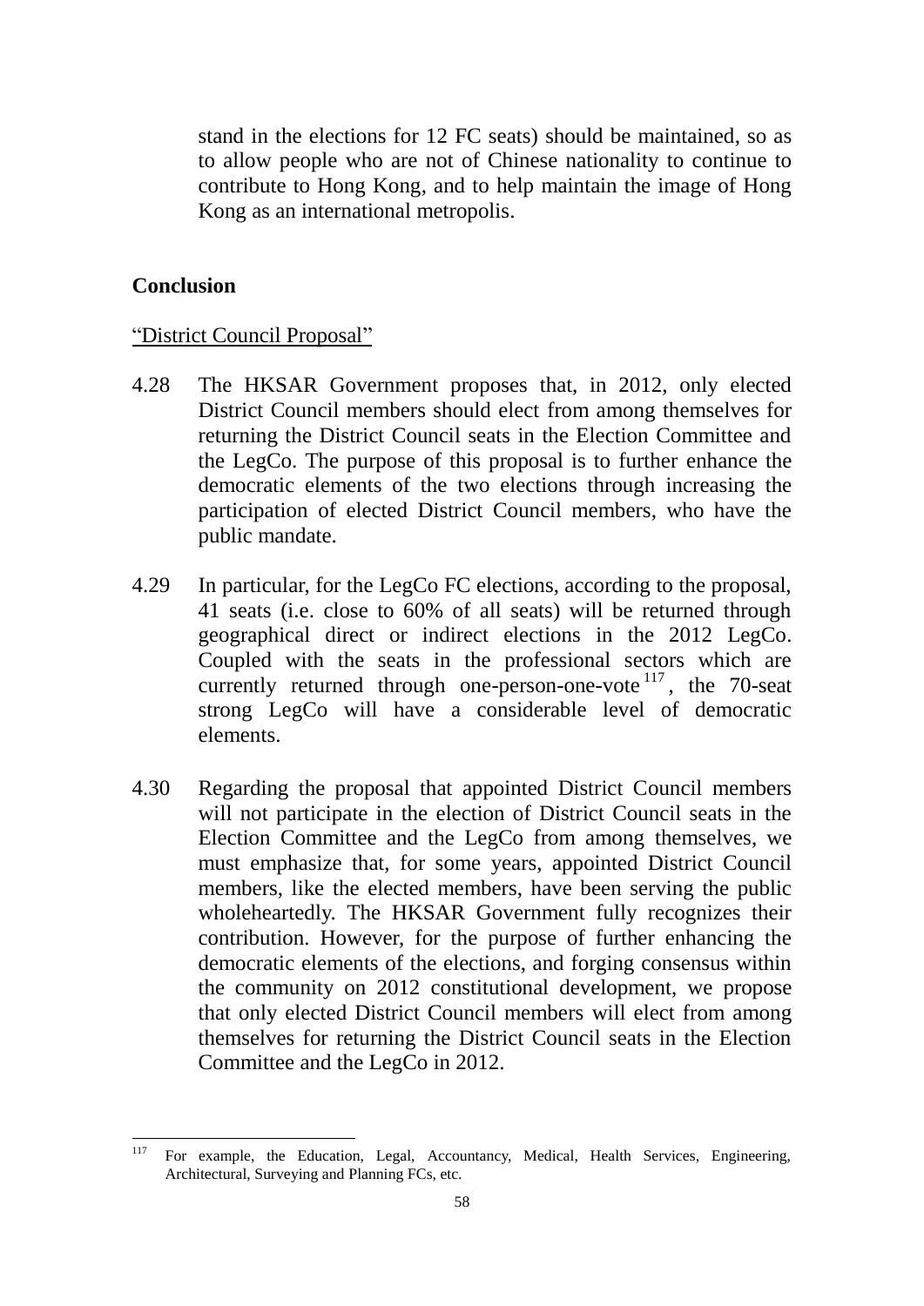stand in the elections for 12 FC seats) should be maintained, so as to allow people who are not of Chinese nationality to continue to contribute to Hong Kong, and to help maintain the image of Hong Kong as an international metropolis.

## Conclusion

<u>"District Council Proposal"</u>

4.28 The HKSAR Government proposes that, in 2012, only elected District Council members should elect from among themselves for returning the District Council seats in the Election Committee and the LegCo. The purpose of this proposal is to further enhance the democratic elements of the two elections through increasing the participation of elected District Council members, who have the public mandate.

4.29 In particular, for the LegCo FC elections, according to the proposal, 41 seats (i.e. close to 60% of all seats) will be returned through geographical direct or indirect elections in the 2012 LegCo. Coupled with the seats in the professional sectors which are currently returned through one-person-one-vote[117], the 70-seat strong LegCo will have a considerable level of democratic elements.

4.30 Regarding the proposal that appointed District Council members will not participate in the election of District Council seats in the Election Committee and the LegCo from among themselves, we must emphasize that, for some years, appointed District Council members, like the elected members, have been serving the public wholeheartedly. The HKSAR Government fully recognizes their contribution. However, for the purpose of further enhancing the democratic elements of the elections, and forging consensus within the community on 2012 constitutional development, we propose that only elected District Council members will elect from among themselves for returning the District Council seats in the Election Committee and the LegCo in 2012.

---

[117] For example, the Education, Legal, Accountancy, Medical, Health Services, Engineering, Architectural, Surveying and Planning FCs, etc.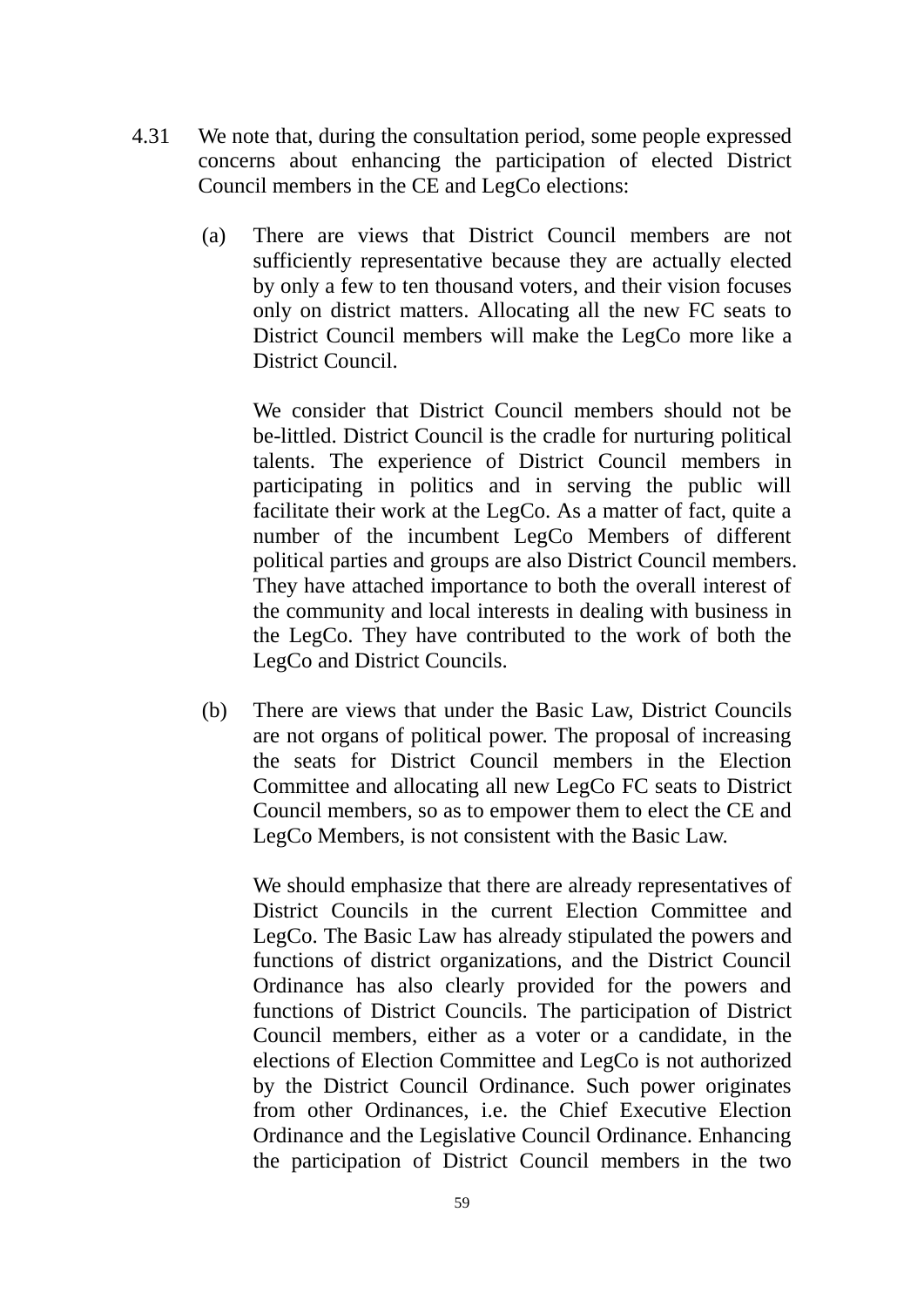4.31 We note that, during the consultation period, some people expressed concerns about enhancing the participation of elected District Council members in the CE and LegCo elections:

(a) There are views that District Council members are not sufficiently representative because they are actually elected by only a few to ten thousand voters, and their vision focuses only on district matters. Allocating all the new FC seats to District Council members will make the LegCo more like a District Council.

We consider that District Council members should not be be-littled. District Council is the cradle for nurturing political talents. The experience of District Council members in participating in politics and in serving the public will facilitate their work at the LegCo. As a matter of fact, quite a number of the incumbent LegCo Members of different political parties and groups are also District Council members. They have attached importance to both the overall interest of the community and local interests in dealing with business in the LegCo. They have contributed to the work of both the LegCo and District Councils.

(b) There are views that under the Basic Law, District Councils are not organs of political power. The proposal of increasing the seats for District Council members in the Election Committee and allocating all new LegCo FC seats to District Council members, so as to empower them to elect the CE and LegCo Members, is not consistent with the Basic Law.

We should emphasize that there are already representatives of District Councils in the current Election Committee and LegCo. The Basic Law has already stipulated the powers and functions of district organizations, and the District Council Ordinance has also clearly provided for the powers and functions of District Councils. The participation of District Council members, either as a voter or a candidate, in the elections of Election Committee and LegCo is not authorized by the District Council Ordinance. Such power originates from other Ordinances, i.e. the Chief Executive Election Ordinance and the Legislative Council Ordinance. Enhancing the participation of District Council members in the two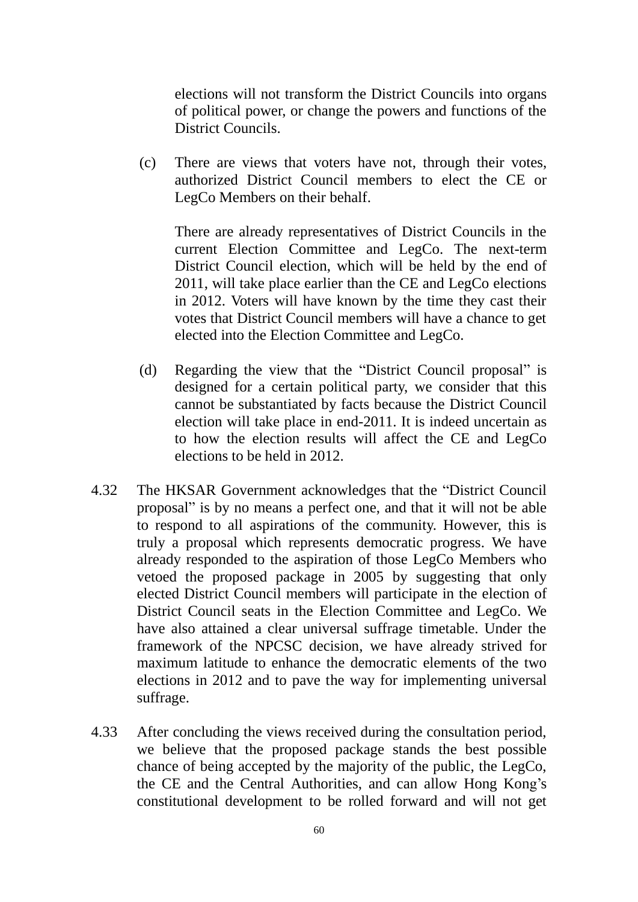elections will not transform the District Councils into organs of political power, or change the powers and functions of the District Councils.

(c) There are views that voters have not, through their votes, authorized District Council members to elect the CE or LegCo Members on their behalf.

There are already representatives of District Councils in the current Election Committee and LegCo. The next-term District Council election, which will be held by the end of 2011, will take place earlier than the CE and LegCo elections in 2012. Voters will have known by the time they cast their votes that District Council members will have a chance to get elected into the Election Committee and LegCo.

(d) Regarding the view that the "District Council proposal" is designed for a certain political party, we consider that this cannot be substantiated by facts because the District Council election will take place in end-2011. It is indeed uncertain as to how the election results will affect the CE and LegCo elections to be held in 2012.

4.32 The HKSAR Government acknowledges that the "District Council proposal" is by no means a perfect one, and that it will not be able to respond to all aspirations of the community. However, this is truly a proposal which represents democratic progress. We have already responded to the aspiration of those LegCo Members who vetoed the proposed package in 2005 by suggesting that only elected District Council members will participate in the election of District Council seats in the Election Committee and LegCo. We have also attained a clear universal suffrage timetable. Under the framework of the NPCSC decision, we have already strived for maximum latitude to enhance the democratic elements of the two elections in 2012 and to pave the way for implementing universal suffrage.

4.33 After concluding the views received during the consultation period, we believe that the proposed package stands the best possible chance of being accepted by the majority of the public, the LegCo, the CE and the Central Authorities, and can allow Hong Kong's constitutional development to be rolled forward and will not get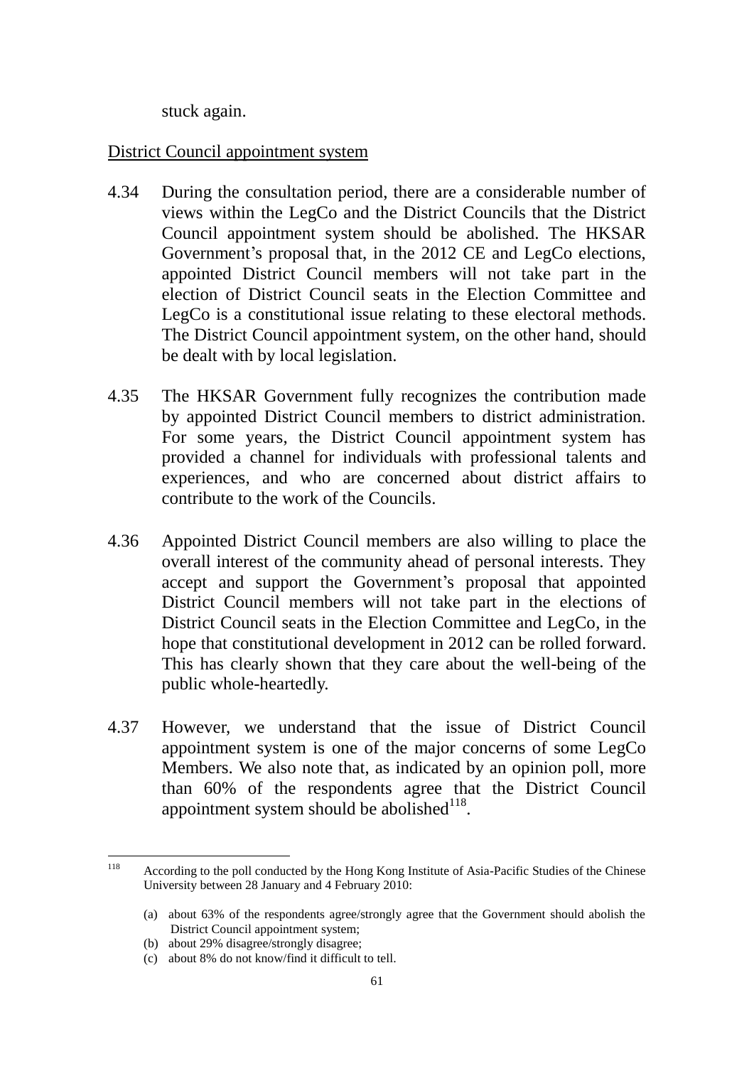stuck again.

District Council appointment system

4.34 During the consultation period, there are a considerable number of views within the LegCo and the District Councils that the District Council appointment system should be abolished. The HKSAR Government's proposal that, in the 2012 CE and LegCo elections, appointed District Council members will not take part in the election of District Council seats in the Election Committee and LegCo is a constitutional issue relating to these electoral methods. The District Council appointment system, on the other hand, should be dealt with by local legislation.

4.35 The HKSAR Government fully recognizes the contribution made by appointed District Council members to district administration. For some years, the District Council appointment system has provided a channel for individuals with professional talents and experiences, and who are concerned about district affairs to contribute to the work of the Councils.

4.36 Appointed District Council members are also willing to place the overall interest of the community ahead of personal interests. They accept and support the Government's proposal that appointed District Council members will not take part in the elections of District Council seats in the Election Committee and LegCo, in the hope that constitutional development in 2012 can be rolled forward. This has clearly shown that they care about the well-being of the public whole-heartedly.

4.37 However, we understand that the issue of District Council appointment system is one of the major concerns of some LegCo Members. We also note that, as indicated by an opinion poll, more than 60% of the respondents agree that the District Council appointment system should be abolished[118].

---

[118] According to the poll conducted by the Hong Kong Institute of Asia-Pacific Studies of the Chinese University between 28 January and 4 February 2010:

(a) about 63% of the respondents agree/strongly agree that the Government should abolish the District Council appointment system;
(b) about 29% disagree/strongly disagree;
(c) about 8% do not know/find it difficult to tell.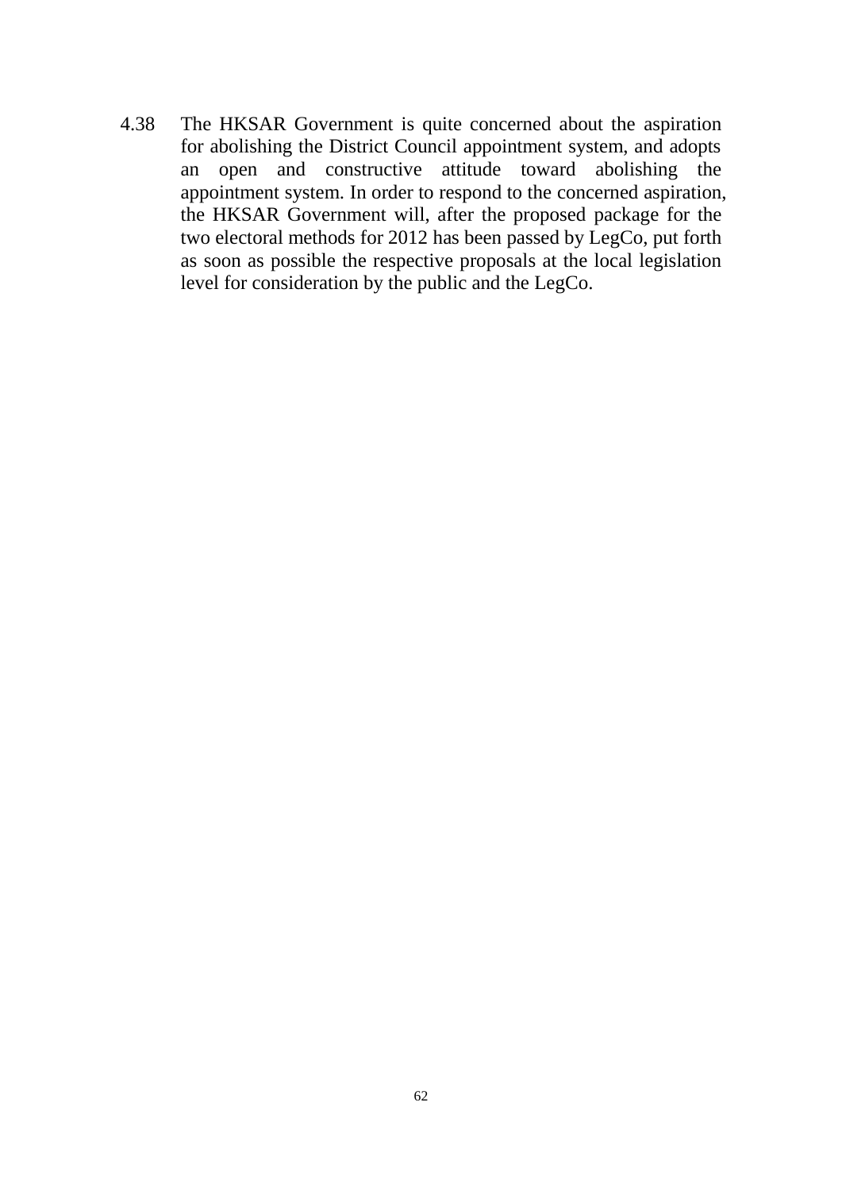4.38 The HKSAR Government is quite concerned about the aspiration for abolishing the District Council appointment system, and adopts an open and constructive attitude toward abolishing the appointment system. In order to respond to the concerned aspiration, the HKSAR Government will, after the proposed package for the two electoral methods for 2012 has been passed by LegCo, put forth as soon as possible the respective proposals at the local legislation level for consideration by the public and the LegCo.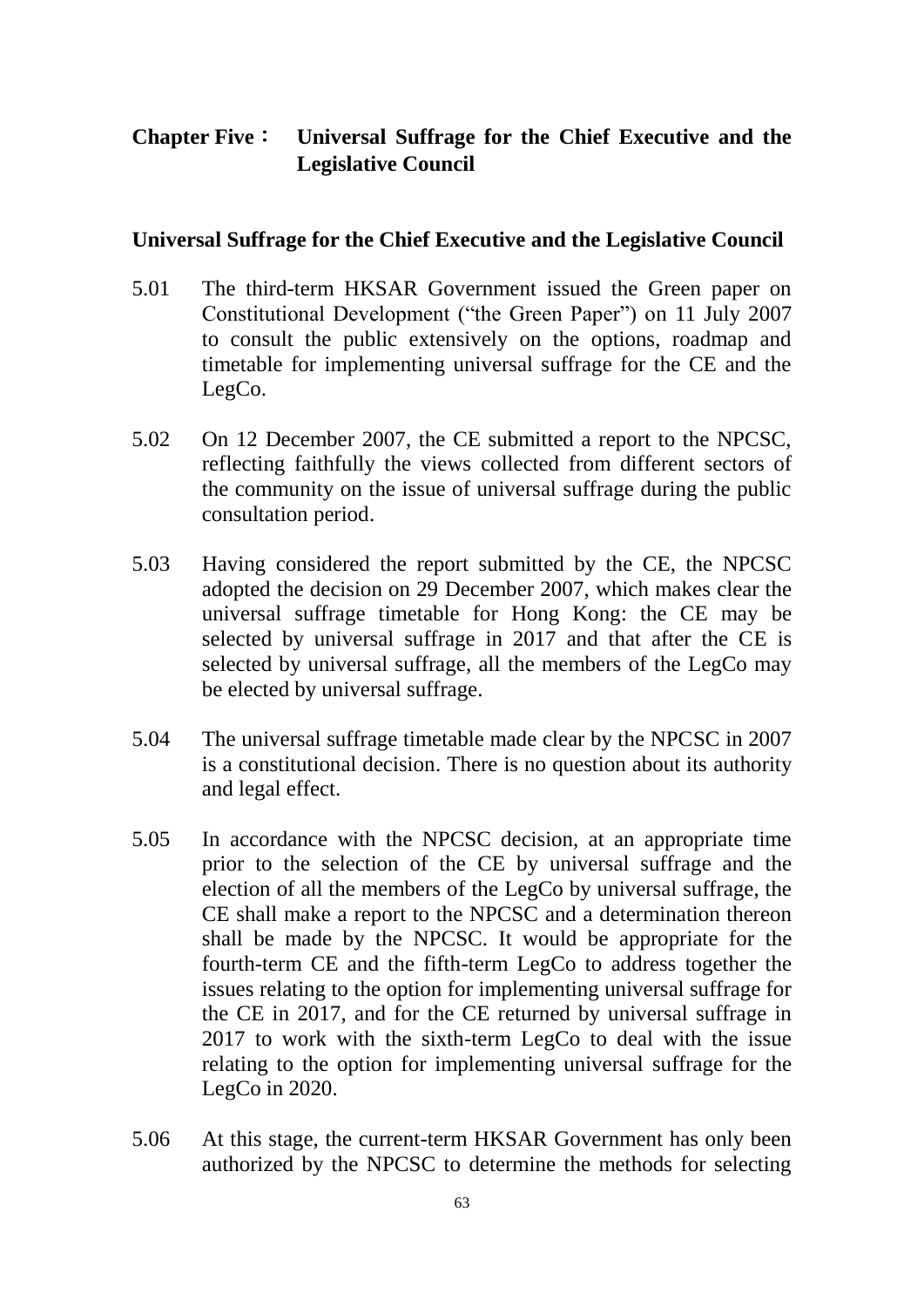## Chapter Five： Universal Suffrage for the Chief Executive and the Legislative Council

### Universal Suffrage for the Chief Executive and the Legislative Council

5.01 The third-term HKSAR Government issued the Green paper on Constitutional Development ("the Green Paper") on 11 July 2007 to consult the public extensively on the options, roadmap and timetable for implementing universal suffrage for the CE and the LegCo.

5.02 On 12 December 2007, the CE submitted a report to the NPCSC, reflecting faithfully the views collected from different sectors of the community on the issue of universal suffrage during the public consultation period.

5.03 Having considered the report submitted by the CE, the NPCSC adopted the decision on 29 December 2007, which makes clear the universal suffrage timetable for Hong Kong: the CE may be selected by universal suffrage in 2017 and that after the CE is selected by universal suffrage, all the members of the LegCo may be elected by universal suffrage.

5.04 The universal suffrage timetable made clear by the NPCSC in 2007 is a constitutional decision. There is no question about its authority and legal effect.

5.05 In accordance with the NPCSC decision, at an appropriate time prior to the selection of the CE by universal suffrage and the election of all the members of the LegCo by universal suffrage, the CE shall make a report to the NPCSC and a determination thereon shall be made by the NPCSC. It would be appropriate for the fourth-term CE and the fifth-term LegCo to address together the issues relating to the option for implementing universal suffrage for the CE in 2017, and for the CE returned by universal suffrage in 2017 to work with the sixth-term LegCo to deal with the issue relating to the option for implementing universal suffrage for the LegCo in 2020.

5.06 At this stage, the current-term HKSAR Government has only been authorized by the NPCSC to determine the methods for selecting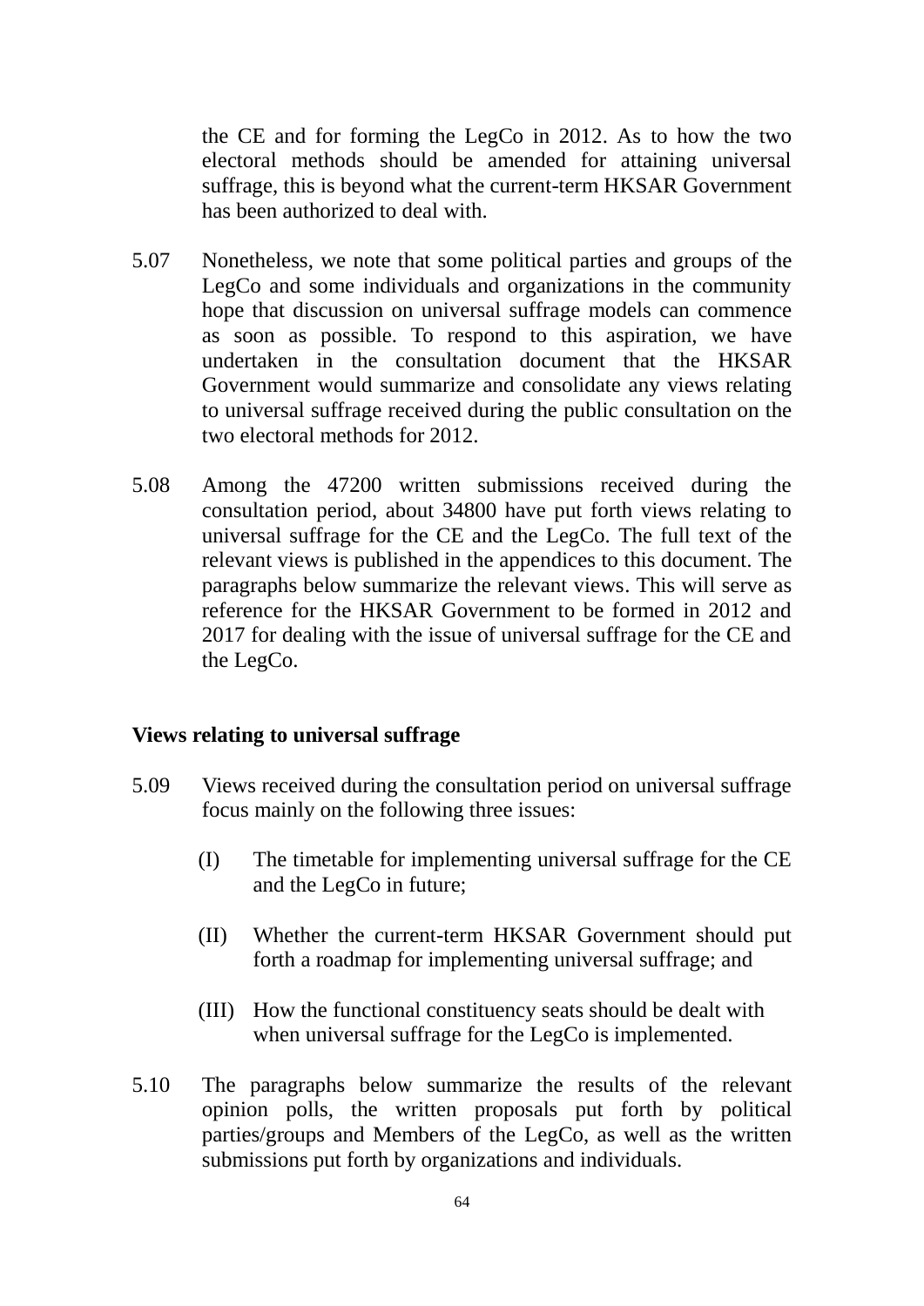the CE and for forming the LegCo in 2012. As to how the two electoral methods should be amended for attaining universal suffrage, this is beyond what the current-term HKSAR Government has been authorized to deal with.

5.07 Nonetheless, we note that some political parties and groups of the LegCo and some individuals and organizations in the community hope that discussion on universal suffrage models can commence as soon as possible. To respond to this aspiration, we have undertaken in the consultation document that the HKSAR Government would summarize and consolidate any views relating to universal suffrage received during the public consultation on the two electoral methods for 2012.

5.08 Among the 47200 written submissions received during the consultation period, about 34800 have put forth views relating to universal suffrage for the CE and the LegCo. The full text of the relevant views is published in the appendices to this document. The paragraphs below summarize the relevant views. This will serve as reference for the HKSAR Government to be formed in 2012 and 2017 for dealing with the issue of universal suffrage for the CE and the LegCo.

**Views relating to universal suffrage**

5.09 Views received during the consultation period on universal suffrage focus mainly on the following three issues:

(I) The timetable for implementing universal suffrage for the CE and the LegCo in future;

(II) Whether the current-term HKSAR Government should put forth a roadmap for implementing universal suffrage; and

(III) How the functional constituency seats should be dealt with when universal suffrage for the LegCo is implemented.

5.10 The paragraphs below summarize the results of the relevant opinion polls, the written proposals put forth by political parties/groups and Members of the LegCo, as well as the written submissions put forth by organizations and individuals.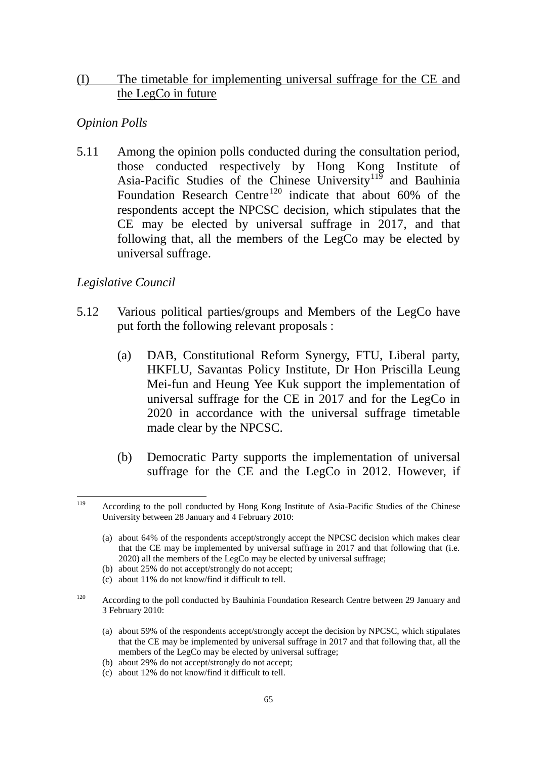## (I) The timetable for implementing universal suffrage for the CE and the LegCo in future

*Opinion Polls*

5.11 Among the opinion polls conducted during the consultation period, those conducted respectively by Hong Kong Institute of Asia-Pacific Studies of the Chinese University[119] and Bauhinia Foundation Research Centre[120] indicate that about 60% of the respondents accept the NPCSC decision, which stipulates that the CE may be elected by universal suffrage in 2017, and that following that, all the members of the LegCo may be elected by universal suffrage.

*Legislative Council*

5.12 Various political parties/groups and Members of the LegCo have put forth the following relevant proposals :

(a) DAB, Constitutional Reform Synergy, FTU, Liberal party, HKFLU, Savantas Policy Institute, Dr Hon Priscilla Leung Mei-fun and Heung Yee Kuk support the implementation of universal suffrage for the CE in 2017 and for the LegCo in 2020 in accordance with the universal suffrage timetable made clear by the NPCSC.

(b) Democratic Party supports the implementation of universal suffrage for the CE and the LegCo in 2012. However, if

---

[119] According to the poll conducted by Hong Kong Institute of Asia-Pacific Studies of the Chinese University between 28 January and 4 February 2010:

(a) about 64% of the respondents accept/strongly accept the NPCSC decision which makes clear that the CE may be implemented by universal suffrage in 2017 and that following that (i.e. 2020) all the members of the LegCo may be elected by universal suffrage;
(b) about 25% do not accept/strongly do not accept;
(c) about 11% do not know/find it difficult to tell.

[120] According to the poll conducted by Bauhinia Foundation Research Centre between 29 January and 3 February 2010:

(a) about 59% of the respondents accept/strongly accept the decision by NPCSC, which stipulates that the CE may be implemented by universal suffrage in 2017 and that following that, all the members of the LegCo may be elected by universal suffrage;
(b) about 29% do not accept/strongly do not accept;
(c) about 12% do not know/find it difficult to tell.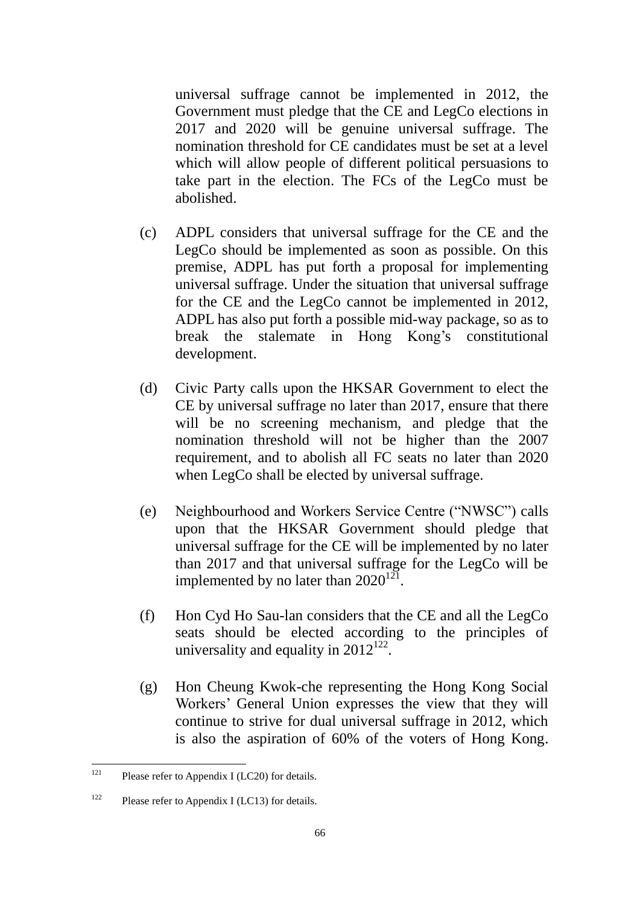universal suffrage cannot be implemented in 2012, the Government must pledge that the CE and LegCo elections in 2017 and 2020 will be genuine universal suffrage. The nomination threshold for CE candidates must be set at a level which will allow people of different political persuasions to take part in the election. The FCs of the LegCo must be abolished.

(c) ADPL considers that universal suffrage for the CE and the LegCo should be implemented as soon as possible. On this premise, ADPL has put forth a proposal for implementing universal suffrage. Under the situation that universal suffrage for the CE and the LegCo cannot be implemented in 2012, ADPL has also put forth a possible mid-way package, so as to break the stalemate in Hong Kong's constitutional development.

(d) Civic Party calls upon the HKSAR Government to elect the CE by universal suffrage no later than 2017, ensure that there will be no screening mechanism, and pledge that the nomination threshold will not be higher than the 2007 requirement, and to abolish all FC seats no later than 2020 when LegCo shall be elected by universal suffrage.

(e) Neighbourhood and Workers Service Centre ("NWSC") calls upon that the HKSAR Government should pledge that universal suffrage for the CE will be implemented by no later than 2017 and that universal suffrage for the LegCo will be implemented by no later than 2020[121].

(f) Hon Cyd Ho Sau-lan considers that the CE and all the LegCo seats should be elected according to the principles of universality and equality in 2012[122].

(g) Hon Cheung Kwok-che representing the Hong Kong Social Workers' General Union expresses the view that they will continue to strive for dual universal suffrage in 2012, which is also the aspiration of 60% of the voters of Hong Kong.

---

[121] Please refer to Appendix I (LC20) for details.

[122] Please refer to Appendix I (LC13) for details.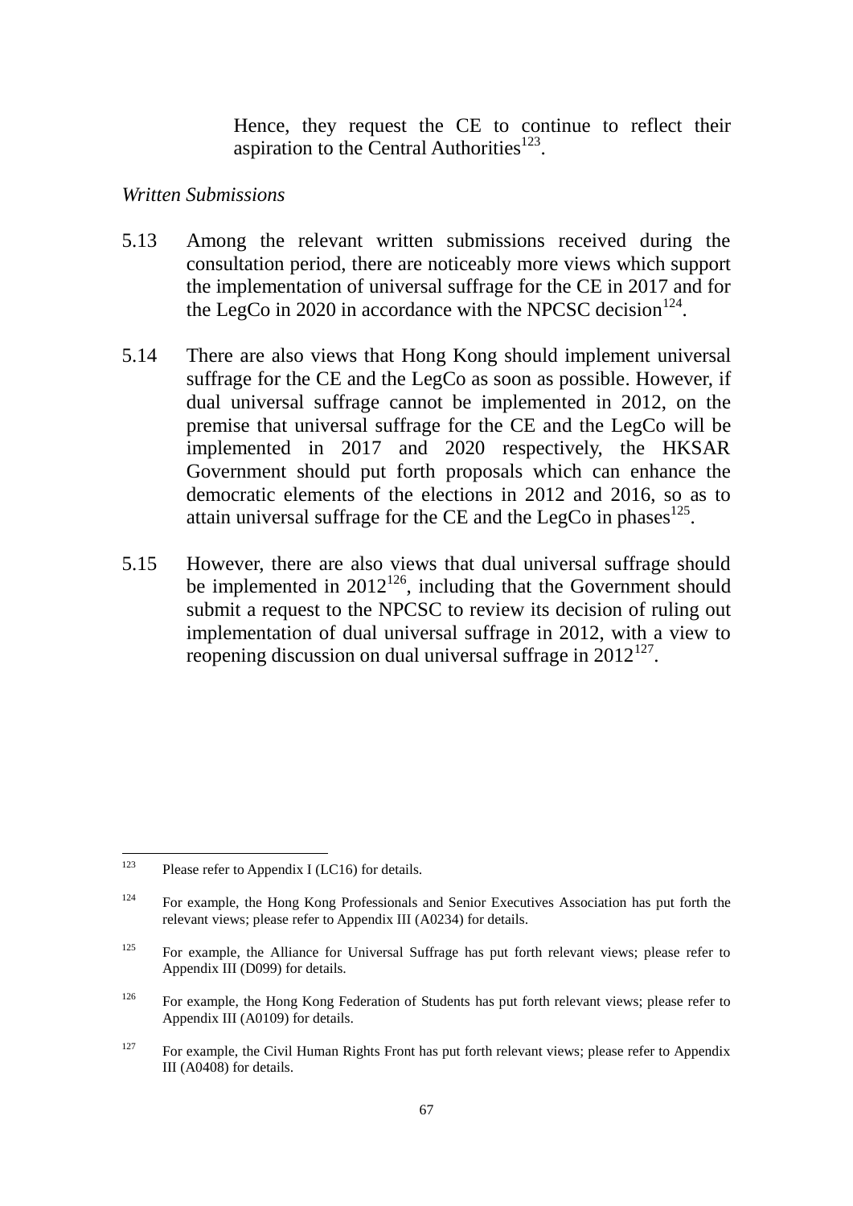Hence, they request the CE to continue to reflect their aspiration to the Central Authorities[123].

*Written Submissions*

5.13 Among the relevant written submissions received during the consultation period, there are noticeably more views which support the implementation of universal suffrage for the CE in 2017 and for the LegCo in 2020 in accordance with the NPCSC decision[124].

5.14 There are also views that Hong Kong should implement universal suffrage for the CE and the LegCo as soon as possible. However, if dual universal suffrage cannot be implemented in 2012, on the premise that universal suffrage for the CE and the LegCo will be implemented in 2017 and 2020 respectively, the HKSAR Government should put forth proposals which can enhance the democratic elements of the elections in 2012 and 2016, so as to attain universal suffrage for the CE and the LegCo in phases[125].

5.15 However, there are also views that dual universal suffrage should be implemented in 2012[126], including that the Government should submit a request to the NPCSC to review its decision of ruling out implementation of dual universal suffrage in 2012, with a view to reopening discussion on dual universal suffrage in 2012[127].

---

[123] Please refer to Appendix I (LC16) for details.

[124] For example, the Hong Kong Professionals and Senior Executives Association has put forth the relevant views; please refer to Appendix III (A0234) for details.

[125] For example, the Alliance for Universal Suffrage has put forth relevant views; please refer to Appendix III (D099) for details.

[126] For example, the Hong Kong Federation of Students has put forth relevant views; please refer to Appendix III (A0109) for details.

[127] For example, the Civil Human Rights Front has put forth relevant views; please refer to Appendix III (A0408) for details.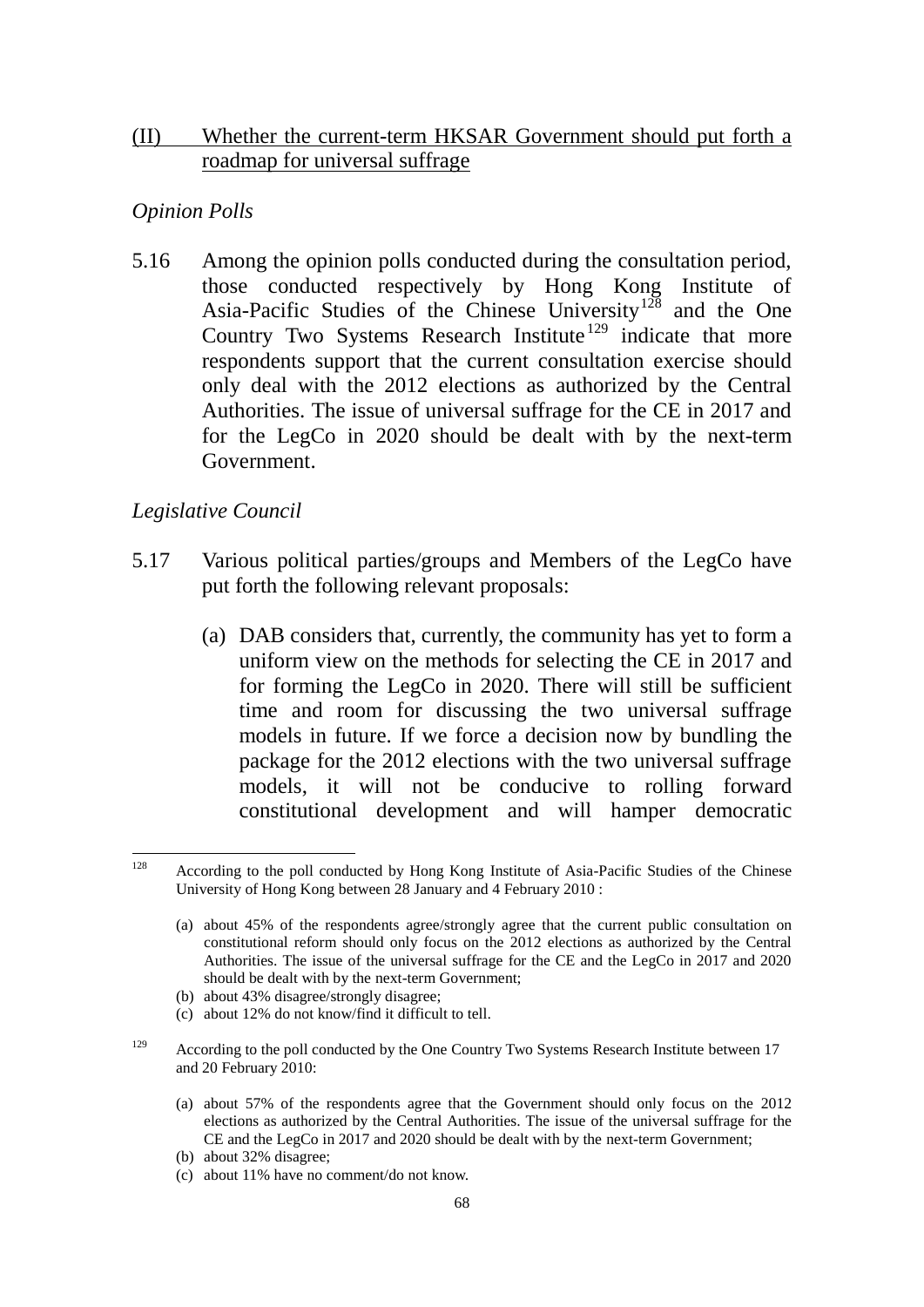(II) Whether the current-term HKSAR Government should put forth a roadmap for universal suffrage

*Opinion Polls*

5.16 Among the opinion polls conducted during the consultation period, those conducted respectively by Hong Kong Institute of Asia-Pacific Studies of the Chinese University[128] and the One Country Two Systems Research Institute[129] indicate that more respondents support that the current consultation exercise should only deal with the 2012 elections as authorized by the Central Authorities. The issue of universal suffrage for the CE in 2017 and for the LegCo in 2020 should be dealt with by the next-term Government.

*Legislative Council*

5.17 Various political parties/groups and Members of the LegCo have put forth the following relevant proposals:

(a) DAB considers that, currently, the community has yet to form a uniform view on the methods for selecting the CE in 2017 and for forming the LegCo in 2020. There will still be sufficient time and room for discussing the two universal suffrage models in future. If we force a decision now by bundling the package for the 2012 elections with the two universal suffrage models, it will not be conducive to rolling forward constitutional development and will hamper democratic

---

[128] According to the poll conducted by Hong Kong Institute of Asia-Pacific Studies of the Chinese University of Hong Kong between 28 January and 4 February 2010 :

(a) about 45% of the respondents agree/strongly agree that the current public consultation on constitutional reform should only focus on the 2012 elections as authorized by the Central Authorities. The issue of the universal suffrage for the CE and the LegCo in 2017 and 2020 should be dealt with by the next-term Government;
(b) about 43% disagree/strongly disagree;
(c) about 12% do not know/find it difficult to tell.

[129] According to the poll conducted by the One Country Two Systems Research Institute between 17 and 20 February 2010:

(a) about 57% of the respondents agree that the Government should only focus on the 2012 elections as authorized by the Central Authorities. The issue of the universal suffrage for the CE and the LegCo in 2017 and 2020 should be dealt with by the next-term Government;
(b) about 32% disagree;
(c) about 11% have no comment/do not know.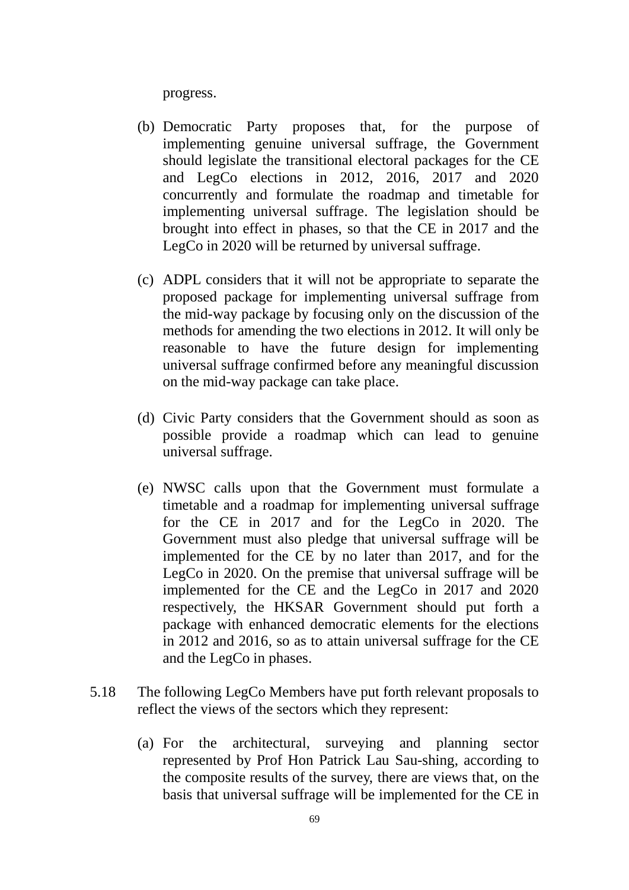progress.

(b) Democratic Party proposes that, for the purpose of implementing genuine universal suffrage, the Government should legislate the transitional electoral packages for the CE and LegCo elections in 2012, 2016, 2017 and 2020 concurrently and formulate the roadmap and timetable for implementing universal suffrage. The legislation should be brought into effect in phases, so that the CE in 2017 and the LegCo in 2020 will be returned by universal suffrage.

(c) ADPL considers that it will not be appropriate to separate the proposed package for implementing universal suffrage from the mid-way package by focusing only on the discussion of the methods for amending the two elections in 2012. It will only be reasonable to have the future design for implementing universal suffrage confirmed before any meaningful discussion on the mid-way package can take place.

(d) Civic Party considers that the Government should as soon as possible provide a roadmap which can lead to genuine universal suffrage.

(e) NWSC calls upon that the Government must formulate a timetable and a roadmap for implementing universal suffrage for the CE in 2017 and for the LegCo in 2020. The Government must also pledge that universal suffrage will be implemented for the CE by no later than 2017, and for the LegCo in 2020. On the premise that universal suffrage will be implemented for the CE and the LegCo in 2017 and 2020 respectively, the HKSAR Government should put forth a package with enhanced democratic elements for the elections in 2012 and 2016, so as to attain universal suffrage for the CE and the LegCo in phases.

5.18 The following LegCo Members have put forth relevant proposals to reflect the views of the sectors which they represent:

(a) For the architectural, surveying and planning sector represented by Prof Hon Patrick Lau Sau-shing, according to the composite results of the survey, there are views that, on the basis that universal suffrage will be implemented for the CE in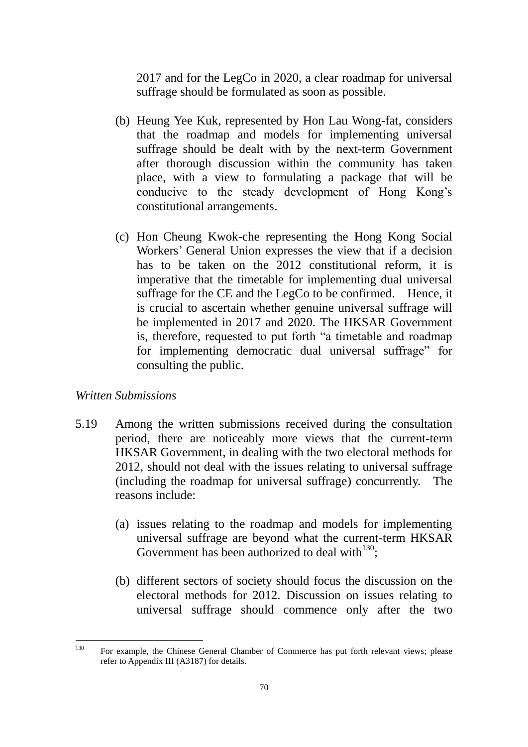2017 and for the LegCo in 2020, a clear roadmap for universal suffrage should be formulated as soon as possible.

(b) Heung Yee Kuk, represented by Hon Lau Wong-fat, considers that the roadmap and models for implementing universal suffrage should be dealt with by the next-term Government after thorough discussion within the community has taken place, with a view to formulating a package that will be conducive to the steady development of Hong Kong's constitutional arrangements.

(c) Hon Cheung Kwok-che representing the Hong Kong Social Workers' General Union expresses the view that if a decision has to be taken on the 2012 constitutional reform, it is imperative that the timetable for implementing dual universal suffrage for the CE and the LegCo to be confirmed. Hence, it is crucial to ascertain whether genuine universal suffrage will be implemented in 2017 and 2020. The HKSAR Government is, therefore, requested to put forth "a timetable and roadmap for implementing democratic dual universal suffrage" for consulting the public.

*Written Submissions*

5.19 Among the written submissions received during the consultation period, there are noticeably more views that the current-term HKSAR Government, in dealing with the two electoral methods for 2012, should not deal with the issues relating to universal suffrage (including the roadmap for universal suffrage) concurrently. The reasons include:

(a) issues relating to the roadmap and models for implementing universal suffrage are beyond what the current-term HKSAR Government has been authorized to deal with[130];

(b) different sectors of society should focus the discussion on the electoral methods for 2012. Discussion on issues relating to universal suffrage should commence only after the two

---

[130] For example, the Chinese General Chamber of Commerce has put forth relevant views; please refer to Appendix III (A3187) for details.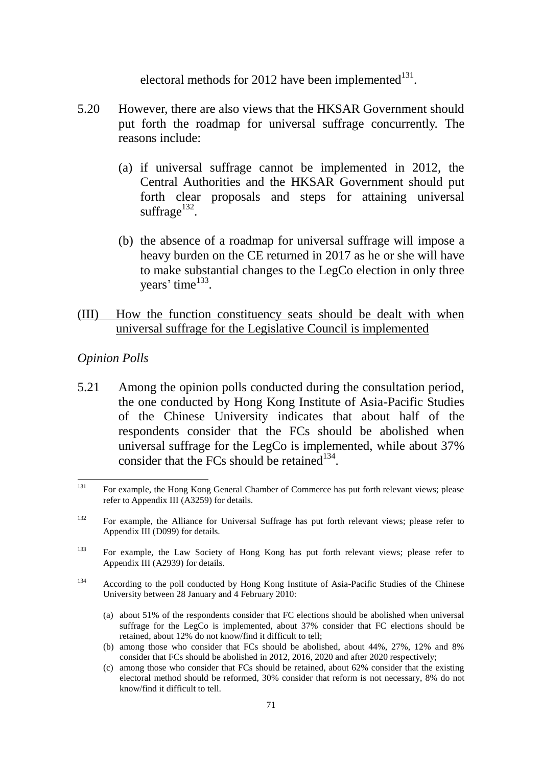electoral methods for 2012 have been implemented[131].

5.20 However, there are also views that the HKSAR Government should put forth the roadmap for universal suffrage concurrently. The reasons include:

(a) if universal suffrage cannot be implemented in 2012, the Central Authorities and the HKSAR Government should put forth clear proposals and steps for attaining universal suffrage[132].

(b) the absence of a roadmap for universal suffrage will impose a heavy burden on the CE returned in 2017 as he or she will have to make substantial changes to the LegCo election in only three years' time[133].

<u>(III) How the function constituency seats should be dealt with when universal suffrage for the Legislative Council is implemented</u>

*Opinion Polls*

5.21 Among the opinion polls conducted during the consultation period, the one conducted by Hong Kong Institute of Asia-Pacific Studies of the Chinese University indicates that about half of the respondents consider that the FCs should be abolished when universal suffrage for the LegCo is implemented, while about 37% consider that the FCs should be retained[134].

---

131 For example, the Hong Kong General Chamber of Commerce has put forth relevant views; please refer to Appendix III (A3259) for details.

132 For example, the Alliance for Universal Suffrage has put forth relevant views; please refer to Appendix III (D099) for details.

133 For example, the Law Society of Hong Kong has put forth relevant views; please refer to Appendix III (A2939) for details.

134 According to the poll conducted by Hong Kong Institute of Asia-Pacific Studies of the Chinese University between 28 January and 4 February 2010:

(a) about 51% of the respondents consider that FC elections should be abolished when universal suffrage for the LegCo is implemented, about 37% consider that FC elections should be retained, about 12% do not know/find it difficult to tell;

(b) among those who consider that FCs should be abolished, about 44%, 27%, 12% and 8% consider that FCs should be abolished in 2012, 2016, 2020 and after 2020 respectively;

(c) among those who consider that FCs should be retained, about 62% consider that the existing electoral method should be reformed, 30% consider that reform is not necessary, 8% do not know/find it difficult to tell.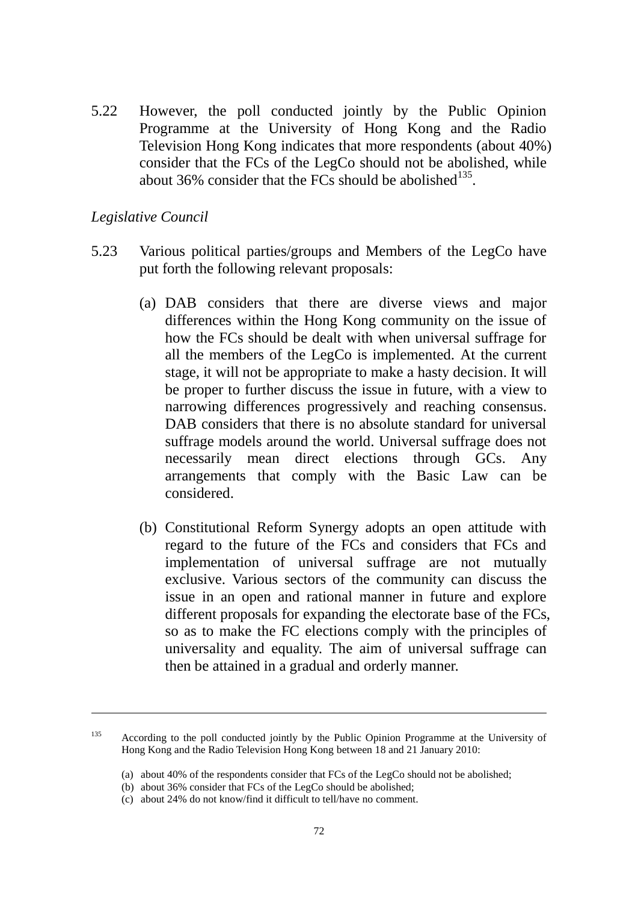5.22 However, the poll conducted jointly by the Public Opinion Programme at the University of Hong Kong and the Radio Television Hong Kong indicates that more respondents (about 40%) consider that the FCs of the LegCo should not be abolished, while about 36% consider that the FCs should be abolished[135].

*Legislative Council*

5.23 Various political parties/groups and Members of the LegCo have put forth the following relevant proposals:

(a) DAB considers that there are diverse views and major differences within the Hong Kong community on the issue of how the FCs should be dealt with when universal suffrage for all the members of the LegCo is implemented. At the current stage, it will not be appropriate to make a hasty decision. It will be proper to further discuss the issue in future, with a view to narrowing differences progressively and reaching consensus. DAB considers that there is no absolute standard for universal suffrage models around the world. Universal suffrage does not necessarily mean direct elections through GCs. Any arrangements that comply with the Basic Law can be considered.

(b) Constitutional Reform Synergy adopts an open attitude with regard to the future of the FCs and considers that FCs and implementation of universal suffrage are not mutually exclusive. Various sectors of the community can discuss the issue in an open and rational manner in future and explore different proposals for expanding the electorate base of the FCs, so as to make the FC elections comply with the principles of universality and equality. The aim of universal suffrage can then be attained in a gradual and orderly manner.

---

[135] According to the poll conducted jointly by the Public Opinion Programme at the University of Hong Kong and the Radio Television Hong Kong between 18 and 21 January 2010:

(a) about 40% of the respondents consider that FCs of the LegCo should not be abolished;
(b) about 36% consider that FCs of the LegCo should be abolished;
(c) about 24% do not know/find it difficult to tell/have no comment.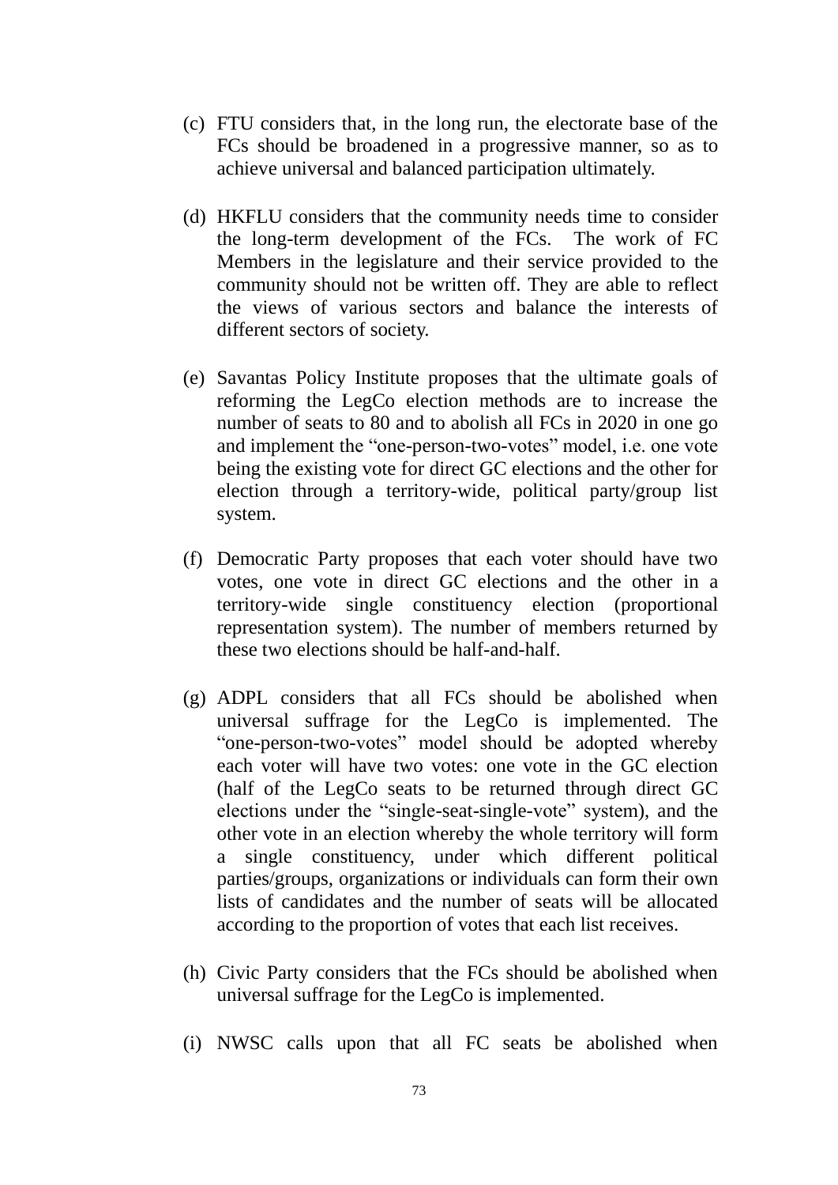(c) FTU considers that, in the long run, the electorate base of the FCs should be broadened in a progressive manner, so as to achieve universal and balanced participation ultimately.

(d) HKFLU considers that the community needs time to consider the long-term development of the FCs. The work of FC Members in the legislature and their service provided to the community should not be written off. They are able to reflect the views of various sectors and balance the interests of different sectors of society.

(e) Savantas Policy Institute proposes that the ultimate goals of reforming the LegCo election methods are to increase the number of seats to 80 and to abolish all FCs in 2020 in one go and implement the "one-person-two-votes" model, i.e. one vote being the existing vote for direct GC elections and the other for election through a territory-wide, political party/group list system.

(f) Democratic Party proposes that each voter should have two votes, one vote in direct GC elections and the other in a territory-wide single constituency election (proportional representation system). The number of members returned by these two elections should be half-and-half.

(g) ADPL considers that all FCs should be abolished when universal suffrage for the LegCo is implemented. The "one-person-two-votes" model should be adopted whereby each voter will have two votes: one vote in the GC election (half of the LegCo seats to be returned through direct GC elections under the "single-seat-single-vote" system), and the other vote in an election whereby the whole territory will form a single constituency, under which different political parties/groups, organizations or individuals can form their own lists of candidates and the number of seats will be allocated according to the proportion of votes that each list receives.

(h) Civic Party considers that the FCs should be abolished when universal suffrage for the LegCo is implemented.

(i) NWSC calls upon that all FC seats be abolished when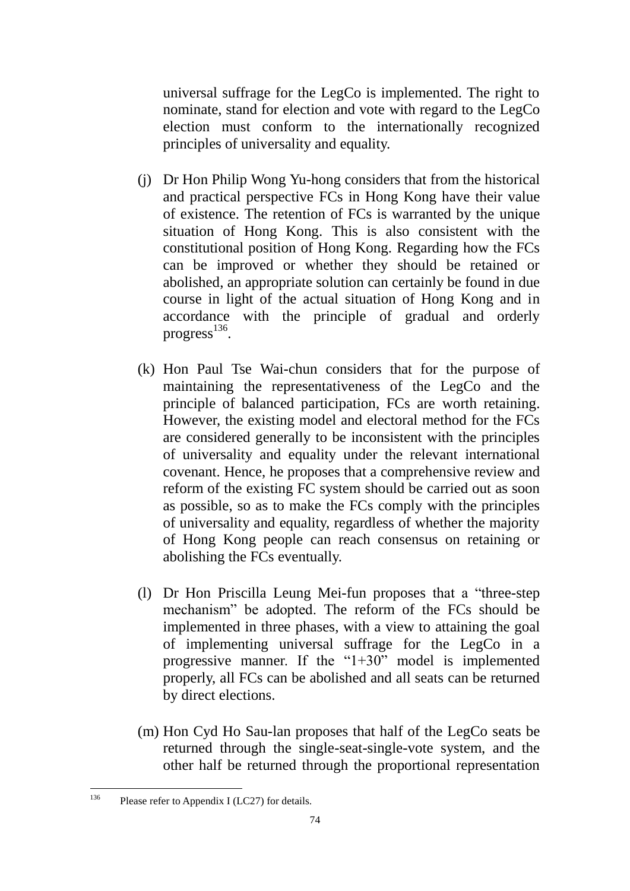universal suffrage for the LegCo is implemented. The right to nominate, stand for election and vote with regard to the LegCo election must conform to the internationally recognized principles of universality and equality.

(j) Dr Hon Philip Wong Yu-hong considers that from the historical and practical perspective FCs in Hong Kong have their value of existence. The retention of FCs is warranted by the unique situation of Hong Kong. This is also consistent with the constitutional position of Hong Kong. Regarding how the FCs can be improved or whether they should be retained or abolished, an appropriate solution can certainly be found in due course in light of the actual situation of Hong Kong and in accordance with the principle of gradual and orderly progress[136].

(k) Hon Paul Tse Wai-chun considers that for the purpose of maintaining the representativeness of the LegCo and the principle of balanced participation, FCs are worth retaining. However, the existing model and electoral method for the FCs are considered generally to be inconsistent with the principles of universality and equality under the relevant international covenant. Hence, he proposes that a comprehensive review and reform of the existing FC system should be carried out as soon as possible, so as to make the FCs comply with the principles of universality and equality, regardless of whether the majority of Hong Kong people can reach consensus on retaining or abolishing the FCs eventually.

(l) Dr Hon Priscilla Leung Mei-fun proposes that a "three-step mechanism" be adopted. The reform of the FCs should be implemented in three phases, with a view to attaining the goal of implementing universal suffrage for the LegCo in a progressive manner. If the "1+30" model is implemented properly, all FCs can be abolished and all seats can be returned by direct elections.

(m) Hon Cyd Ho Sau-lan proposes that half of the LegCo seats be returned through the single-seat-single-vote system, and the other half be returned through the proportional representation

---

[136] Please refer to Appendix I (LC27) for details.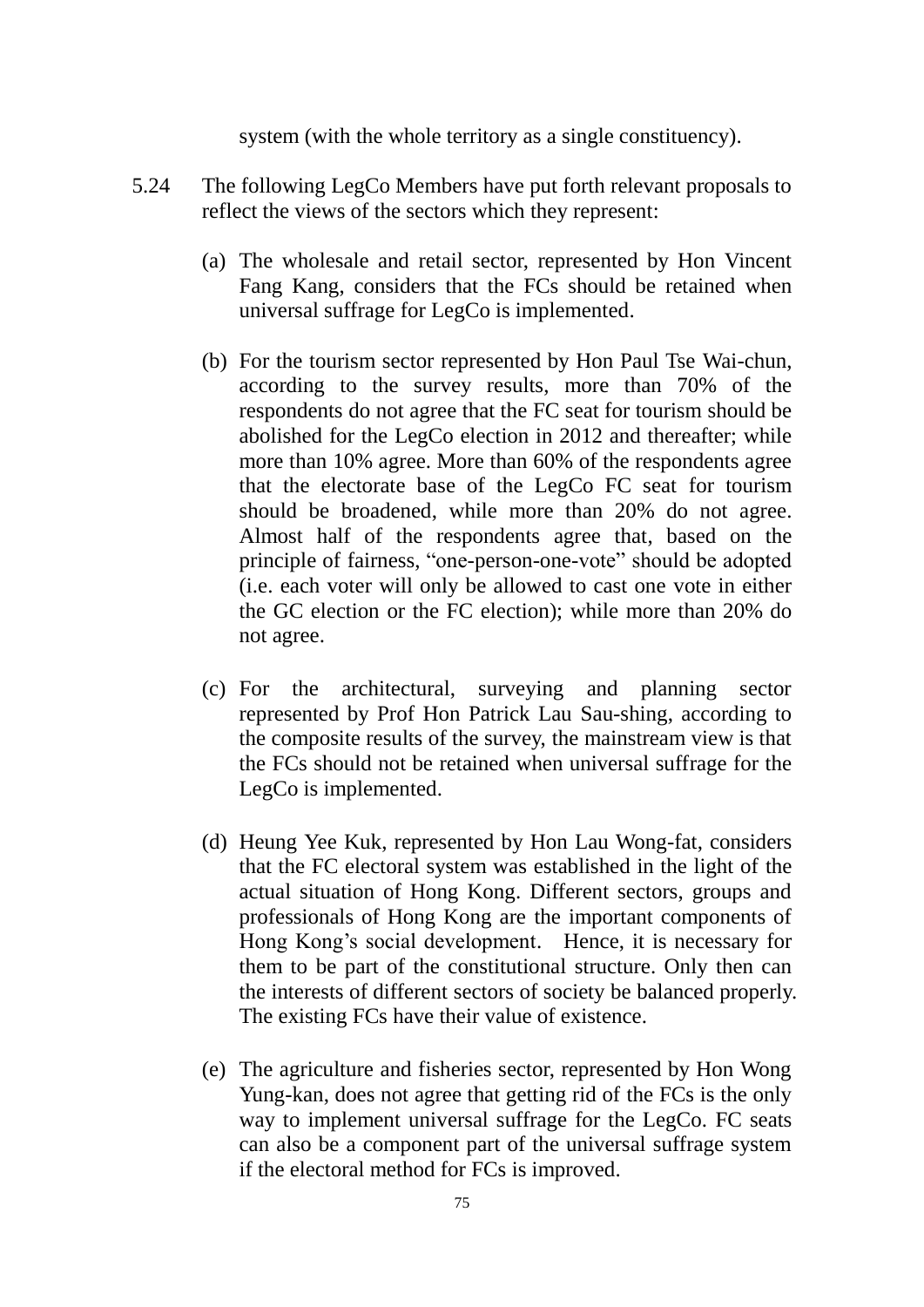system (with the whole territory as a single constituency).

5.24 The following LegCo Members have put forth relevant proposals to reflect the views of the sectors which they represent:

(a) The wholesale and retail sector, represented by Hon Vincent Fang Kang, considers that the FCs should be retained when universal suffrage for LegCo is implemented.

(b) For the tourism sector represented by Hon Paul Tse Wai-chun, according to the survey results, more than 70% of the respondents do not agree that the FC seat for tourism should be abolished for the LegCo election in 2012 and thereafter; while more than 10% agree. More than 60% of the respondents agree that the electorate base of the LegCo FC seat for tourism should be broadened, while more than 20% do not agree. Almost half of the respondents agree that, based on the principle of fairness, "one-person-one-vote" should be adopted (i.e. each voter will only be allowed to cast one vote in either the GC election or the FC election); while more than 20% do not agree.

(c) For the architectural, surveying and planning sector represented by Prof Hon Patrick Lau Sau-shing, according to the composite results of the survey, the mainstream view is that the FCs should not be retained when universal suffrage for the LegCo is implemented.

(d) Heung Yee Kuk, represented by Hon Lau Wong-fat, considers that the FC electoral system was established in the light of the actual situation of Hong Kong. Different sectors, groups and professionals of Hong Kong are the important components of Hong Kong's social development. Hence, it is necessary for them to be part of the constitutional structure. Only then can the interests of different sectors of society be balanced properly. The existing FCs have their value of existence.

(e) The agriculture and fisheries sector, represented by Hon Wong Yung-kan, does not agree that getting rid of the FCs is the only way to implement universal suffrage for the LegCo. FC seats can also be a component part of the universal suffrage system if the electoral method for FCs is improved.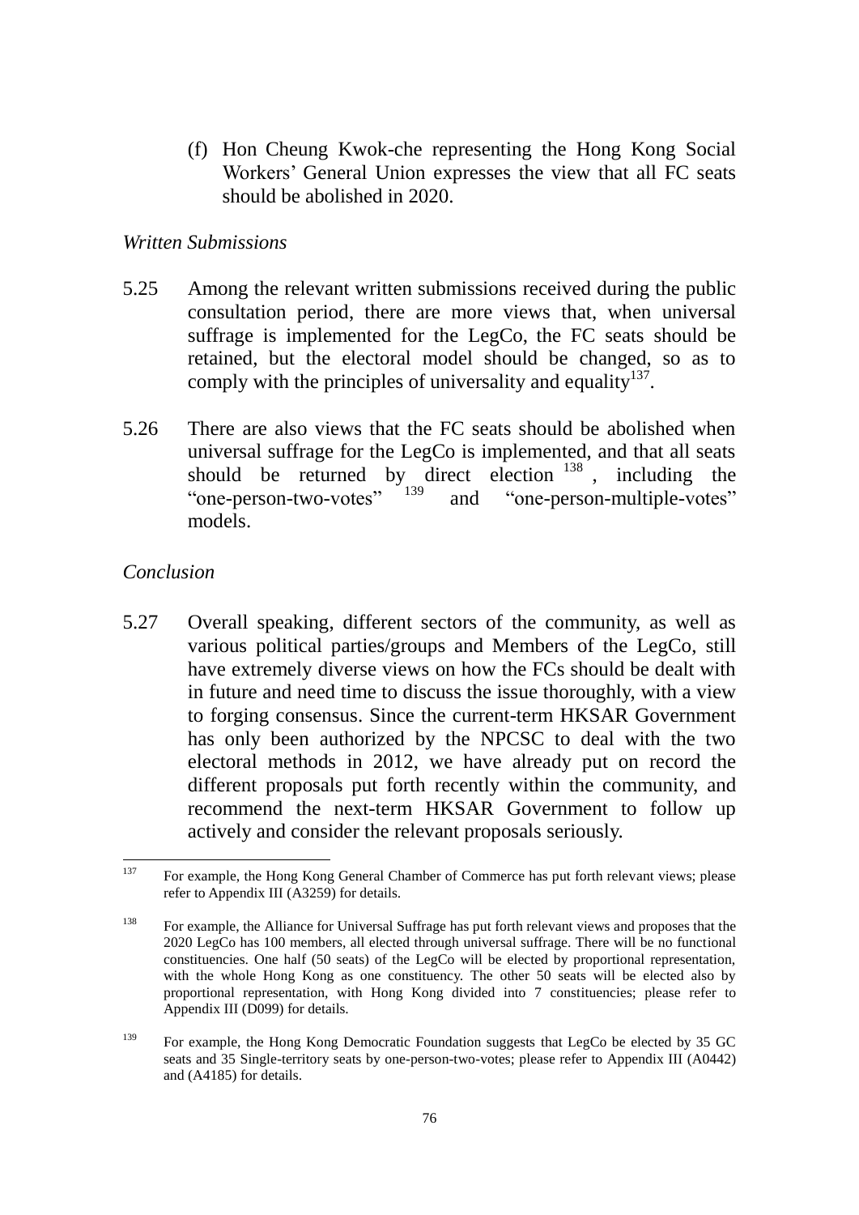(f) Hon Cheung Kwok-che representing the Hong Kong Social Workers' General Union expresses the view that all FC seats should be abolished in 2020.

*Written Submissions*

5.25 Among the relevant written submissions received during the public consultation period, there are more views that, when universal suffrage is implemented for the LegCo, the FC seats should be retained, but the electoral model should be changed, so as to comply with the principles of universality and equality[137].

5.26 There are also views that the FC seats should be abolished when universal suffrage for the LegCo is implemented, and that all seats should be returned by direct election[138], including the "one-person-two-votes"[139] and "one-person-multiple-votes" models.

*Conclusion*

5.27 Overall speaking, different sectors of the community, as well as various political parties/groups and Members of the LegCo, still have extremely diverse views on how the FCs should be dealt with in future and need time to discuss the issue thoroughly, with a view to forging consensus. Since the current-term HKSAR Government has only been authorized by the NPCSC to deal with the two electoral methods in 2012, we have already put on record the different proposals put forth recently within the community, and recommend the next-term HKSAR Government to follow up actively and consider the relevant proposals seriously.

---

[137] For example, the Hong Kong General Chamber of Commerce has put forth relevant views; please refer to Appendix III (A3259) for details.

[138] For example, the Alliance for Universal Suffrage has put forth relevant views and proposes that the 2020 LegCo has 100 members, all elected through universal suffrage. There will be no functional constituencies. One half (50 seats) of the LegCo will be elected by proportional representation, with the whole Hong Kong as one constituency. The other 50 seats will be elected also by proportional representation, with Hong Kong divided into 7 constituencies; please refer to Appendix III (D099) for details.

[139] For example, the Hong Kong Democratic Foundation suggests that LegCo be elected by 35 GC seats and 35 Single-territory seats by one-person-two-votes; please refer to Appendix III (A0442) and (A4185) for details.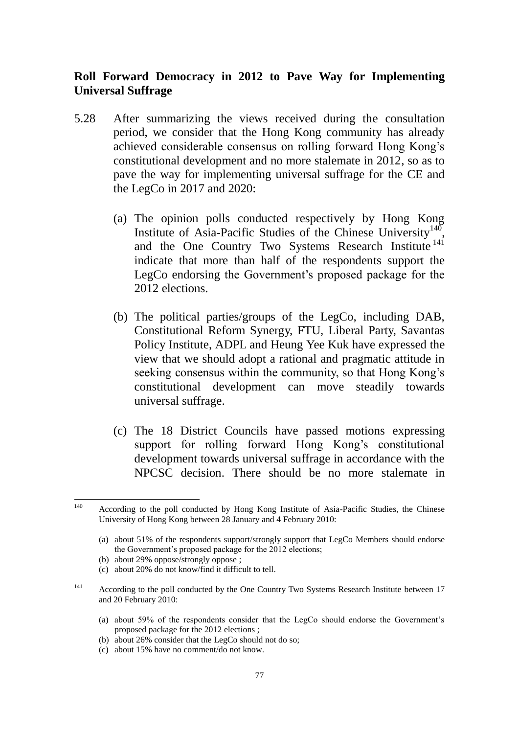**Roll Forward Democracy in 2012 to Pave Way for Implementing Universal Suffrage**

5.28 After summarizing the views received during the consultation period, we consider that the Hong Kong community has already achieved considerable consensus on rolling forward Hong Kong's constitutional development and no more stalemate in 2012, so as to pave the way for implementing universal suffrage for the CE and the LegCo in 2017 and 2020:

(a) The opinion polls conducted respectively by Hong Kong Institute of Asia-Pacific Studies of the Chinese University[140], and the One Country Two Systems Research Institute[141] indicate that more than half of the respondents support the LegCo endorsing the Government's proposed package for the 2012 elections.

(b) The political parties/groups of the LegCo, including DAB, Constitutional Reform Synergy, FTU, Liberal Party, Savantas Policy Institute, ADPL and Heung Yee Kuk have expressed the view that we should adopt a rational and pragmatic attitude in seeking consensus within the community, so that Hong Kong's constitutional development can move steadily towards universal suffrage.

(c) The 18 District Councils have passed motions expressing support for rolling forward Hong Kong's constitutional development towards universal suffrage in accordance with the NPCSC decision. There should be no more stalemate in

---

[140] According to the poll conducted by Hong Kong Institute of Asia-Pacific Studies, the Chinese University of Hong Kong between 28 January and 4 February 2010:

(a) about 51% of the respondents support/strongly support that LegCo Members should endorse the Government's proposed package for the 2012 elections;
(b) about 29% oppose/strongly oppose ;
(c) about 20% do not know/find it difficult to tell.

[141] According to the poll conducted by the One Country Two Systems Research Institute between 17 and 20 February 2010:

(a) about 59% of the respondents consider that the LegCo should endorse the Government's proposed package for the 2012 elections ;
(b) about 26% consider that the LegCo should not do so;
(c) about 15% have no comment/do not know.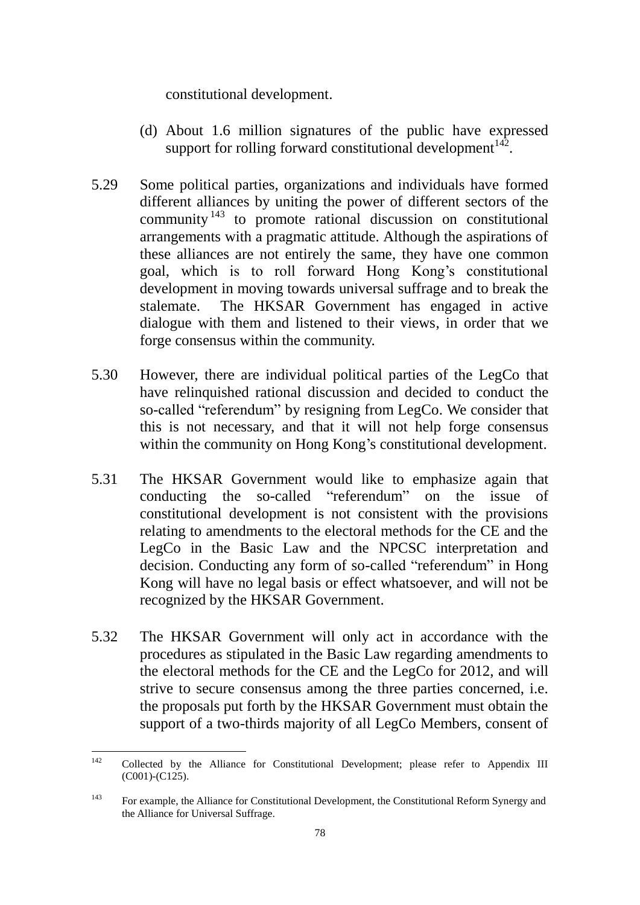constitutional development.

(d) About 1.6 million signatures of the public have expressed support for rolling forward constitutional development[142].

5.29 Some political parties, organizations and individuals have formed different alliances by uniting the power of different sectors of the community[143] to promote rational discussion on constitutional arrangements with a pragmatic attitude. Although the aspirations of these alliances are not entirely the same, they have one common goal, which is to roll forward Hong Kong's constitutional development in moving towards universal suffrage and to break the stalemate. The HKSAR Government has engaged in active dialogue with them and listened to their views, in order that we forge consensus within the community.

5.30 However, there are individual political parties of the LegCo that have relinquished rational discussion and decided to conduct the so-called "referendum" by resigning from LegCo. We consider that this is not necessary, and that it will not help forge consensus within the community on Hong Kong's constitutional development.

5.31 The HKSAR Government would like to emphasize again that conducting the so-called "referendum" on the issue of constitutional development is not consistent with the provisions relating to amendments to the electoral methods for the CE and the LegCo in the Basic Law and the NPCSC interpretation and decision. Conducting any form of so-called "referendum" in Hong Kong will have no legal basis or effect whatsoever, and will not be recognized by the HKSAR Government.

5.32 The HKSAR Government will only act in accordance with the procedures as stipulated in the Basic Law regarding amendments to the electoral methods for the CE and the LegCo for 2012, and will strive to secure consensus among the three parties concerned, i.e. the proposals put forth by the HKSAR Government must obtain the support of a two-thirds majority of all LegCo Members, consent of

---

[142] Collected by the Alliance for Constitutional Development; please refer to Appendix III (C001)-(C125).

[143] For example, the Alliance for Constitutional Development, the Constitutional Reform Synergy and the Alliance for Universal Suffrage.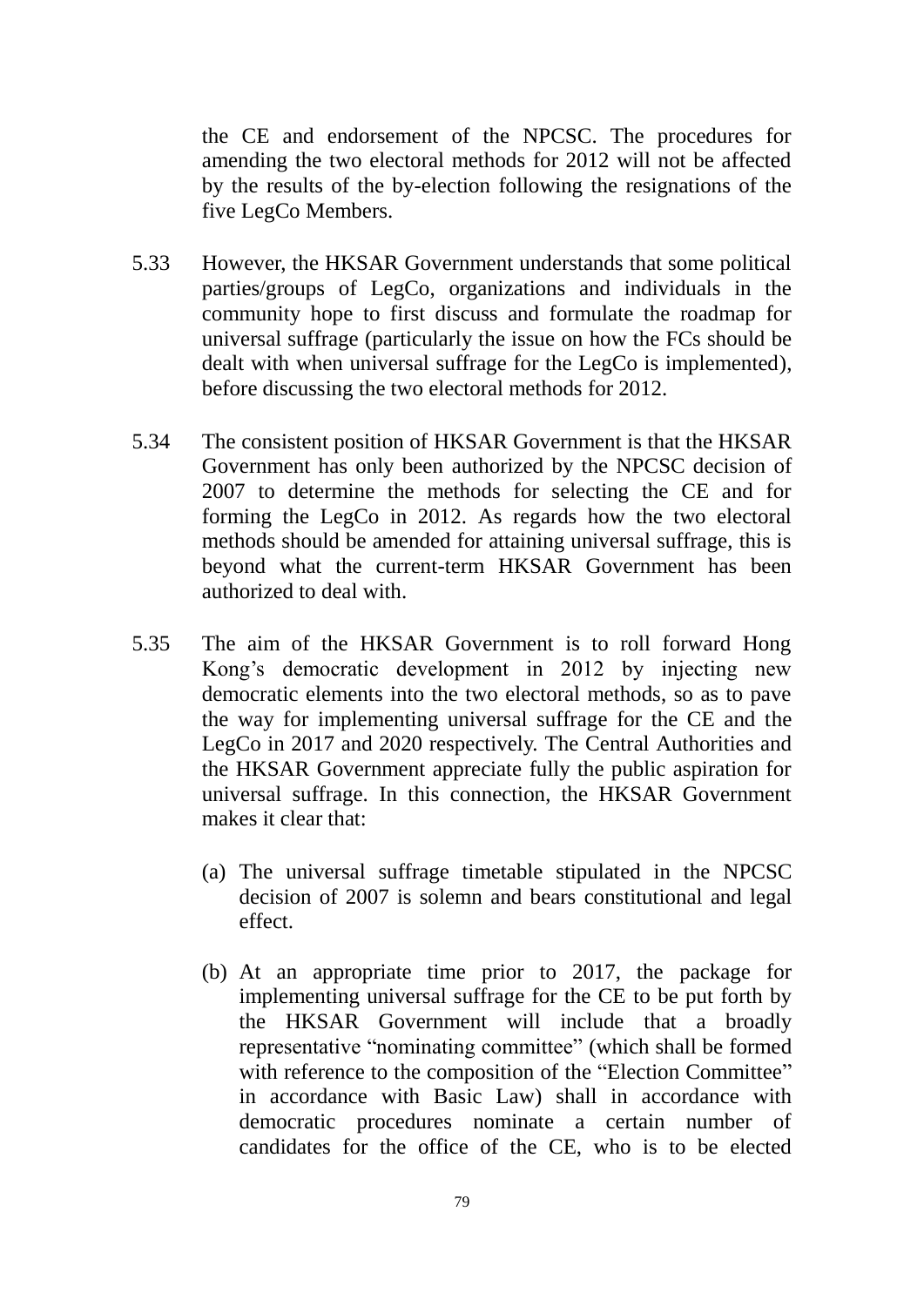the CE and endorsement of the NPCSC. The procedures for amending the two electoral methods for 2012 will not be affected by the results of the by-election following the resignations of the five LegCo Members.

5.33 However, the HKSAR Government understands that some political parties/groups of LegCo, organizations and individuals in the community hope to first discuss and formulate the roadmap for universal suffrage (particularly the issue on how the FCs should be dealt with when universal suffrage for the LegCo is implemented), before discussing the two electoral methods for 2012.

5.34 The consistent position of HKSAR Government is that the HKSAR Government has only been authorized by the NPCSC decision of 2007 to determine the methods for selecting the CE and for forming the LegCo in 2012. As regards how the two electoral methods should be amended for attaining universal suffrage, this is beyond what the current-term HKSAR Government has been authorized to deal with.

5.35 The aim of the HKSAR Government is to roll forward Hong Kong's democratic development in 2012 by injecting new democratic elements into the two electoral methods, so as to pave the way for implementing universal suffrage for the CE and the LegCo in 2017 and 2020 respectively. The Central Authorities and the HKSAR Government appreciate fully the public aspiration for universal suffrage. In this connection, the HKSAR Government makes it clear that:

(a) The universal suffrage timetable stipulated in the NPCSC decision of 2007 is solemn and bears constitutional and legal effect.

(b) At an appropriate time prior to 2017, the package for implementing universal suffrage for the CE to be put forth by the HKSAR Government will include that a broadly representative "nominating committee" (which shall be formed with reference to the composition of the "Election Committee" in accordance with Basic Law) shall in accordance with democratic procedures nominate a certain number of candidates for the office of the CE, who is to be elected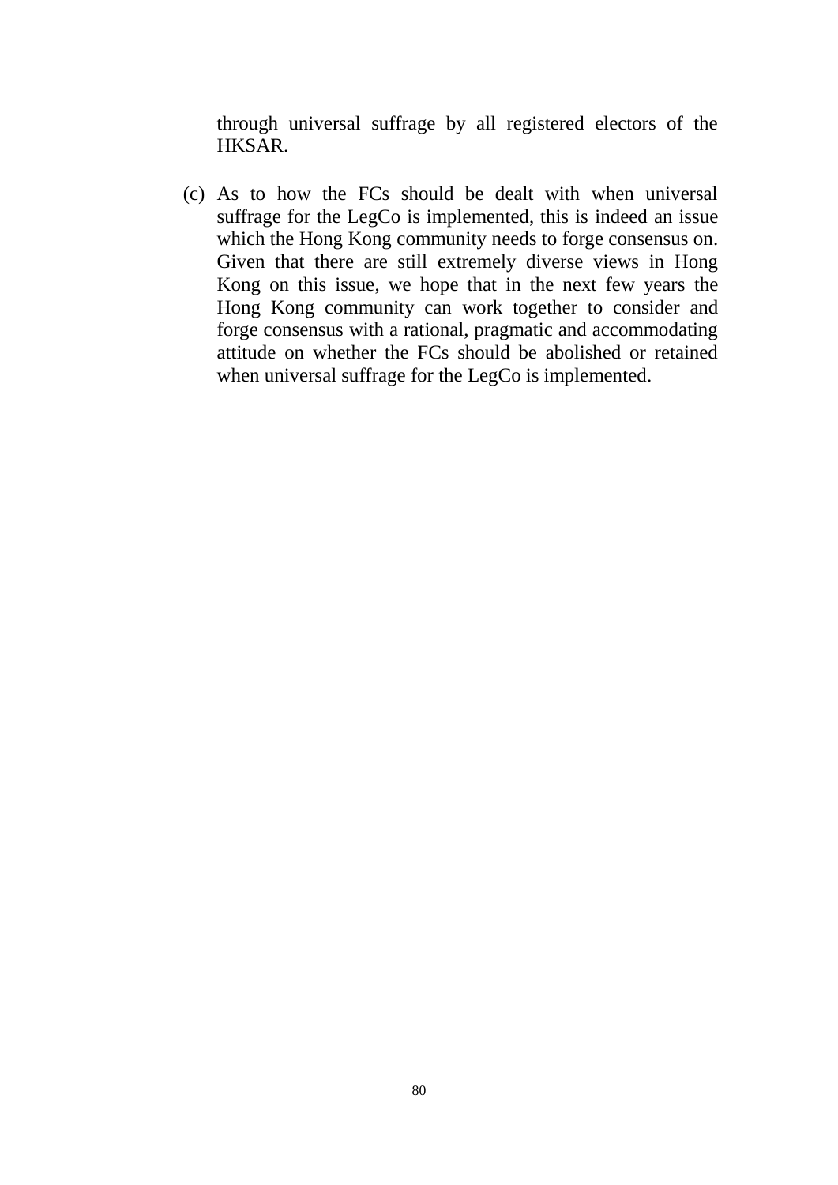through universal suffrage by all registered electors of the HKSAR.

(c) As to how the FCs should be dealt with when universal suffrage for the LegCo is implemented, this is indeed an issue which the Hong Kong community needs to forge consensus on. Given that there are still extremely diverse views in Hong Kong on this issue, we hope that in the next few years the Hong Kong community can work together to consider and forge consensus with a rational, pragmatic and accommodating attitude on whether the FCs should be abolished or retained when universal suffrage for the LegCo is implemented.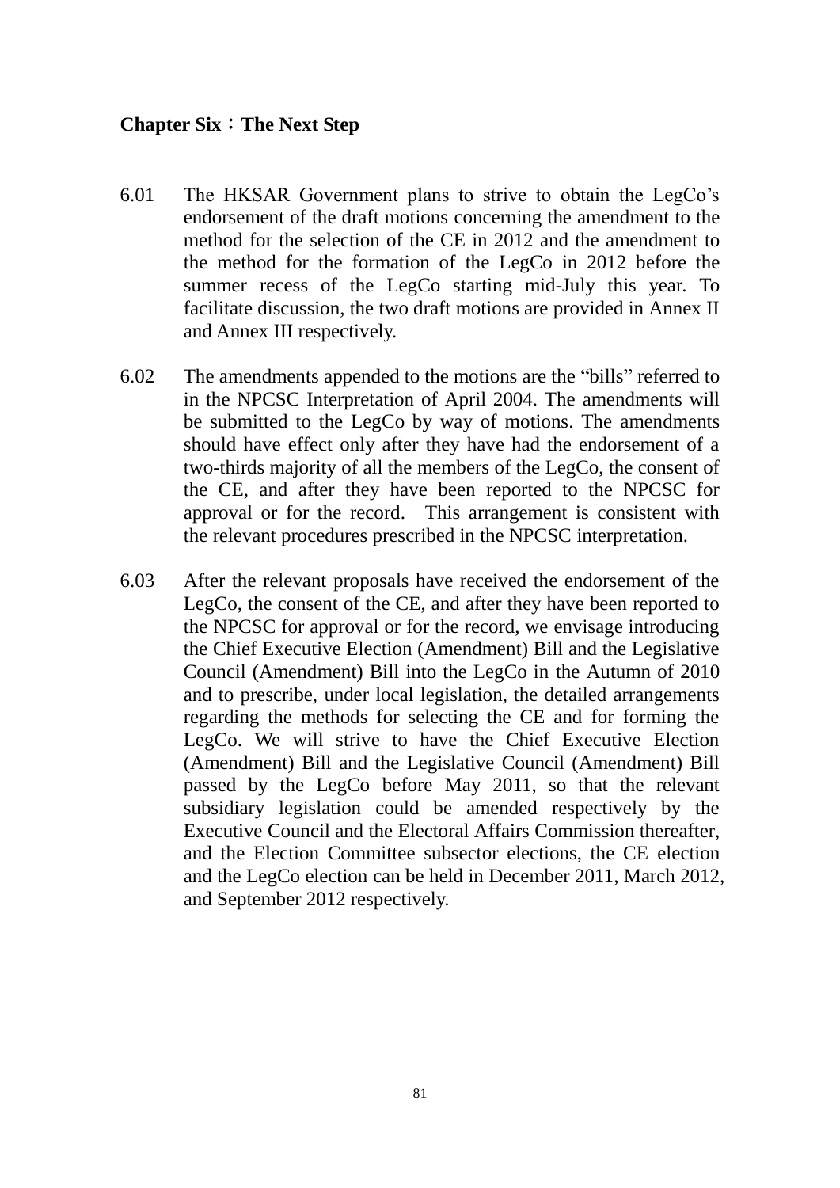## Chapter Six：The Next Step

6.01 The HKSAR Government plans to strive to obtain the LegCo's endorsement of the draft motions concerning the amendment to the method for the selection of the CE in 2012 and the amendment to the method for the formation of the LegCo in 2012 before the summer recess of the LegCo starting mid-July this year. To facilitate discussion, the two draft motions are provided in Annex II and Annex III respectively.

6.02 The amendments appended to the motions are the "bills" referred to in the NPCSC Interpretation of April 2004. The amendments will be submitted to the LegCo by way of motions. The amendments should have effect only after they have had the endorsement of a two-thirds majority of all the members of the LegCo, the consent of the CE, and after they have been reported to the NPCSC for approval or for the record. This arrangement is consistent with the relevant procedures prescribed in the NPCSC interpretation.

6.03 After the relevant proposals have received the endorsement of the LegCo, the consent of the CE, and after they have been reported to the NPCSC for approval or for the record, we envisage introducing the Chief Executive Election (Amendment) Bill and the Legislative Council (Amendment) Bill into the LegCo in the Autumn of 2010 and to prescribe, under local legislation, the detailed arrangements regarding the methods for selecting the CE and for forming the LegCo. We will strive to have the Chief Executive Election (Amendment) Bill and the Legislative Council (Amendment) Bill passed by the LegCo before May 2011, so that the relevant subsidiary legislation could be amended respectively by the Executive Council and the Electoral Affairs Commission thereafter, and the Election Committee subsector elections, the CE election and the LegCo election can be held in December 2011, March 2012, and September 2012 respectively.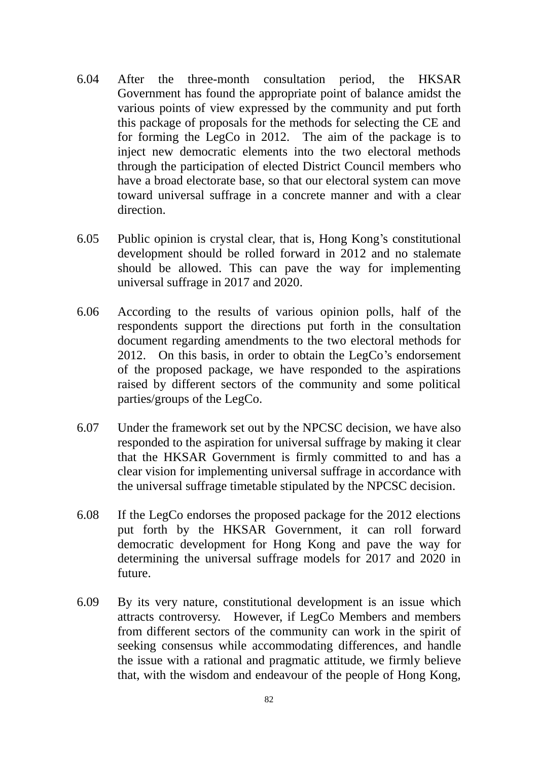6.04 After the three-month consultation period, the HKSAR Government has found the appropriate point of balance amidst the various points of view expressed by the community and put forth this package of proposals for the methods for selecting the CE and for forming the LegCo in 2012. The aim of the package is to inject new democratic elements into the two electoral methods through the participation of elected District Council members who have a broad electorate base, so that our electoral system can move toward universal suffrage in a concrete manner and with a clear direction.

6.05 Public opinion is crystal clear, that is, Hong Kong's constitutional development should be rolled forward in 2012 and no stalemate should be allowed. This can pave the way for implementing universal suffrage in 2017 and 2020.

6.06 According to the results of various opinion polls, half of the respondents support the directions put forth in the consultation document regarding amendments to the two electoral methods for 2012. On this basis, in order to obtain the LegCo's endorsement of the proposed package, we have responded to the aspirations raised by different sectors of the community and some political parties/groups of the LegCo.

6.07 Under the framework set out by the NPCSC decision, we have also responded to the aspiration for universal suffrage by making it clear that the HKSAR Government is firmly committed to and has a clear vision for implementing universal suffrage in accordance with the universal suffrage timetable stipulated by the NPCSC decision.

6.08 If the LegCo endorses the proposed package for the 2012 elections put forth by the HKSAR Government, it can roll forward democratic development for Hong Kong and pave the way for determining the universal suffrage models for 2017 and 2020 in future.

6.09 By its very nature, constitutional development is an issue which attracts controversy. However, if LegCo Members and members from different sectors of the community can work in the spirit of seeking consensus while accommodating differences, and handle the issue with a rational and pragmatic attitude, we firmly believe that, with the wisdom and endeavour of the people of Hong Kong,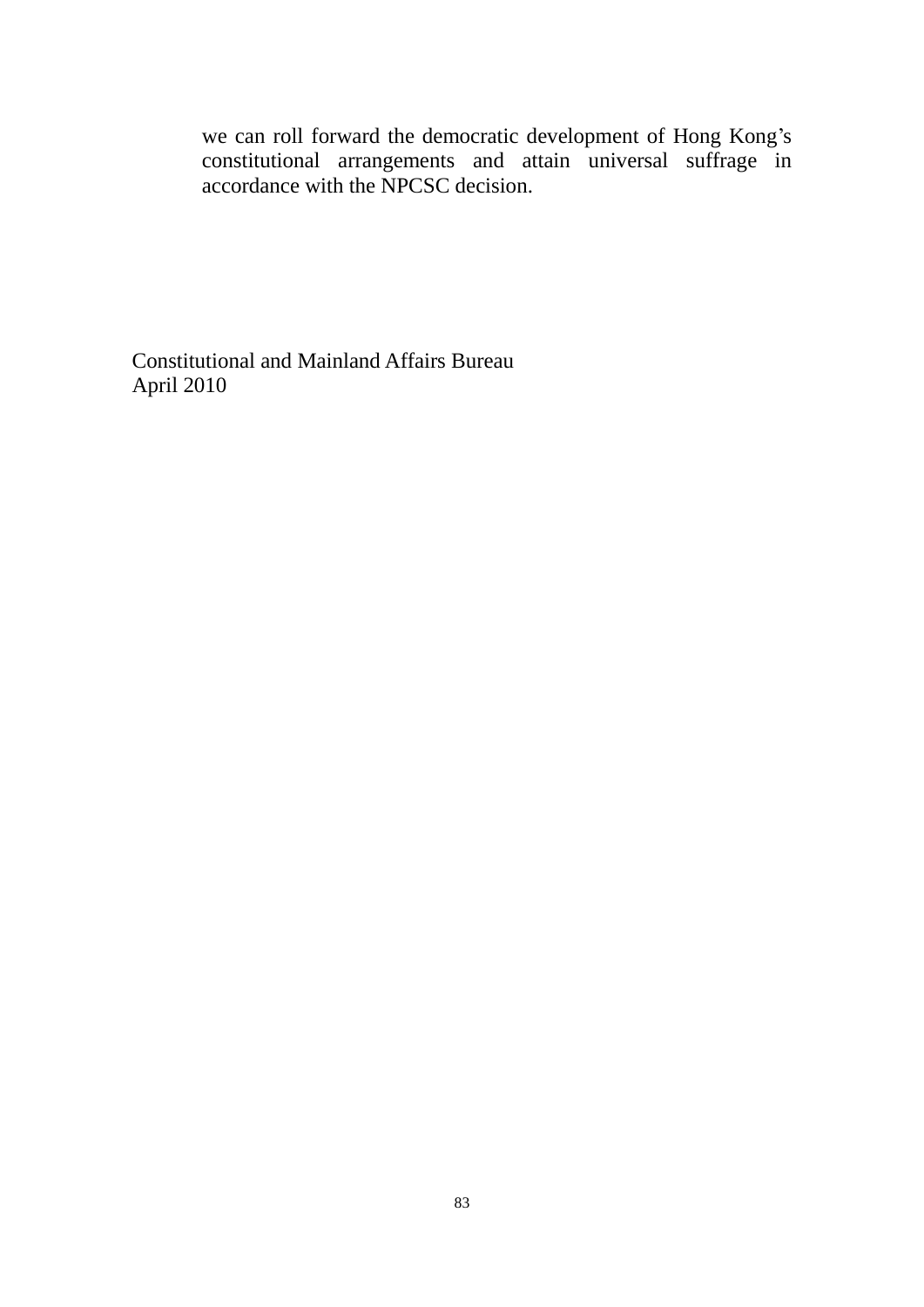we can roll forward the democratic development of Hong Kong's constitutional arrangements and attain universal suffrage in accordance with the NPCSC decision.

Constitutional and Mainland Affairs Bureau
April 2010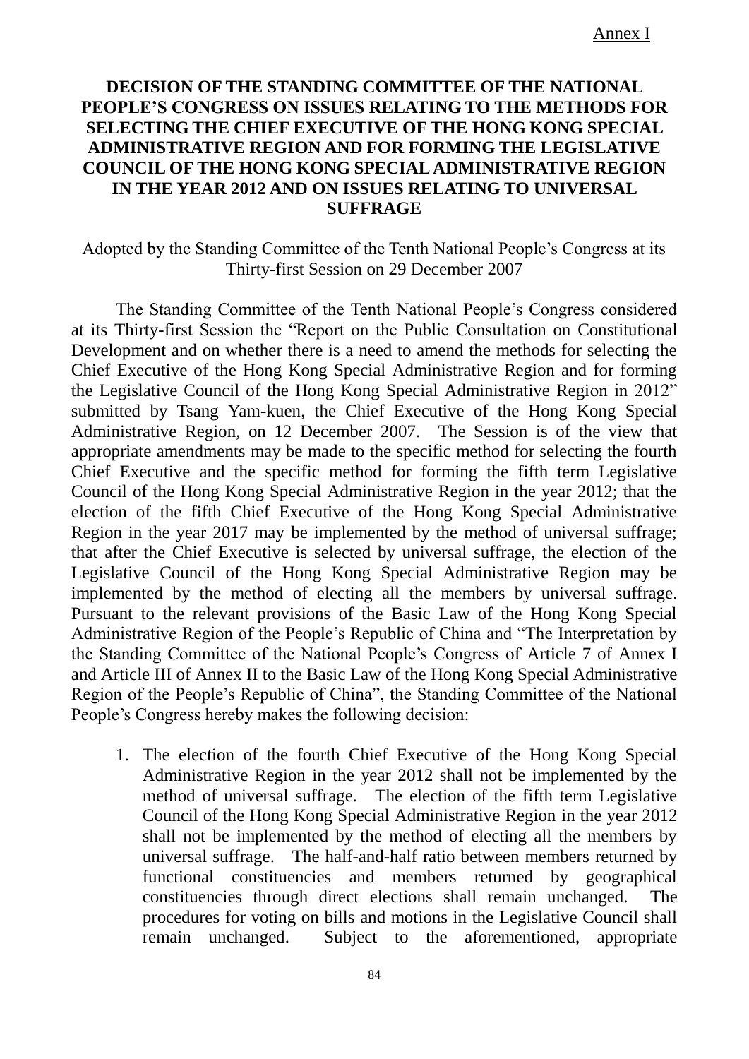Annex I

**DECISION OF THE STANDING COMMITTEE OF THE NATIONAL PEOPLE'S CONGRESS ON ISSUES RELATING TO THE METHODS FOR SELECTING THE CHIEF EXECUTIVE OF THE HONG KONG SPECIAL ADMINISTRATIVE REGION AND FOR FORMING THE LEGISLATIVE COUNCIL OF THE HONG KONG SPECIAL ADMINISTRATIVE REGION IN THE YEAR 2012 AND ON ISSUES RELATING TO UNIVERSAL SUFFRAGE**

Adopted by the Standing Committee of the Tenth National People's Congress at its Thirty-first Session on 29 December 2007

The Standing Committee of the Tenth National People's Congress considered at its Thirty-first Session the "Report on the Public Consultation on Constitutional Development and on whether there is a need to amend the methods for selecting the Chief Executive of the Hong Kong Special Administrative Region and for forming the Legislative Council of the Hong Kong Special Administrative Region in 2012" submitted by Tsang Yam-kuen, the Chief Executive of the Hong Kong Special Administrative Region, on 12 December 2007. The Session is of the view that appropriate amendments may be made to the specific method for selecting the fourth Chief Executive and the specific method for forming the fifth term Legislative Council of the Hong Kong Special Administrative Region in the year 2012; that the election of the fifth Chief Executive of the Hong Kong Special Administrative Region in the year 2017 may be implemented by the method of universal suffrage; that after the Chief Executive is selected by universal suffrage, the election of the Legislative Council of the Hong Kong Special Administrative Region may be implemented by the method of electing all the members by universal suffrage. Pursuant to the relevant provisions of the Basic Law of the Hong Kong Special Administrative Region of the People's Republic of China and "The Interpretation by the Standing Committee of the National People's Congress of Article 7 of Annex I and Article III of Annex II to the Basic Law of the Hong Kong Special Administrative Region of the People's Republic of China", the Standing Committee of the National People's Congress hereby makes the following decision:

1. The election of the fourth Chief Executive of the Hong Kong Special Administrative Region in the year 2012 shall not be implemented by the method of universal suffrage. The election of the fifth term Legislative Council of the Hong Kong Special Administrative Region in the year 2012 shall not be implemented by the method of electing all the members by universal suffrage. The half-and-half ratio between members returned by functional constituencies and members returned by geographical constituencies through direct elections shall remain unchanged. The procedures for voting on bills and motions in the Legislative Council shall remain unchanged. Subject to the aforementioned, appropriate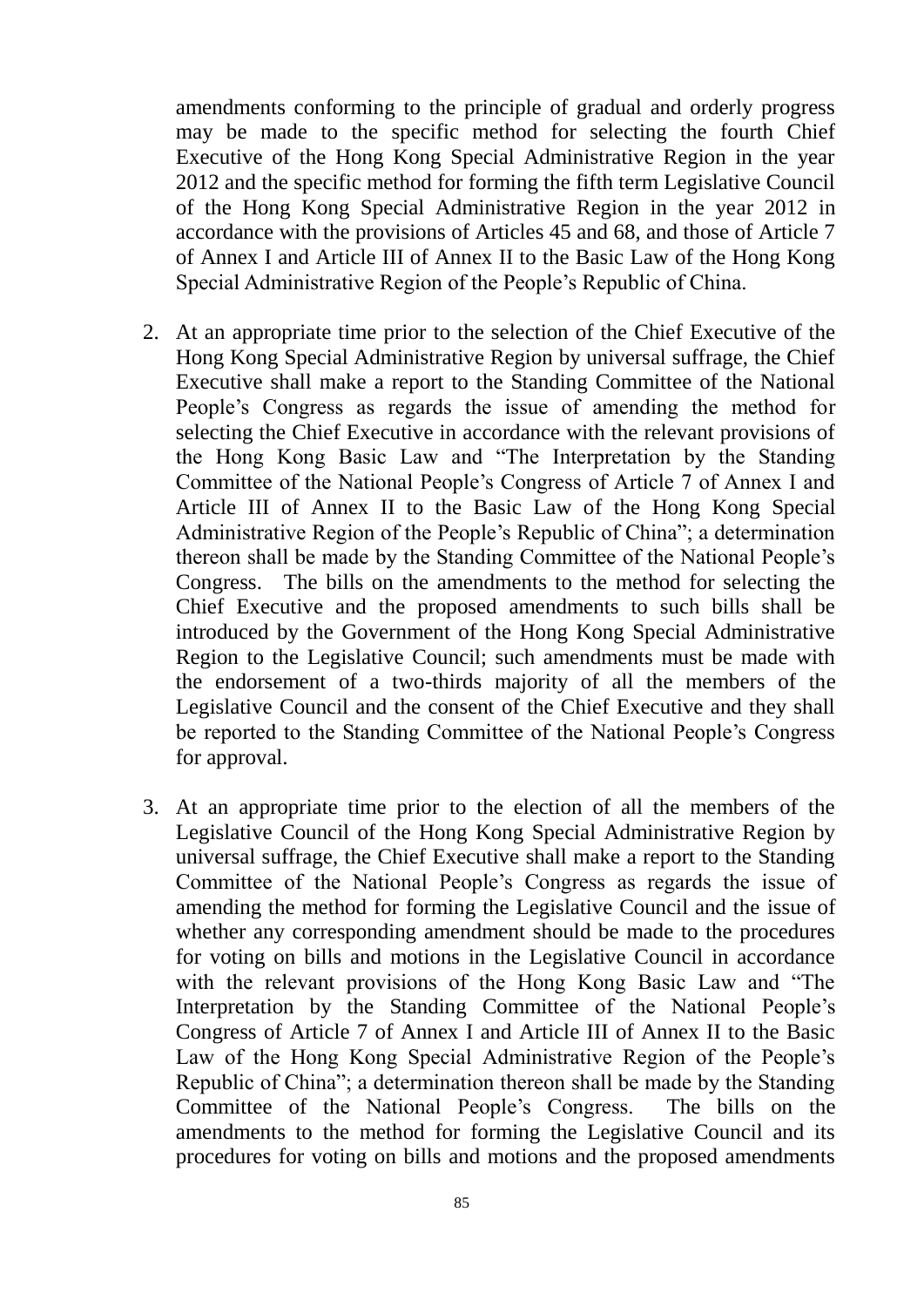amendments conforming to the principle of gradual and orderly progress may be made to the specific method for selecting the fourth Chief Executive of the Hong Kong Special Administrative Region in the year 2012 and the specific method for forming the fifth term Legislative Council of the Hong Kong Special Administrative Region in the year 2012 in accordance with the provisions of Articles 45 and 68, and those of Article 7 of Annex I and Article III of Annex II to the Basic Law of the Hong Kong Special Administrative Region of the People's Republic of China.

2. At an appropriate time prior to the selection of the Chief Executive of the Hong Kong Special Administrative Region by universal suffrage, the Chief Executive shall make a report to the Standing Committee of the National People's Congress as regards the issue of amending the method for selecting the Chief Executive in accordance with the relevant provisions of the Hong Kong Basic Law and "The Interpretation by the Standing Committee of the National People's Congress of Article 7 of Annex I and Article III of Annex II to the Basic Law of the Hong Kong Special Administrative Region of the People's Republic of China"; a determination thereon shall be made by the Standing Committee of the National People's Congress. The bills on the amendments to the method for selecting the Chief Executive and the proposed amendments to such bills shall be introduced by the Government of the Hong Kong Special Administrative Region to the Legislative Council; such amendments must be made with the endorsement of a two-thirds majority of all the members of the Legislative Council and the consent of the Chief Executive and they shall be reported to the Standing Committee of the National People's Congress for approval.

3. At an appropriate time prior to the election of all the members of the Legislative Council of the Hong Kong Special Administrative Region by universal suffrage, the Chief Executive shall make a report to the Standing Committee of the National People's Congress as regards the issue of amending the method for forming the Legislative Council and the issue of whether any corresponding amendment should be made to the procedures for voting on bills and motions in the Legislative Council in accordance with the relevant provisions of the Hong Kong Basic Law and "The Interpretation by the Standing Committee of the National People's Congress of Article 7 of Annex I and Article III of Annex II to the Basic Law of the Hong Kong Special Administrative Region of the People's Republic of China"; a determination thereon shall be made by the Standing Committee of the National People's Congress. The bills on the amendments to the method for forming the Legislative Council and its procedures for voting on bills and motions and the proposed amendments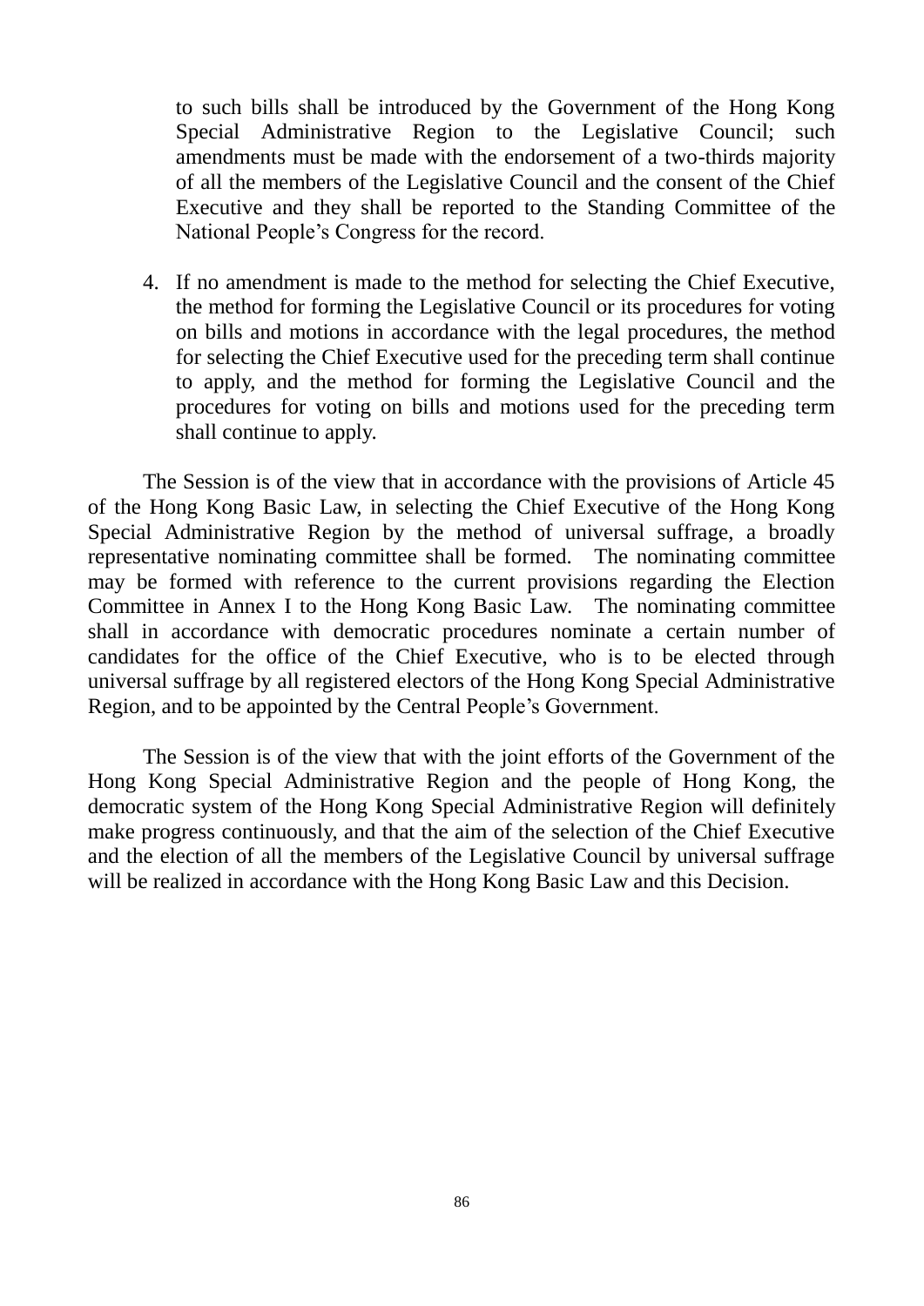to such bills shall be introduced by the Government of the Hong Kong Special Administrative Region to the Legislative Council; such amendments must be made with the endorsement of a two-thirds majority of all the members of the Legislative Council and the consent of the Chief Executive and they shall be reported to the Standing Committee of the National People's Congress for the record.

4. If no amendment is made to the method for selecting the Chief Executive, the method for forming the Legislative Council or its procedures for voting on bills and motions in accordance with the legal procedures, the method for selecting the Chief Executive used for the preceding term shall continue to apply, and the method for forming the Legislative Council and the procedures for voting on bills and motions used for the preceding term shall continue to apply.

The Session is of the view that in accordance with the provisions of Article 45 of the Hong Kong Basic Law, in selecting the Chief Executive of the Hong Kong Special Administrative Region by the method of universal suffrage, a broadly representative nominating committee shall be formed. The nominating committee may be formed with reference to the current provisions regarding the Election Committee in Annex I to the Hong Kong Basic Law. The nominating committee shall in accordance with democratic procedures nominate a certain number of candidates for the office of the Chief Executive, who is to be elected through universal suffrage by all registered electors of the Hong Kong Special Administrative Region, and to be appointed by the Central People's Government.

The Session is of the view that with the joint efforts of the Government of the Hong Kong Special Administrative Region and the people of Hong Kong, the democratic system of the Hong Kong Special Administrative Region will definitely make progress continuously, and that the aim of the selection of the Chief Executive and the election of all the members of the Legislative Council by universal suffrage will be realized in accordance with the Hong Kong Basic Law and this Decision.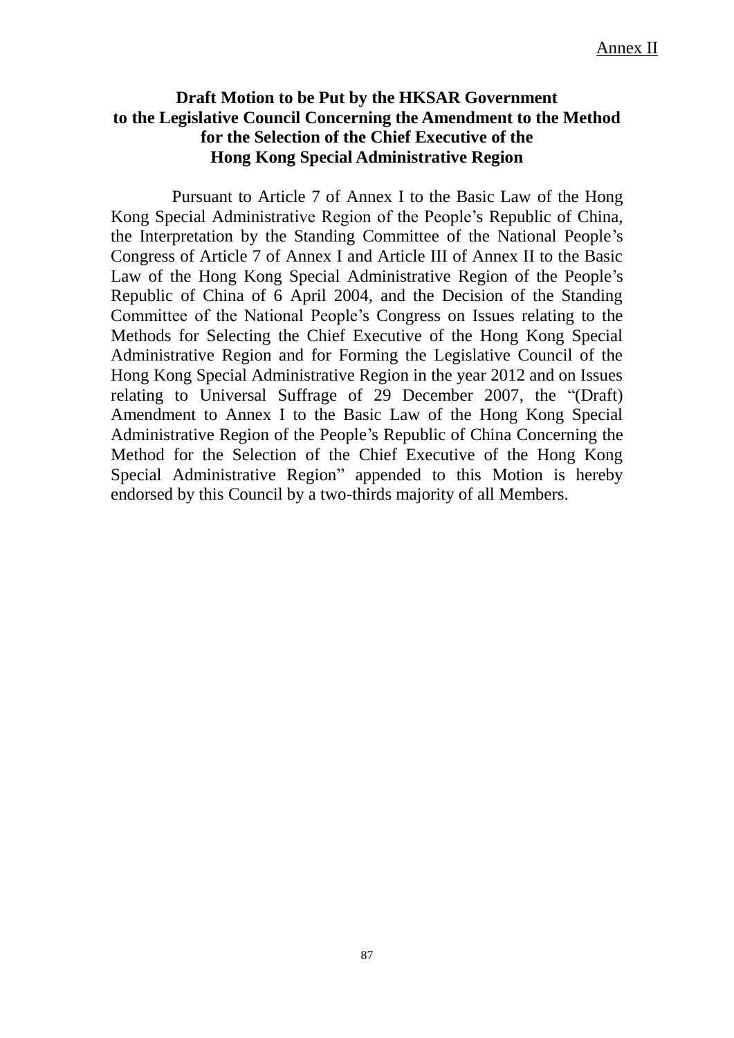Annex II

## Draft Motion to be Put by the HKSAR Government to the Legislative Council Concerning the Amendment to the Method for the Selection of the Chief Executive of the Hong Kong Special Administrative Region

Pursuant to Article 7 of Annex I to the Basic Law of the Hong Kong Special Administrative Region of the People's Republic of China, the Interpretation by the Standing Committee of the National People's Congress of Article 7 of Annex I and Article III of Annex II to the Basic Law of the Hong Kong Special Administrative Region of the People's Republic of China of 6 April 2004, and the Decision of the Standing Committee of the National People's Congress on Issues relating to the Methods for Selecting the Chief Executive of the Hong Kong Special Administrative Region and for Forming the Legislative Council of the Hong Kong Special Administrative Region in the year 2012 and on Issues relating to Universal Suffrage of 29 December 2007, the "(Draft) Amendment to Annex I to the Basic Law of the Hong Kong Special Administrative Region of the People's Republic of China Concerning the Method for the Selection of the Chief Executive of the Hong Kong Special Administrative Region" appended to this Motion is hereby endorsed by this Council by a two-thirds majority of all Members.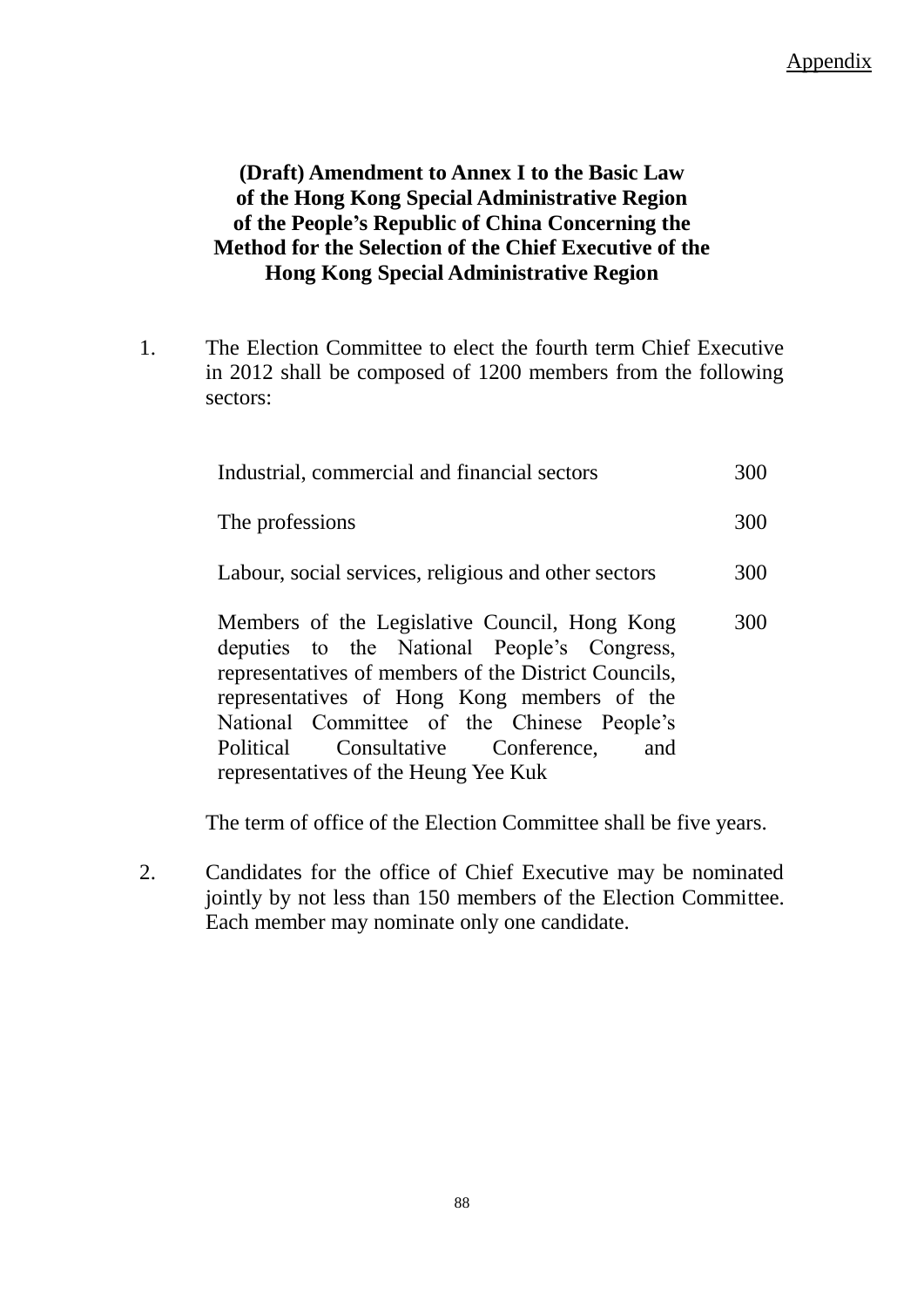Appendix

**(Draft) Amendment to Annex I to the Basic Law of the Hong Kong Special Administrative Region of the People's Republic of China Concerning the Method for the Selection of the Chief Executive of the Hong Kong Special Administrative Region**

1. The Election Committee to elect the fourth term Chief Executive in 2012 shall be composed of 1200 members from the following sectors:

| | |
|---|---|
| Industrial, commercial and financial sectors | 300 |
| The professions | 300 |
| Labour, social services, religious and other sectors | 300 |
| Members of the Legislative Council, Hong Kong deputies to the National People's Congress, representatives of members of the District Councils, representatives of Hong Kong members of the National Committee of the Chinese People's Political Consultative Conference, and representatives of the Heung Yee Kuk | 300 |

   The term of office of the Election Committee shall be five years.

2. Candidates for the office of Chief Executive may be nominated jointly by not less than 150 members of the Election Committee. Each member may nominate only one candidate.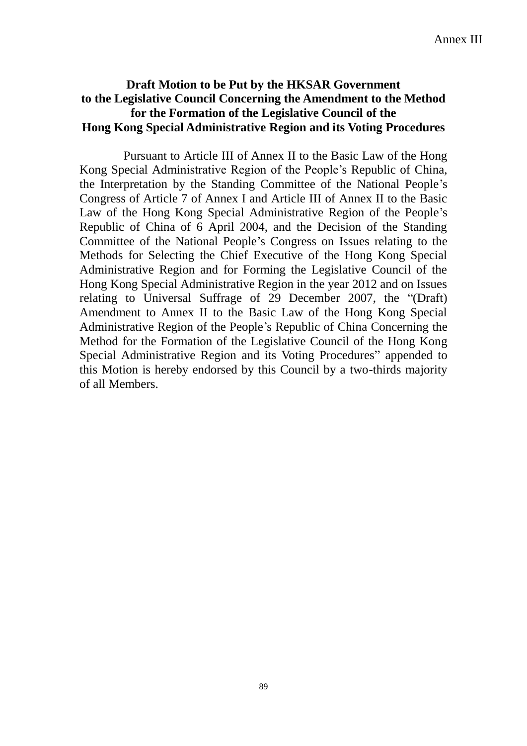Annex III

## Draft Motion to be Put by the HKSAR Government to the Legislative Council Concerning the Amendment to the Method for the Formation of the Legislative Council of the Hong Kong Special Administrative Region and its Voting Procedures

Pursuant to Article III of Annex II to the Basic Law of the Hong Kong Special Administrative Region of the People's Republic of China, the Interpretation by the Standing Committee of the National People's Congress of Article 7 of Annex I and Article III of Annex II to the Basic Law of the Hong Kong Special Administrative Region of the People's Republic of China of 6 April 2004, and the Decision of the Standing Committee of the National People's Congress on Issues relating to the Methods for Selecting the Chief Executive of the Hong Kong Special Administrative Region and for Forming the Legislative Council of the Hong Kong Special Administrative Region in the year 2012 and on Issues relating to Universal Suffrage of 29 December 2007, the "(Draft) Amendment to Annex II to the Basic Law of the Hong Kong Special Administrative Region of the People's Republic of China Concerning the Method for the Formation of the Legislative Council of the Hong Kong Special Administrative Region and its Voting Procedures" appended to this Motion is hereby endorsed by this Council by a two-thirds majority of all Members.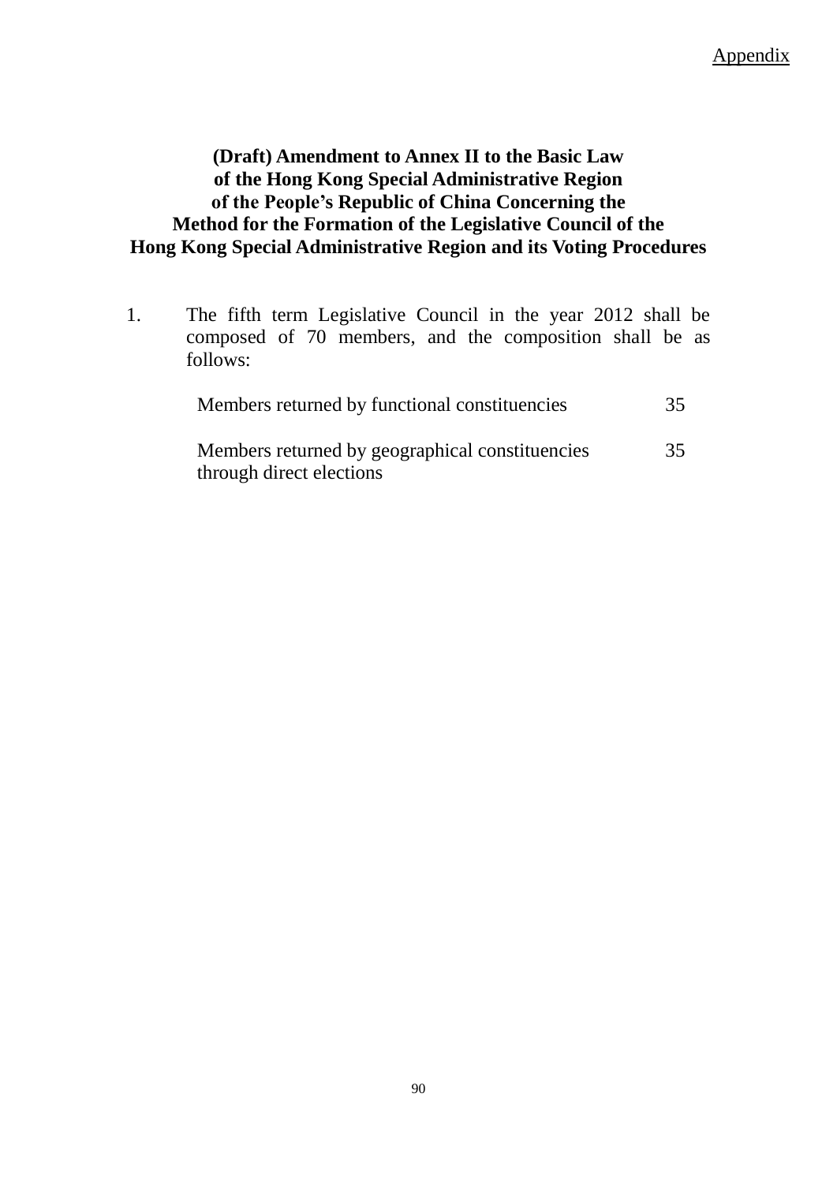Appendix

**(Draft) Amendment to Annex II to the Basic Law of the Hong Kong Special Administrative Region of the People's Republic of China Concerning the Method for the Formation of the Legislative Council of the Hong Kong Special Administrative Region and its Voting Procedures**

1. The fifth term Legislative Council in the year 2012 shall be composed of 70 members, and the composition shall be as follows:

| | |
|---|---|
| Members returned by functional constituencies | 35 |
| Members returned by geographical constituencies through direct elections | 35 |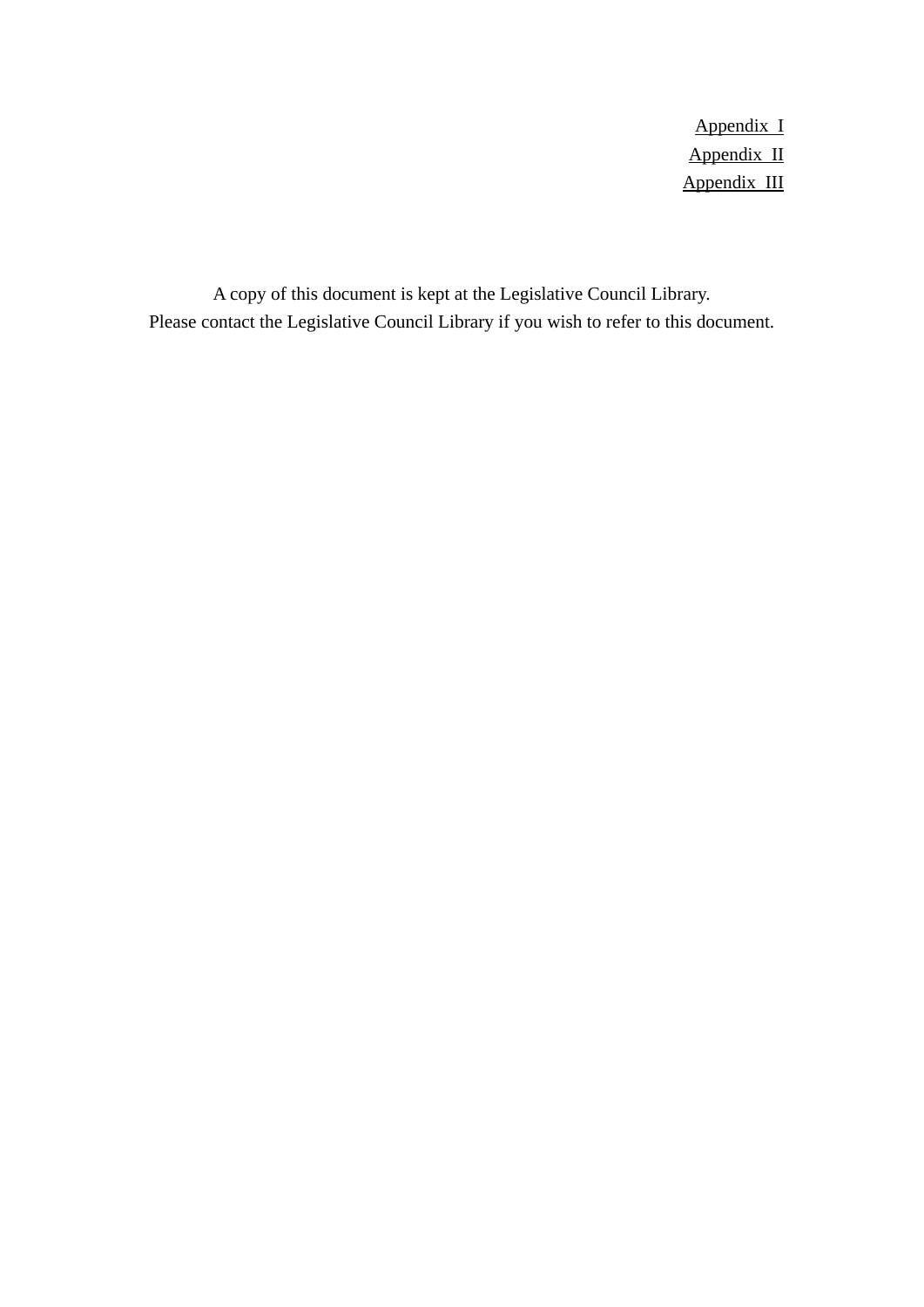Appendix I
Appendix II
Appendix III

A copy of this document is kept at the Legislative Council Library.
Please contact the Legislative Council Library if you wish to refer to this document.